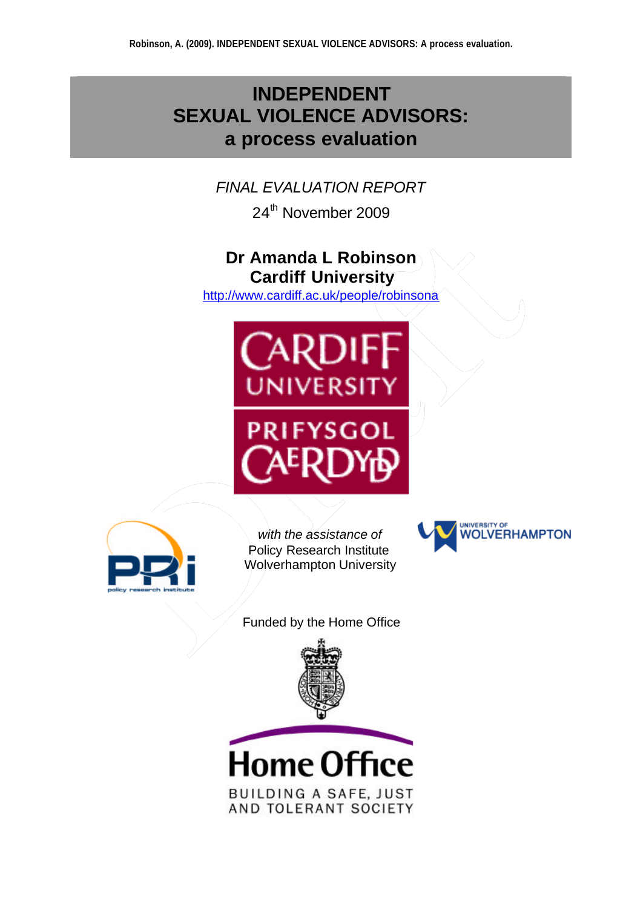# INDEPENDENT SEXUAL VIOLENCE ADVISORS: a process evaluation

*FINAL EVALUATION REPORT*

24th November 2009

**Dr Amanda L Robinson**
**Cardiff University**
http://www.cardiff.ac.uk/people/robinsona

CARDIFF UNIVERSITY
PRIFYSGOL CAERDYDD

*with the assistance of*
Policy Research Institute
Wolverhampton University

Funded by the Home Office

Home Office
BUILDING A SAFE, JUST AND TOLERANT SOCIETY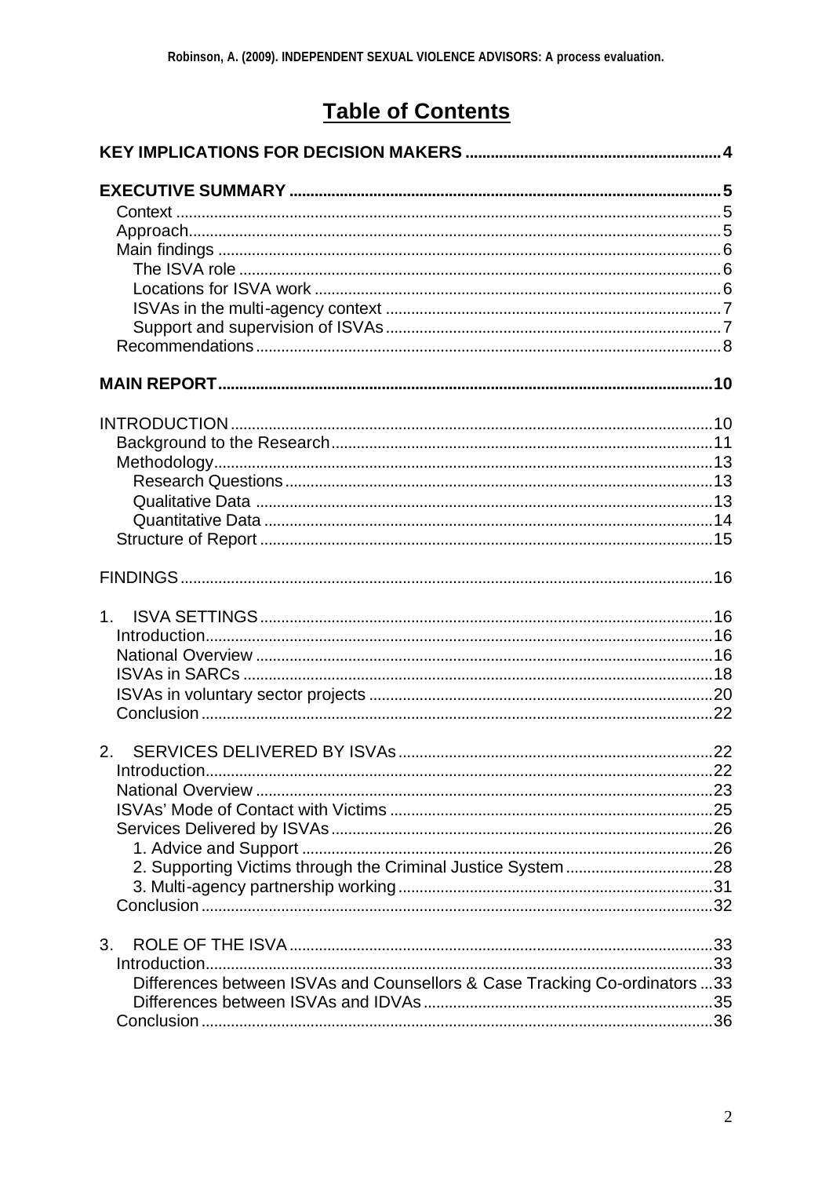# Table of Contents

**KEY IMPLICATIONS FOR DECISION MAKERS** .......... 4

**EXECUTIVE SUMMARY** .......... 5

- Context .......... 5
- Approach .......... 5
- Main findings .......... 6
  - The ISVA role .......... 6
  - Locations for ISVA work .......... 6
  - ISVAs in the multi-agency context .......... 7
  - Support and supervision of ISVAs .......... 7
- Recommendations .......... 8

**MAIN REPORT** .......... 10

INTRODUCTION .......... 10

- Background to the Research .......... 11
- Methodology .......... 13
  - Research Questions .......... 13
  - Qualitative Data .......... 13
  - Quantitative Data .......... 14
- Structure of Report .......... 15

FINDINGS .......... 16

1. ISVA SETTINGS .......... 16
   - Introduction .......... 16
   - National Overview .......... 16
   - ISVAs in SARCs .......... 18
   - ISVAs in voluntary sector projects .......... 20
   - Conclusion .......... 22

2. SERVICES DELIVERED BY ISVAs .......... 22
   - Introduction .......... 22
   - National Overview .......... 23
   - ISVAs' Mode of Contact with Victims .......... 25
   - Services Delivered by ISVAs .......... 26
     - 1. Advice and Support .......... 26
     - 2. Supporting Victims through the Criminal Justice System .......... 28
     - 3. Multi-agency partnership working .......... 31
   - Conclusion .......... 32

3. ROLE OF THE ISVA .......... 33
   - Introduction .......... 33
     - Differences between ISVAs and Counsellors & Case Tracking Co-ordinators .......... 33
     - Differences between ISVAs and IDVAs .......... 35
   - Conclusion .......... 36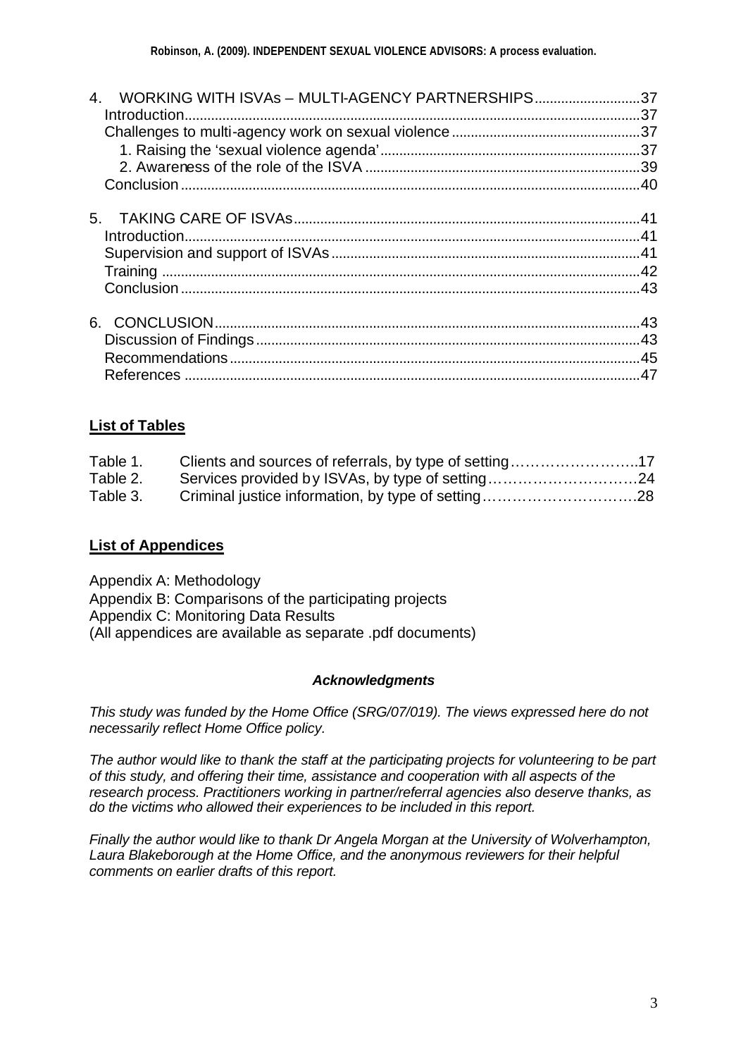4. WORKING WITH ISVAs – MULTI-AGENCY PARTNERSHIPS....37
   - Introduction....37
   - Challenges to multi-agency work on sexual violence....37
     - 1. Raising the 'sexual violence agenda'....37
     - 2. Awareness of the role of the ISVA....39
   - Conclusion....40

5. TAKING CARE OF ISVAs....41
   - Introduction....41
   - Supervision and support of ISVAs....41
   - Training....42
   - Conclusion....43

6. CONCLUSION....43
   - Discussion of Findings....43
   - Recommendations....45
   - References....47

## List of Tables

Table 1. Clients and sources of referrals, by type of setting....17
Table 2. Services provided by ISVAs, by type of setting....24
Table 3. Criminal justice information, by type of setting....28

## List of Appendices

Appendix A: Methodology
Appendix B: Comparisons of the participating projects
Appendix C: Monitoring Data Results
(All appendices are available as separate .pdf documents)

### *Acknowledgments*

*This study was funded by the Home Office (SRG/07/019). The views expressed here do not necessarily reflect Home Office policy.*

*The author would like to thank the staff at the participating projects for volunteering to be part of this study, and offering their time, assistance and cooperation with all aspects of the research process. Practitioners working in partner/referral agencies also deserve thanks, as do the victims who allowed their experiences to be included in this report.*

*Finally the author would like to thank Dr Angela Morgan at the University of Wolverhampton, Laura Blakeborough at the Home Office, and the anonymous reviewers for their helpful comments on earlier drafts of this report.*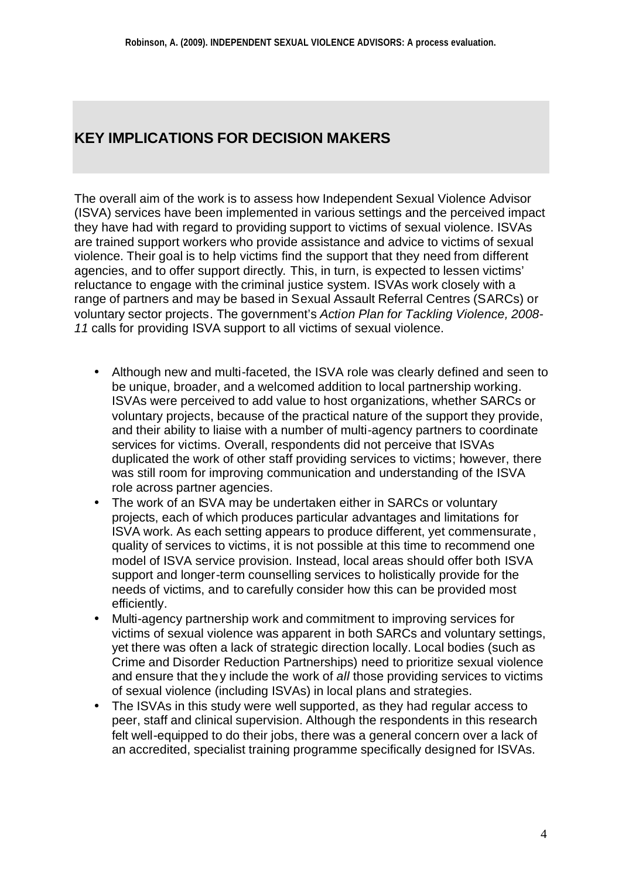## KEY IMPLICATIONS FOR DECISION MAKERS

The overall aim of the work is to assess how Independent Sexual Violence Advisor (ISVA) services have been implemented in various settings and the perceived impact they have had with regard to providing support to victims of sexual violence. ISVAs are trained support workers who provide assistance and advice to victims of sexual violence. Their goal is to help victims find the support that they need from different agencies, and to offer support directly. This, in turn, is expected to lessen victims' reluctance to engage with the criminal justice system. ISVAs work closely with a range of partners and may be based in Sexual Assault Referral Centres (SARCs) or voluntary sector projects. The government's *Action Plan for Tackling Violence, 2008-11* calls for providing ISVA support to all victims of sexual violence.

- Although new and multi-faceted, the ISVA role was clearly defined and seen to be unique, broader, and a welcomed addition to local partnership working. ISVAs were perceived to add value to host organizations, whether SARCs or voluntary projects, because of the practical nature of the support they provide, and their ability to liaise with a number of multi-agency partners to coordinate services for victims. Overall, respondents did not perceive that ISVAs duplicated the work of other staff providing services to victims; however, there was still room for improving communication and understanding of the ISVA role across partner agencies.
- The work of an ISVA may be undertaken either in SARCs or voluntary projects, each of which produces particular advantages and limitations for ISVA work. As each setting appears to produce different, yet commensurate, quality of services to victims, it is not possible at this time to recommend one model of ISVA service provision. Instead, local areas should offer both ISVA support and longer-term counselling services to holistically provide for the needs of victims, and to carefully consider how this can be provided most efficiently.
- Multi-agency partnership work and commitment to improving services for victims of sexual violence was apparent in both SARCs and voluntary settings, yet there was often a lack of strategic direction locally. Local bodies (such as Crime and Disorder Reduction Partnerships) need to prioritize sexual violence and ensure that they include the work of *all* those providing services to victims of sexual violence (including ISVAs) in local plans and strategies.
- The ISVAs in this study were well supported, as they had regular access to peer, staff and clinical supervision. Although the respondents in this research felt well-equipped to do their jobs, there was a general concern over a lack of an accredited, specialist training programme specifically designed for ISVAs.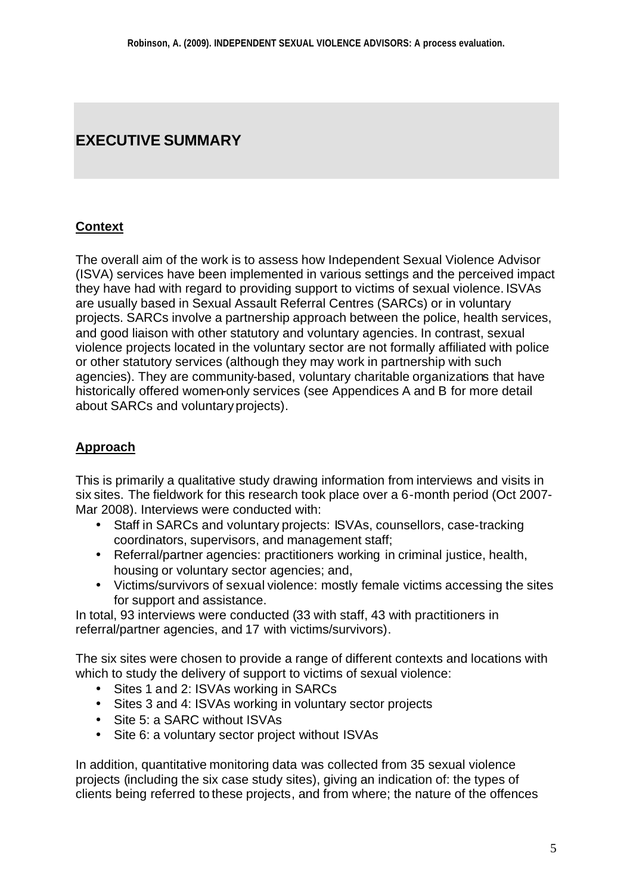# EXECUTIVE SUMMARY

## Context

The overall aim of the work is to assess how Independent Sexual Violence Advisor (ISVA) services have been implemented in various settings and the perceived impact they have had with regard to providing support to victims of sexual violence. ISVAs are usually based in Sexual Assault Referral Centres (SARCs) or in voluntary projects. SARCs involve a partnership approach between the police, health services, and good liaison with other statutory and voluntary agencies. In contrast, sexual violence projects located in the voluntary sector are not formally affiliated with police or other statutory services (although they may work in partnership with such agencies). They are community-based, voluntary charitable organizations that have historically offered women-only services (see Appendices A and B for more detail about SARCs and voluntary projects).

## Approach

This is primarily a qualitative study drawing information from interviews and visits in six sites. The fieldwork for this research took place over a 6-month period (Oct 2007-Mar 2008). Interviews were conducted with:

- Staff in SARCs and voluntary projects: ISVAs, counsellors, case-tracking coordinators, supervisors, and management staff;
- Referral/partner agencies: practitioners working in criminal justice, health, housing or voluntary sector agencies; and,
- Victims/survivors of sexual violence: mostly female victims accessing the sites for support and assistance.

In total, 93 interviews were conducted (33 with staff, 43 with practitioners in referral/partner agencies, and 17 with victims/survivors).

The six sites were chosen to provide a range of different contexts and locations with which to study the delivery of support to victims of sexual violence:

- Sites 1 and 2: ISVAs working in SARCs
- Sites 3 and 4: ISVAs working in voluntary sector projects
- Site 5: a SARC without ISVAs
- Site 6: a voluntary sector project without ISVAs

In addition, quantitative monitoring data was collected from 35 sexual violence projects (including the six case study sites), giving an indication of: the types of clients being referred to these projects, and from where; the nature of the offences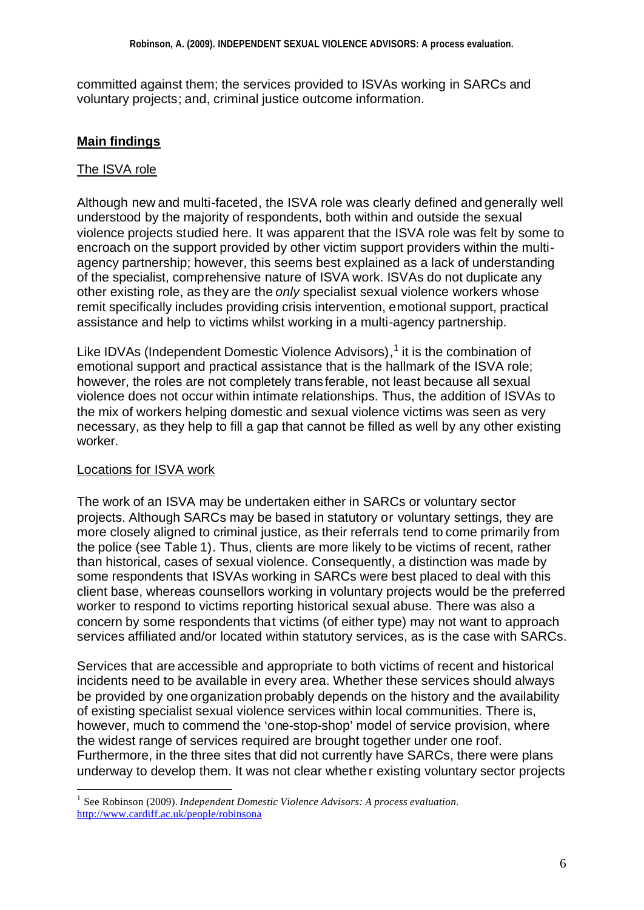committed against them; the services provided to ISVAs working in SARCs and voluntary projects; and, criminal justice outcome information.

## Main findings

### The ISVA role

Although new and multi-faceted, the ISVA role was clearly defined and generally well understood by the majority of respondents, both within and outside the sexual violence projects studied here. It was apparent that the ISVA role was felt by some to encroach on the support provided by other victim support providers within the multi-agency partnership; however, this seems best explained as a lack of understanding of the specialist, comprehensive nature of ISVA work. ISVAs do not duplicate any other existing role, as they are the *only* specialist sexual violence workers whose remit specifically includes providing crisis intervention, emotional support, practical assistance and help to victims whilst working in a multi-agency partnership.

Like IDVAs (Independent Domestic Violence Advisors),[1] it is the combination of emotional support and practical assistance that is the hallmark of the ISVA role; however, the roles are not completely transferable, not least because all sexual violence does not occur within intimate relationships. Thus, the addition of ISVAs to the mix of workers helping domestic and sexual violence victims was seen as very necessary, as they help to fill a gap that cannot be filled as well by any other existing worker.

### Locations for ISVA work

The work of an ISVA may be undertaken either in SARCs or voluntary sector projects. Although SARCs may be based in statutory or voluntary settings, they are more closely aligned to criminal justice, as their referrals tend to come primarily from the police (see Table 1). Thus, clients are more likely to be victims of recent, rather than historical, cases of sexual violence. Consequently, a distinction was made by some respondents that ISVAs working in SARCs were best placed to deal with this client base, whereas counsellors working in voluntary projects would be the preferred worker to respond to victims reporting historical sexual abuse. There was also a concern by some respondents that victims (of either type) may not want to approach services affiliated and/or located within statutory services, as is the case with SARCs.

Services that are accessible and appropriate to both victims of recent and historical incidents need to be available in every area. Whether these services should always be provided by one organization probably depends on the history and the availability of existing specialist sexual violence services within local communities. There is, however, much to commend the 'one-stop-shop' model of service provision, where the widest range of services required are brought together under one roof. Furthermore, in the three sites that did not currently have SARCs, there were plans underway to develop them. It was not clear whether existing voluntary sector projects

[1] See Robinson (2009). *Independent Domestic Violence Advisors: A process evaluation.* http://www.cardiff.ac.uk/people/robinsona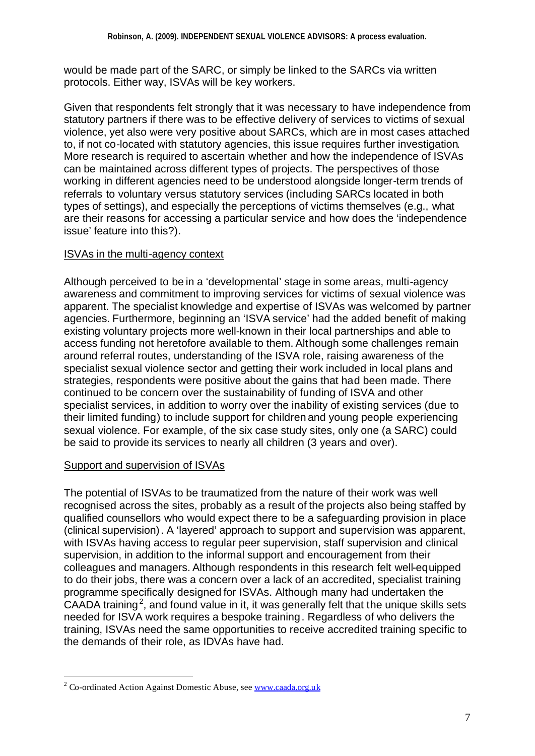would be made part of the SARC, or simply be linked to the SARCs via written protocols. Either way, ISVAs will be key workers.

Given that respondents felt strongly that it was necessary to have independence from statutory partners if there was to be effective delivery of services to victims of sexual violence, yet also were very positive about SARCs, which are in most cases attached to, if not co-located with statutory agencies, this issue requires further investigation. More research is required to ascertain whether and how the independence of ISVAs can be maintained across different types of projects. The perspectives of those working in different agencies need to be understood alongside longer-term trends of referrals to voluntary versus statutory services (including SARCs located in both types of settings), and especially the perceptions of victims themselves (e.g., what are their reasons for accessing a particular service and how does the 'independence issue' feature into this?).

ISVAs in the multi-agency context

Although perceived to be in a 'developmental' stage in some areas, multi-agency awareness and commitment to improving services for victims of sexual violence was apparent. The specialist knowledge and expertise of ISVAs was welcomed by partner agencies. Furthermore, beginning an 'ISVA service' had the added benefit of making existing voluntary projects more well-known in their local partnerships and able to access funding not heretofore available to them. Although some challenges remain around referral routes, understanding of the ISVA role, raising awareness of the specialist sexual violence sector and getting their work included in local plans and strategies, respondents were positive about the gains that had been made. There continued to be concern over the sustainability of funding of ISVA and other specialist services, in addition to worry over the inability of existing services (due to their limited funding) to include support for children and young people experiencing sexual violence. For example, of the six case study sites, only one (a SARC) could be said to provide its services to nearly all children (3 years and over).

Support and supervision of ISVAs

The potential of ISVAs to be traumatized from the nature of their work was well recognised across the sites, probably as a result of the projects also being staffed by qualified counsellors who would expect there to be a safeguarding provision in place (clinical supervision). A 'layered' approach to support and supervision was apparent, with ISVAs having access to regular peer supervision, staff supervision and clinical supervision, in addition to the informal support and encouragement from their colleagues and managers. Although respondents in this research felt well-equipped to do their jobs, there was a concern over a lack of an accredited, specialist training programme specifically designed for ISVAs. Although many had undertaken the CAADA training[2], and found value in it, it was generally felt that the unique skills sets needed for ISVA work requires a bespoke training. Regardless of who delivers the training, ISVAs need the same opportunities to receive accredited training specific to the demands of their role, as IDVAs have had.

[2] Co-ordinated Action Against Domestic Abuse, see www.caada.org.uk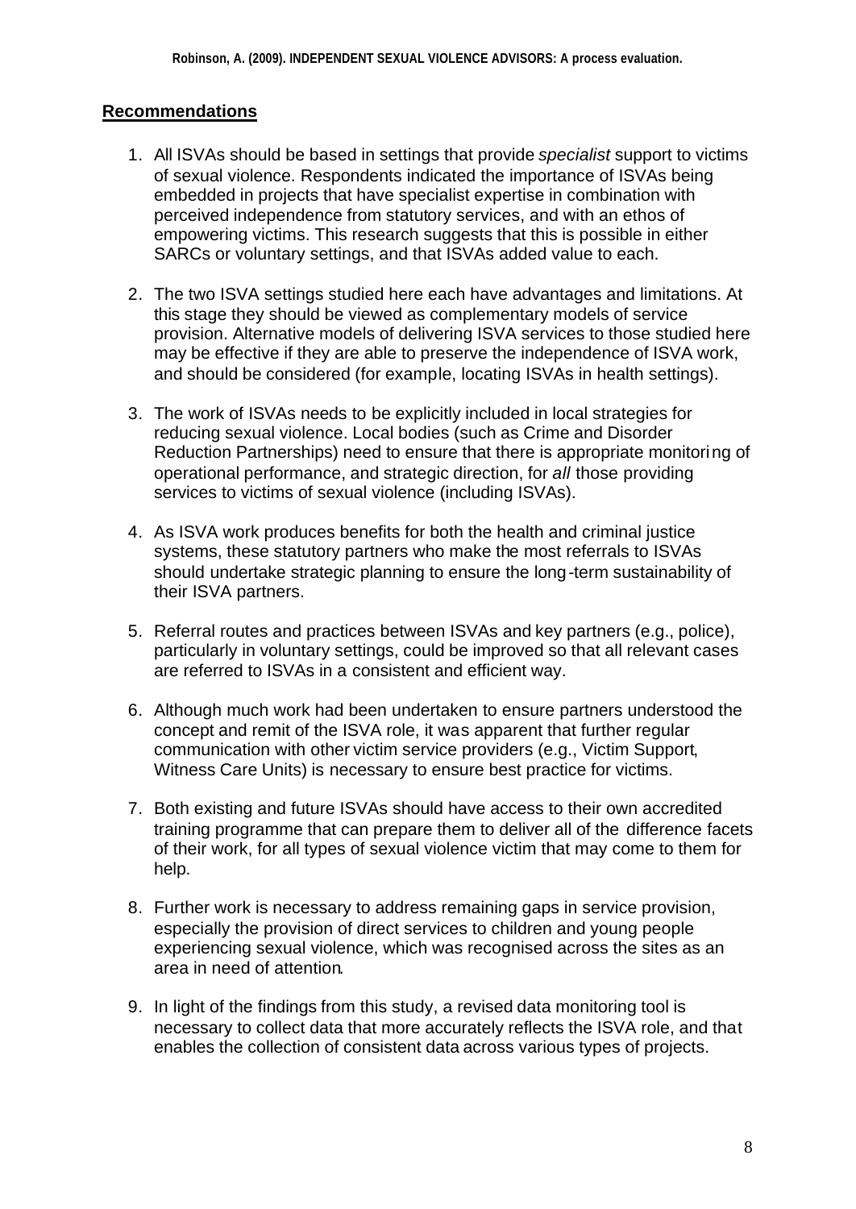## Recommendations

1. All ISVAs should be based in settings that provide *specialist* support to victims of sexual violence. Respondents indicated the importance of ISVAs being embedded in projects that have specialist expertise in combination with perceived independence from statutory services, and with an ethos of empowering victims. This research suggests that this is possible in either SARCs or voluntary settings, and that ISVAs added value to each.

2. The two ISVA settings studied here each have advantages and limitations. At this stage they should be viewed as complementary models of service provision. Alternative models of delivering ISVA services to those studied here may be effective if they are able to preserve the independence of ISVA work, and should be considered (for example, locating ISVAs in health settings).

3. The work of ISVAs needs to be explicitly included in local strategies for reducing sexual violence. Local bodies (such as Crime and Disorder Reduction Partnerships) need to ensure that there is appropriate monitoring of operational performance, and strategic direction, for *all* those providing services to victims of sexual violence (including ISVAs).

4. As ISVA work produces benefits for both the health and criminal justice systems, these statutory partners who make the most referrals to ISVAs should undertake strategic planning to ensure the long-term sustainability of their ISVA partners.

5. Referral routes and practices between ISVAs and key partners (e.g., police), particularly in voluntary settings, could be improved so that all relevant cases are referred to ISVAs in a consistent and efficient way.

6. Although much work had been undertaken to ensure partners understood the concept and remit of the ISVA role, it was apparent that further regular communication with other victim service providers (e.g., Victim Support, Witness Care Units) is necessary to ensure best practice for victims.

7. Both existing and future ISVAs should have access to their own accredited training programme that can prepare them to deliver all of the difference facets of their work, for all types of sexual violence victim that may come to them for help.

8. Further work is necessary to address remaining gaps in service provision, especially the provision of direct services to children and young people experiencing sexual violence, which was recognised across the sites as an area in need of attention.

9. In light of the findings from this study, a revised data monitoring tool is necessary to collect data that more accurately reflects the ISVA role, and that enables the collection of consistent data across various types of projects.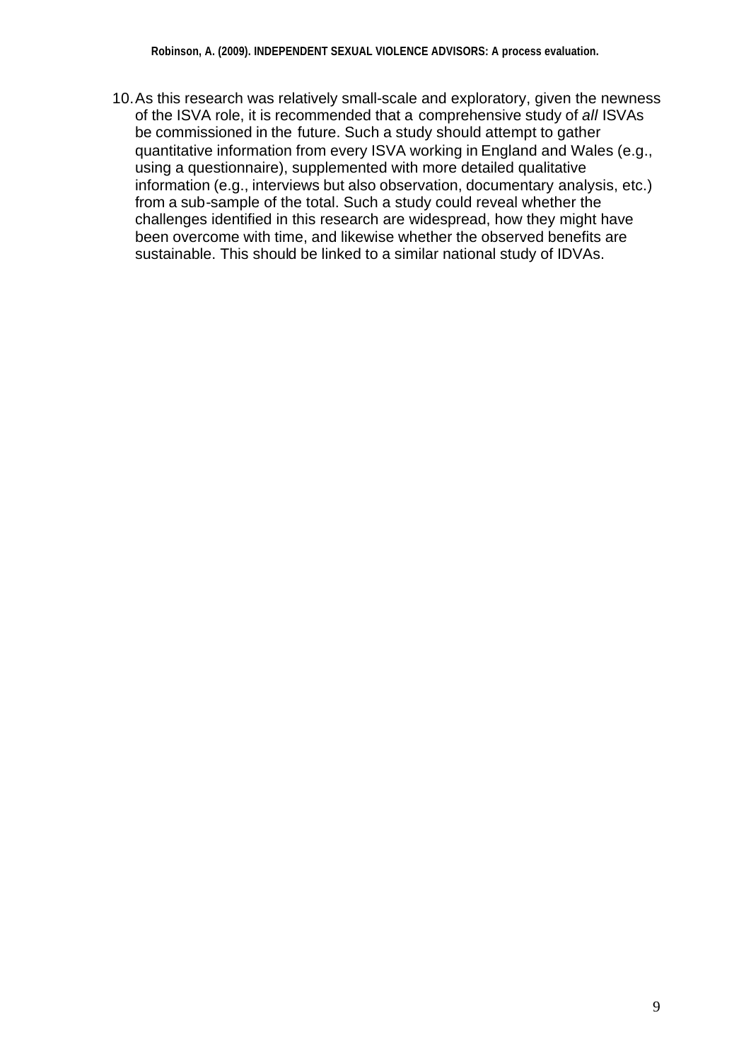10. As this research was relatively small-scale and exploratory, given the newness of the ISVA role, it is recommended that a comprehensive study of *all* ISVAs be commissioned in the future. Such a study should attempt to gather quantitative information from every ISVA working in England and Wales (e.g., using a questionnaire), supplemented with more detailed qualitative information (e.g., interviews but also observation, documentary analysis, etc.) from a sub-sample of the total. Such a study could reveal whether the challenges identified in this research are widespread, how they might have been overcome with time, and likewise whether the observed benefits are sustainable. This should be linked to a similar national study of IDVAs.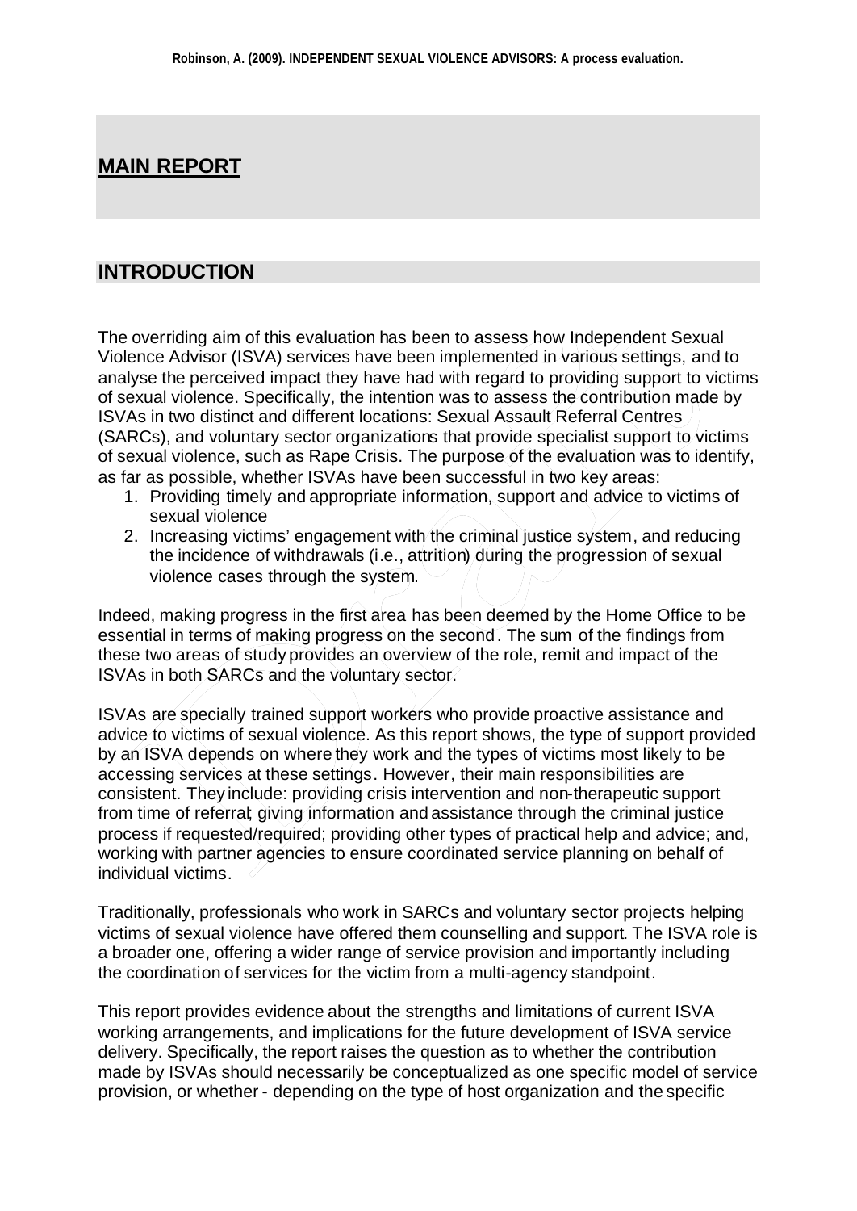# MAIN REPORT

## INTRODUCTION

The overriding aim of this evaluation has been to assess how Independent Sexual Violence Advisor (ISVA) services have been implemented in various settings, and to analyse the perceived impact they have had with regard to providing support to victims of sexual violence. Specifically, the intention was to assess the contribution made by ISVAs in two distinct and different locations: Sexual Assault Referral Centres (SARCs), and voluntary sector organizations that provide specialist support to victims of sexual violence, such as Rape Crisis. The purpose of the evaluation was to identify, as far as possible, whether ISVAs have been successful in two key areas:

1. Providing timely and appropriate information, support and advice to victims of sexual violence
2. Increasing victims' engagement with the criminal justice system, and reducing the incidence of withdrawals (i.e., attrition) during the progression of sexual violence cases through the system.

Indeed, making progress in the first area has been deemed by the Home Office to be essential in terms of making progress on the second. The sum of the findings from these two areas of study provides an overview of the role, remit and impact of the ISVAs in both SARCs and the voluntary sector.

ISVAs are specially trained support workers who provide proactive assistance and advice to victims of sexual violence. As this report shows, the type of support provided by an ISVA depends on where they work and the types of victims most likely to be accessing services at these settings. However, their main responsibilities are consistent. They include: providing crisis intervention and non-therapeutic support from time of referral; giving information and assistance through the criminal justice process if requested/required; providing other types of practical help and advice; and, working with partner agencies to ensure coordinated service planning on behalf of individual victims.

Traditionally, professionals who work in SARCs and voluntary sector projects helping victims of sexual violence have offered them counselling and support. The ISVA role is a broader one, offering a wider range of service provision and importantly including the coordination of services for the victim from a multi-agency standpoint.

This report provides evidence about the strengths and limitations of current ISVA working arrangements, and implications for the future development of ISVA service delivery. Specifically, the report raises the question as to whether the contribution made by ISVAs should necessarily be conceptualized as one specific model of service provision, or whether - depending on the type of host organization and the specific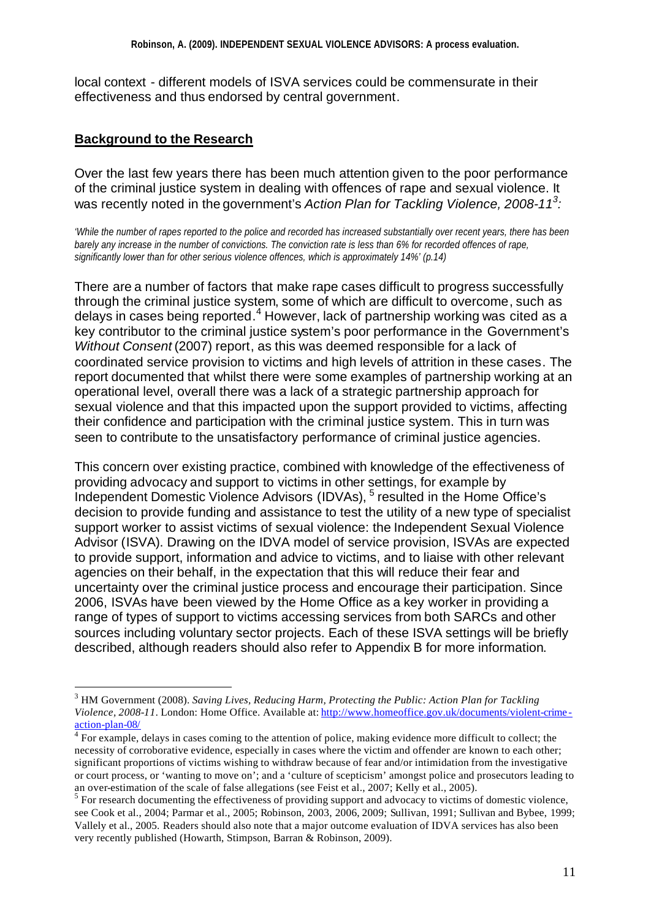local context - different models of ISVA services could be commensurate in their effectiveness and thus endorsed by central government.

## **Background to the Research**

Over the last few years there has been much attention given to the poor performance of the criminal justice system in dealing with offences of rape and sexual violence. It was recently noted in the government's *Action Plan for Tackling Violence, 2008-11*[3]*:*

*'While the number of rapes reported to the police and recorded has increased substantially over recent years, there has been barely any increase in the number of convictions. The conviction rate is less than 6% for recorded offences of rape, significantly lower than for other serious violence offences, which is approximately 14%' (p.14)*

There are a number of factors that make rape cases difficult to progress successfully through the criminal justice system, some of which are difficult to overcome, such as delays in cases being reported.[4] However, lack of partnership working was cited as a key contributor to the criminal justice system's poor performance in the Government's *Without Consent* (2007) report, as this was deemed responsible for a lack of coordinated service provision to victims and high levels of attrition in these cases. The report documented that whilst there were some examples of partnership working at an operational level, overall there was a lack of a strategic partnership approach for sexual violence and that this impacted upon the support provided to victims, affecting their confidence and participation with the criminal justice system. This in turn was seen to contribute to the unsatisfactory performance of criminal justice agencies.

This concern over existing practice, combined with knowledge of the effectiveness of providing advocacy and support to victims in other settings, for example by Independent Domestic Violence Advisors (IDVAs), [5] resulted in the Home Office's decision to provide funding and assistance to test the utility of a new type of specialist support worker to assist victims of sexual violence: the Independent Sexual Violence Advisor (ISVA). Drawing on the IDVA model of service provision, ISVAs are expected to provide support, information and advice to victims, and to liaise with other relevant agencies on their behalf, in the expectation that this will reduce their fear and uncertainty over the criminal justice process and encourage their participation. Since 2006, ISVAs have been viewed by the Home Office as a key worker in providing a range of types of support to victims accessing services from both SARCs and other sources including voluntary sector projects. Each of these ISVA settings will be briefly described, although readers should also refer to Appendix B for more information.

---

[3] HM Government (2008). *Saving Lives, Reducing Harm, Protecting the Public: Action Plan for Tackling Violence, 2008-11*. London: Home Office. Available at: http://www.homeoffice.gov.uk/documents/violent-crime-action-plan-08/

[4] For example, delays in cases coming to the attention of police, making evidence more difficult to collect; the necessity of corroborative evidence, especially in cases where the victim and offender are known to each other; significant proportions of victims wishing to withdraw because of fear and/or intimidation from the investigative or court process, or 'wanting to move on'; and a 'culture of scepticism' amongst police and prosecutors leading to an over-estimation of the scale of false allegations (see Feist et al., 2007; Kelly et al., 2005).

[5] For research documenting the effectiveness of providing support and advocacy to victims of domestic violence, see Cook et al., 2004; Parmar et al., 2005; Robinson, 2003, 2006, 2009; Sullivan, 1991; Sullivan and Bybee, 1999; Vallely et al., 2005. Readers should also note that a major outcome evaluation of IDVA services has also been very recently published (Howarth, Stimpson, Barran & Robinson, 2009).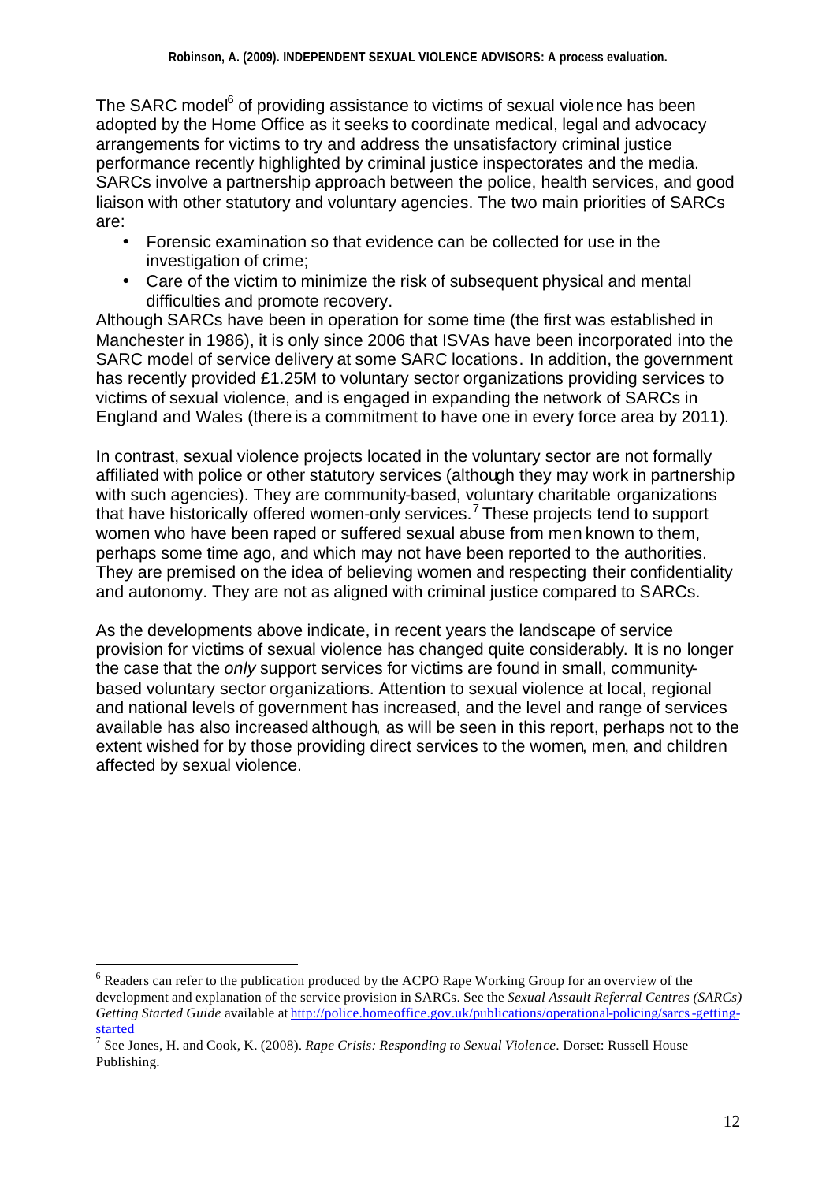The SARC model[6] of providing assistance to victims of sexual violence has been adopted by the Home Office as it seeks to coordinate medical, legal and advocacy arrangements for victims to try and address the unsatisfactory criminal justice performance recently highlighted by criminal justice inspectorates and the media. SARCs involve a partnership approach between the police, health services, and good liaison with other statutory and voluntary agencies. The two main priorities of SARCs are:

- Forensic examination so that evidence can be collected for use in the investigation of crime;
- Care of the victim to minimize the risk of subsequent physical and mental difficulties and promote recovery.

Although SARCs have been in operation for some time (the first was established in Manchester in 1986), it is only since 2006 that ISVAs have been incorporated into the SARC model of service delivery at some SARC locations. In addition, the government has recently provided £1.25M to voluntary sector organizations providing services to victims of sexual violence, and is engaged in expanding the network of SARCs in England and Wales (there is a commitment to have one in every force area by 2011).

In contrast, sexual violence projects located in the voluntary sector are not formally affiliated with police or other statutory services (although they may work in partnership with such agencies). They are community-based, voluntary charitable organizations that have historically offered women-only services.[7] These projects tend to support women who have been raped or suffered sexual abuse from men known to them, perhaps some time ago, and which may not have been reported to the authorities. They are premised on the idea of believing women and respecting their confidentiality and autonomy. They are not as aligned with criminal justice compared to SARCs.

As the developments above indicate, in recent years the landscape of service provision for victims of sexual violence has changed quite considerably. It is no longer the case that the *only* support services for victims are found in small, community-based voluntary sector organizations. Attention to sexual violence at local, regional and national levels of government has increased, and the level and range of services available has also increased although, as will be seen in this report, perhaps not to the extent wished for by those providing direct services to the women, men, and children affected by sexual violence.

---

[6] Readers can refer to the publication produced by the ACPO Rape Working Group for an overview of the development and explanation of the service provision in SARCs. See the *Sexual Assault Referral Centres (SARCs) Getting Started Guide* available at http://police.homeoffice.gov.uk/publications/operational-policing/sarcs-getting-started

[7] See Jones, H. and Cook, K. (2008). *Rape Crisis: Responding to Sexual Violence*. Dorset: Russell House Publishing.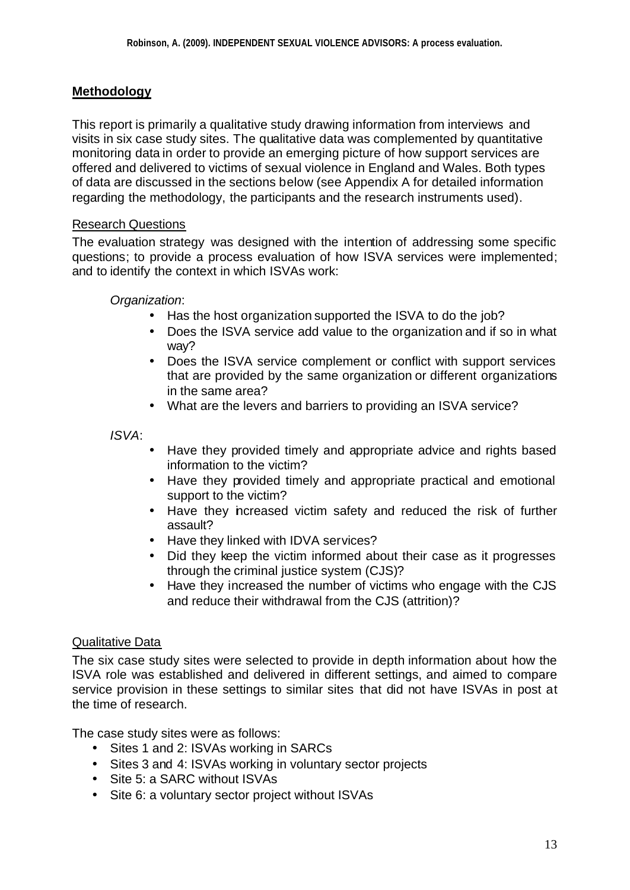## Methodology

This report is primarily a qualitative study drawing information from interviews and visits in six case study sites. The qualitative data was complemented by quantitative monitoring data in order to provide an emerging picture of how support services are offered and delivered to victims of sexual violence in England and Wales. Both types of data are discussed in the sections below (see Appendix A for detailed information regarding the methodology, the participants and the research instruments used).

### Research Questions

The evaluation strategy was designed with the intention of addressing some specific questions; to provide a process evaluation of how ISVA services were implemented; and to identify the context in which ISVAs work:

*Organization*:

- Has the host organization supported the ISVA to do the job?
- Does the ISVA service add value to the organization and if so in what way?
- Does the ISVA service complement or conflict with support services that are provided by the same organization or different organizations in the same area?
- What are the levers and barriers to providing an ISVA service?

*ISVA*:

- Have they provided timely and appropriate advice and rights based information to the victim?
- Have they provided timely and appropriate practical and emotional support to the victim?
- Have they increased victim safety and reduced the risk of further assault?
- Have they linked with IDVA services?
- Did they keep the victim informed about their case as it progresses through the criminal justice system (CJS)?
- Have they increased the number of victims who engage with the CJS and reduce their withdrawal from the CJS (attrition)?

### Qualitative Data

The six case study sites were selected to provide in depth information about how the ISVA role was established and delivered in different settings, and aimed to compare service provision in these settings to similar sites that did not have ISVAs in post at the time of research.

The case study sites were as follows:

- Sites 1 and 2: ISVAs working in SARCs
- Sites 3 and 4: ISVAs working in voluntary sector projects
- Site 5: a SARC without ISVAs
- Site 6: a voluntary sector project without ISVAs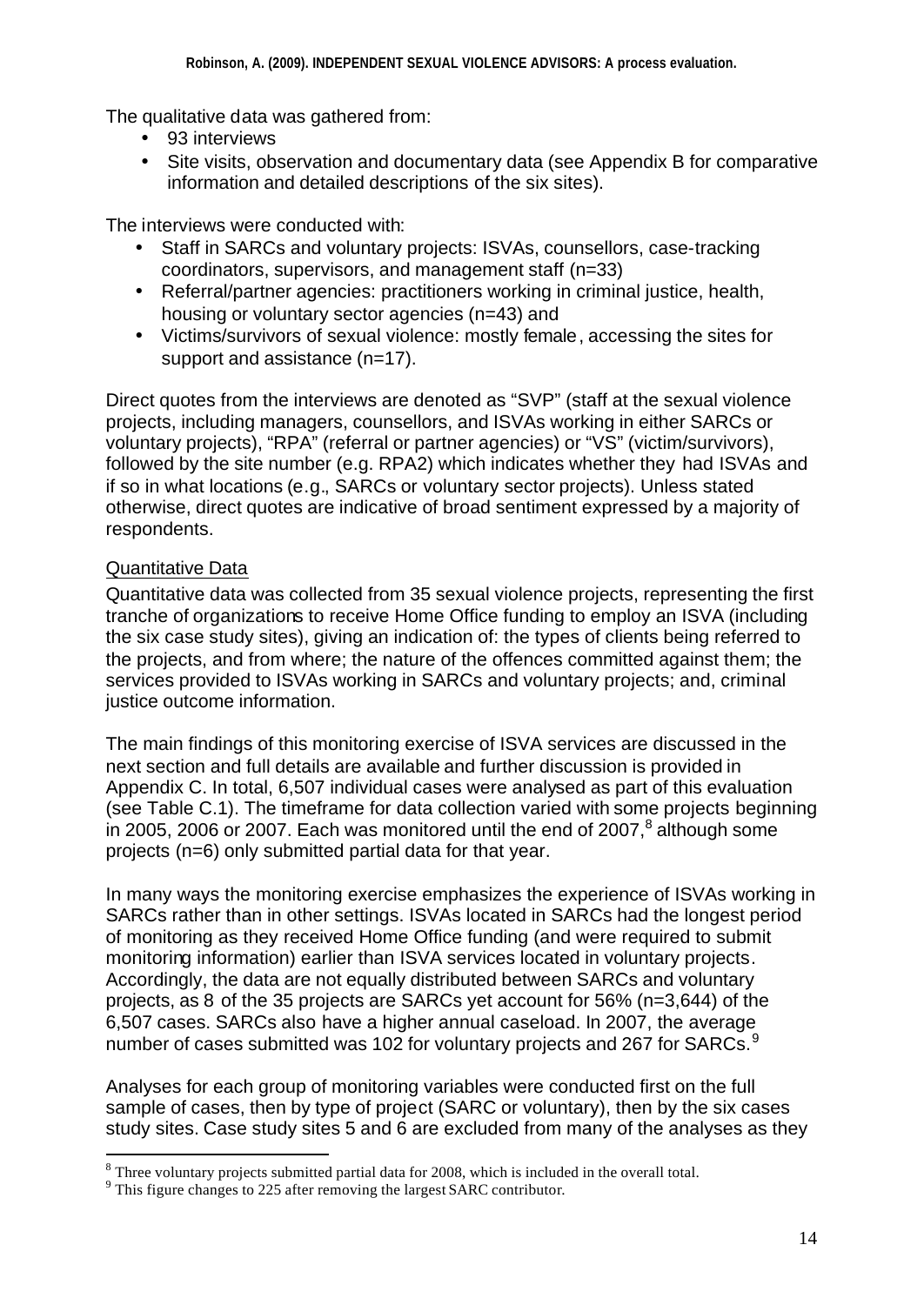The qualitative data was gathered from:

- 93 interviews
- Site visits, observation and documentary data (see Appendix B for comparative information and detailed descriptions of the six sites).

The interviews were conducted with:

- Staff in SARCs and voluntary projects: ISVAs, counsellors, case-tracking coordinators, supervisors, and management staff (n=33)
- Referral/partner agencies: practitioners working in criminal justice, health, housing or voluntary sector agencies (n=43) and
- Victims/survivors of sexual violence: mostly female, accessing the sites for support and assistance (n=17).

Direct quotes from the interviews are denoted as "SVP" (staff at the sexual violence projects, including managers, counsellors, and ISVAs working in either SARCs or voluntary projects), "RPA" (referral or partner agencies) or "VS" (victim/survivors), followed by the site number (e.g. RPA2) which indicates whether they had ISVAs and if so in what locations (e.g., SARCs or voluntary sector projects). Unless stated otherwise, direct quotes are indicative of broad sentiment expressed by a majority of respondents.

## Quantitative Data

Quantitative data was collected from 35 sexual violence projects, representing the first tranche of organizations to receive Home Office funding to employ an ISVA (including the six case study sites), giving an indication of: the types of clients being referred to the projects, and from where; the nature of the offences committed against them; the services provided to ISVAs working in SARCs and voluntary projects; and, criminal justice outcome information.

The main findings of this monitoring exercise of ISVA services are discussed in the next section and full details are available and further discussion is provided in Appendix C. In total, 6,507 individual cases were analysed as part of this evaluation (see Table C.1). The timeframe for data collection varied with some projects beginning in 2005, 2006 or 2007. Each was monitored until the end of 2007,[8] although some projects (n=6) only submitted partial data for that year.

In many ways the monitoring exercise emphasizes the experience of ISVAs working in SARCs rather than in other settings. ISVAs located in SARCs had the longest period of monitoring as they received Home Office funding (and were required to submit monitoring information) earlier than ISVA services located in voluntary projects. Accordingly, the data are not equally distributed between SARCs and voluntary projects, as 8 of the 35 projects are SARCs yet account for 56% (n=3,644) of the 6,507 cases. SARCs also have a higher annual caseload. In 2007, the average number of cases submitted was 102 for voluntary projects and 267 for SARCs.[9]

Analyses for each group of monitoring variables were conducted first on the full sample of cases, then by type of project (SARC or voluntary), then by the six cases study sites. Case study sites 5 and 6 are excluded from many of the analyses as they

[8] Three voluntary projects submitted partial data for 2008, which is included in the overall total.

[9] This figure changes to 225 after removing the largest SARC contributor.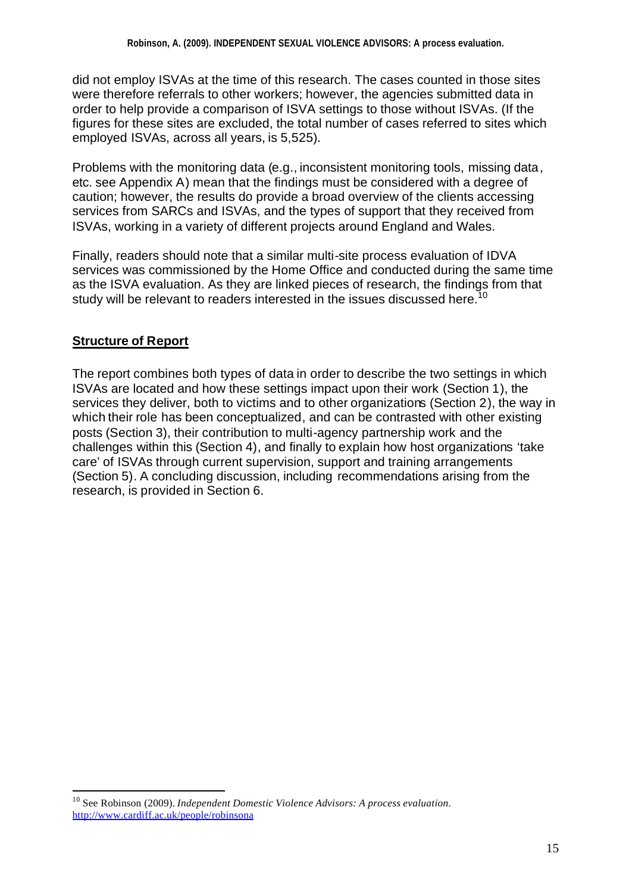did not employ ISVAs at the time of this research. The cases counted in those sites were therefore referrals to other workers; however, the agencies submitted data in order to help provide a comparison of ISVA settings to those without ISVAs. (If the figures for these sites are excluded, the total number of cases referred to sites which employed ISVAs, across all years, is 5,525).

Problems with the monitoring data (e.g., inconsistent monitoring tools, missing data, etc. see Appendix A) mean that the findings must be considered with a degree of caution; however, the results do provide a broad overview of the clients accessing services from SARCs and ISVAs, and the types of support that they received from ISVAs, working in a variety of different projects around England and Wales.

Finally, readers should note that a similar multi-site process evaluation of IDVA services was commissioned by the Home Office and conducted during the same time as the ISVA evaluation. As they are linked pieces of research, the findings from that study will be relevant to readers interested in the issues discussed here.[10]

## Structure of Report

The report combines both types of data in order to describe the two settings in which ISVAs are located and how these settings impact upon their work (Section 1), the services they deliver, both to victims and to other organizations (Section 2), the way in which their role has been conceptualized, and can be contrasted with other existing posts (Section 3), their contribution to multi-agency partnership work and the challenges within this (Section 4), and finally to explain how host organizations 'take care' of ISVAs through current supervision, support and training arrangements (Section 5). A concluding discussion, including recommendations arising from the research, is provided in Section 6.

---

[10] See Robinson (2009). *Independent Domestic Violence Advisors: A process evaluation.* http://www.cardiff.ac.uk/people/robinsona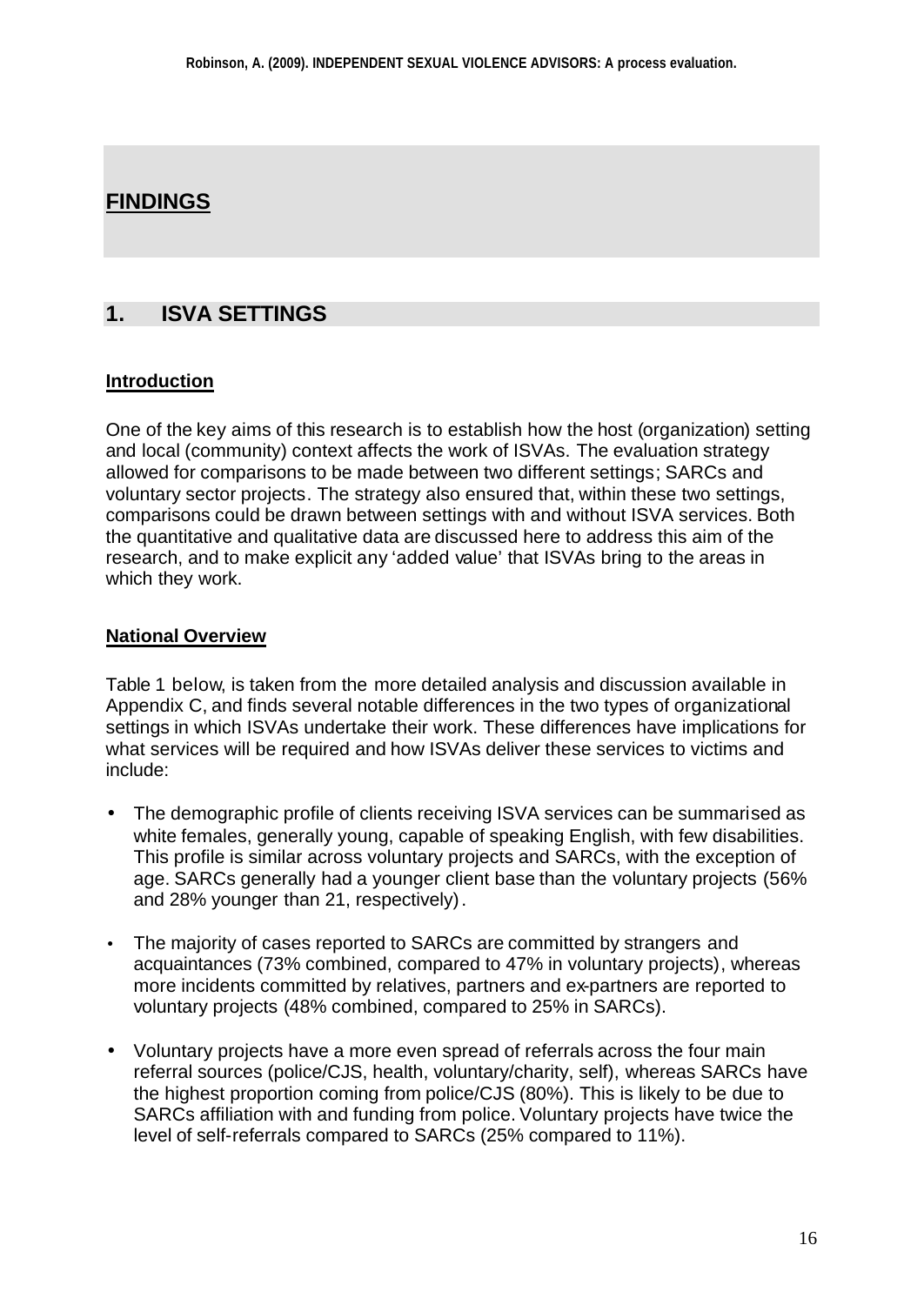# FINDINGS

## 1. ISVA SETTINGS

### Introduction

One of the key aims of this research is to establish how the host (organization) setting and local (community) context affects the work of ISVAs. The evaluation strategy allowed for comparisons to be made between two different settings; SARCs and voluntary sector projects. The strategy also ensured that, within these two settings, comparisons could be drawn between settings with and without ISVA services. Both the quantitative and qualitative data are discussed here to address this aim of the research, and to make explicit any 'added value' that ISVAs bring to the areas in which they work.

### National Overview

Table 1 below, is taken from the more detailed analysis and discussion available in Appendix C, and finds several notable differences in the two types of organizational settings in which ISVAs undertake their work. These differences have implications for what services will be required and how ISVAs deliver these services to victims and include:

- The demographic profile of clients receiving ISVA services can be summarised as white females, generally young, capable of speaking English, with few disabilities. This profile is similar across voluntary projects and SARCs, with the exception of age. SARCs generally had a younger client base than the voluntary projects (56% and 28% younger than 21, respectively).
- The majority of cases reported to SARCs are committed by strangers and acquaintances (73% combined, compared to 47% in voluntary projects), whereas more incidents committed by relatives, partners and ex-partners are reported to voluntary projects (48% combined, compared to 25% in SARCs).
- Voluntary projects have a more even spread of referrals across the four main referral sources (police/CJS, health, voluntary/charity, self), whereas SARCs have the highest proportion coming from police/CJS (80%). This is likely to be due to SARCs affiliation with and funding from police. Voluntary projects have twice the level of self-referrals compared to SARCs (25% compared to 11%).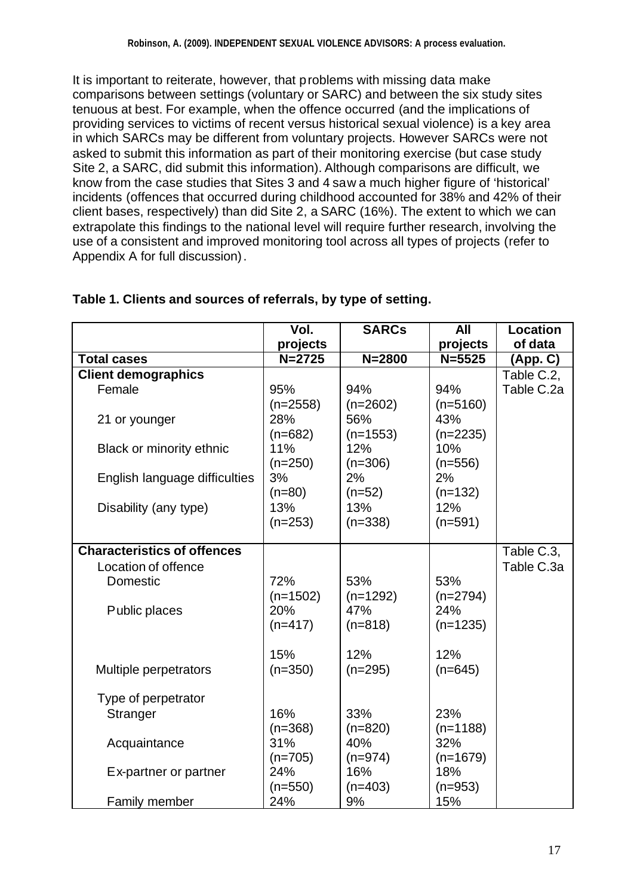It is important to reiterate, however, that problems with missing data make comparisons between settings (voluntary or SARC) and between the six study sites tenuous at best. For example, when the offence occurred (and the implications of providing services to victims of recent versus historical sexual violence) is a key area in which SARCs may be different from voluntary projects. However SARCs were not asked to submit this information as part of their monitoring exercise (but case study Site 2, a SARC, did submit this information). Although comparisons are difficult, we know from the case studies that Sites 3 and 4 saw a much higher figure of 'historical' incidents (offences that occurred during childhood accounted for 38% and 42% of their client bases, respectively) than did Site 2, a SARC (16%). The extent to which we can extrapolate this findings to the national level will require further research, involving the use of a consistent and improved monitoring tool across all types of projects (refer to Appendix A for full discussion).

**Table 1. Clients and sources of referrals, by type of setting.**

| | Vol. projects | SARCs | All projects | Location of data |
|---|---|---|---|---|
| **Total cases** | **N=2725** | **N=2800** | **N=5525** | **(App. C)** |
| **Client demographics** | | | | Table C.2, Table C.2a |
| Female | 95% (n=2558) | 94% (n=2602) | 94% (n=5160) | |
| 21 or younger | 28% (n=682) | 56% (n=1553) | 43% (n=2235) | |
| Black or minority ethnic | 11% (n=250) | 12% (n=306) | 10% (n=556) | |
| English language difficulties | 3% (n=80) | 2% (n=52) | 2% (n=132) | |
| Disability (any type) | 13% (n=253) | 13% (n=338) | 12% (n=591) | |
| **Characteristics of offences** | | | | Table C.3, Table C.3a |
| Location of offence | | | | |
| Domestic | 72% (n=1502) | 53% (n=1292) | 53% (n=2794) | |
| Public places | 20% (n=417) | 47% (n=818) | 24% (n=1235) | |
| Multiple perpetrators | 15% (n=350) | 12% (n=295) | 12% (n=645) | |
| Type of perpetrator | | | | |
| Stranger | 16% (n=368) | 33% (n=820) | 23% (n=1188) | |
| Acquaintance | 31% (n=705) | 40% (n=974) | 32% (n=1679) | |
| Ex-partner or partner | 24% (n=550) | 16% (n=403) | 18% (n=953) | |
| Family member | 24% | 9% | 15% | |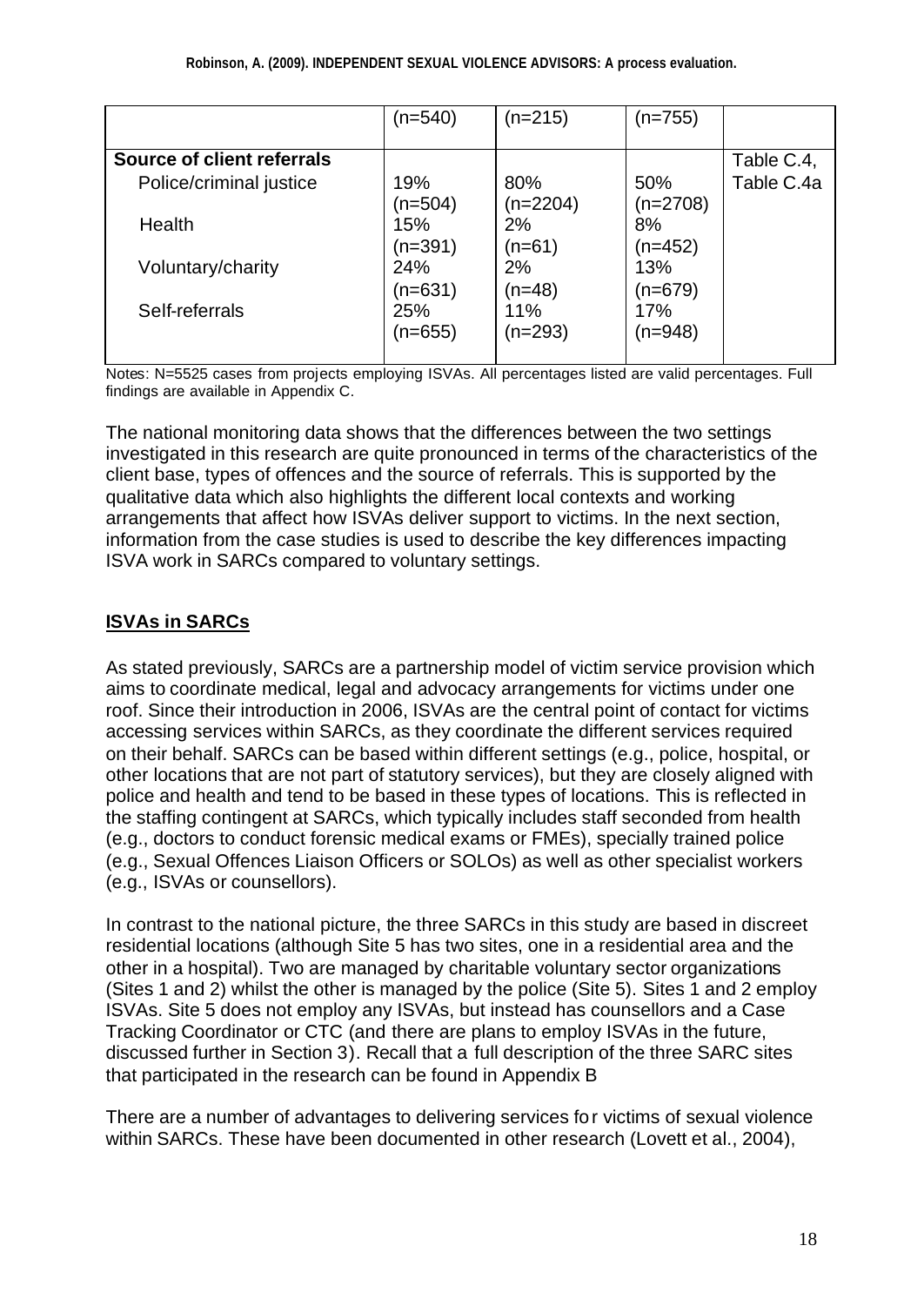| | (n=540) | (n=215) | (n=755) | |
|---|---|---|---|---|
| **Source of client referrals** | | | | Table C.4, Table C.4a |
| Police/criminal justice | 19% (n=504) | 80% (n=2204) | 50% (n=2708) | |
| Health | 15% (n=391) | 2% (n=61) | 8% (n=452) | |
| Voluntary/charity | 24% (n=631) | 2% (n=48) | 13% (n=679) | |
| Self-referrals | 25% (n=655) | 11% (n=293) | 17% (n=948) | |

Notes: N=5525 cases from projects employing ISVAs. All percentages listed are valid percentages. Full findings are available in Appendix C.

The national monitoring data shows that the differences between the two settings investigated in this research are quite pronounced in terms of the characteristics of the client base, types of offences and the source of referrals. This is supported by the qualitative data which also highlights the different local contexts and working arrangements that affect how ISVAs deliver support to victims. In the next section, information from the case studies is used to describe the key differences impacting ISVA work in SARCs compared to voluntary settings.

## ISVAs in SARCs

As stated previously, SARCs are a partnership model of victim service provision which aims to coordinate medical, legal and advocacy arrangements for victims under one roof. Since their introduction in 2006, ISVAs are the central point of contact for victims accessing services within SARCs, as they coordinate the different services required on their behalf. SARCs can be based within different settings (e.g., police, hospital, or other locations that are not part of statutory services), but they are closely aligned with police and health and tend to be based in these types of locations. This is reflected in the staffing contingent at SARCs, which typically includes staff seconded from health (e.g., doctors to conduct forensic medical exams or FMEs), specially trained police (e.g., Sexual Offences Liaison Officers or SOLOs) as well as other specialist workers (e.g., ISVAs or counsellors).

In contrast to the national picture, the three SARCs in this study are based in discreet residential locations (although Site 5 has two sites, one in a residential area and the other in a hospital). Two are managed by charitable voluntary sector organizations (Sites 1 and 2) whilst the other is managed by the police (Site 5). Sites 1 and 2 employ ISVAs. Site 5 does not employ any ISVAs, but instead has counsellors and a Case Tracking Coordinator or CTC (and there are plans to employ ISVAs in the future, discussed further in Section 3). Recall that a full description of the three SARC sites that participated in the research can be found in Appendix B

There are a number of advantages to delivering services for victims of sexual violence within SARCs. These have been documented in other research (Lovett et al., 2004),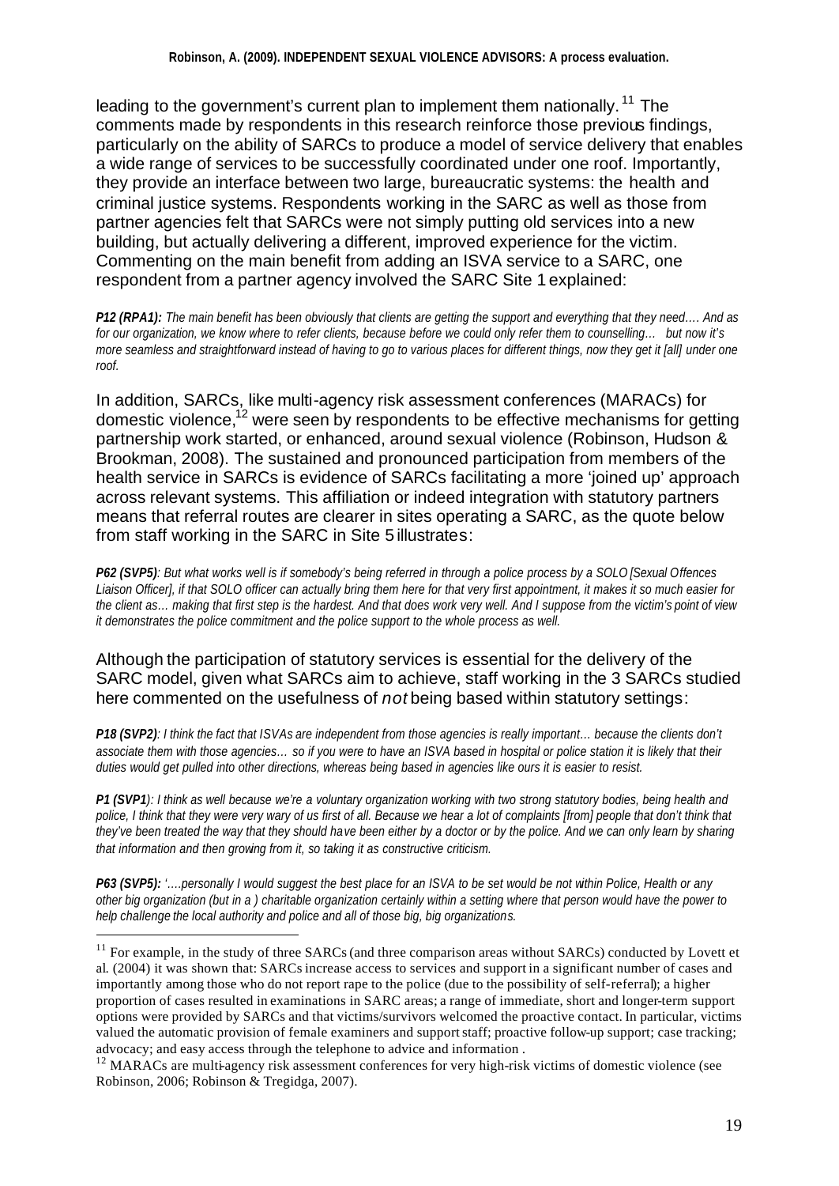leading to the government's current plan to implement them nationally.[11] The comments made by respondents in this research reinforce those previous findings, particularly on the ability of SARCs to produce a model of service delivery that enables a wide range of services to be successfully coordinated under one roof. Importantly, they provide an interface between two large, bureaucratic systems: the health and criminal justice systems. Respondents working in the SARC as well as those from partner agencies felt that SARCs were not simply putting old services into a new building, but actually delivering a different, improved experience for the victim. Commenting on the main benefit from adding an ISVA service to a SARC, one respondent from a partner agency involved the SARC Site 1 explained:

***P12 (RPA1):*** *The main benefit has been obviously that clients are getting the support and everything that they need.… And as for our organization, we know where to refer clients, because before we could only refer them to counselling… but now it's more seamless and straightforward instead of having to go to various places for different things, now they get it [all] under one roof.*

In addition, SARCs, like multi-agency risk assessment conferences (MARACs) for domestic violence,[12] were seen by respondents to be effective mechanisms for getting partnership work started, or enhanced, around sexual violence (Robinson, Hudson & Brookman, 2008). The sustained and pronounced participation from members of the health service in SARCs is evidence of SARCs facilitating a more 'joined up' approach across relevant systems. This affiliation or indeed integration with statutory partners means that referral routes are clearer in sites operating a SARC, as the quote below from staff working in the SARC in Site 5 illustrates:

***P62 (SVP5)****: But what works well is if somebody's being referred in through a police process by a SOLO [Sexual Offences Liaison Officer], if that SOLO officer can actually bring them here for that very first appointment, it makes it so much easier for the client as… making that first step is the hardest. And that does work very well. And I suppose from the victim's point of view it demonstrates the police commitment and the police support to the whole process as well.*

Although the participation of statutory services is essential for the delivery of the SARC model, given what SARCs aim to achieve, staff working in the 3 SARCs studied here commented on the usefulness of *not* being based within statutory settings:

***P18 (SVP2)****: I think the fact that ISVAs are independent from those agencies is really important… because the clients don't associate them with those agencies… so if you were to have an ISVA based in hospital or police station it is likely that their duties would get pulled into other directions, whereas being based in agencies like ours it is easier to resist.*

***P1 (SVP1****): I think as well because we're a voluntary organization working with two strong statutory bodies, being health and police, I think that they were very wary of us first of all. Because we hear a lot of complaints [from] people that don't think that they've been treated the way that they should have been either by a doctor or by the police. And we can only learn by sharing that information and then growing from it, so taking it as constructive criticism.*

***P63 (SVP5):*** *'….personally I would suggest the best place for an ISVA to be set would be not within Police, Health or any other big organization (but in a ) charitable organization certainly within a setting where that person would have the power to help challenge the local authority and police and all of those big, big organizations.*

---

[11] For example, in the study of three SARCs (and three comparison areas without SARCs) conducted by Lovett et al. (2004) it was shown that: SARCs increase access to services and support in a significant number of cases and importantly among those who do not report rape to the police (due to the possibility of self-referral); a higher proportion of cases resulted in examinations in SARC areas; a range of immediate, short and longer-term support options were provided by SARCs and that victims/survivors welcomed the proactive contact. In particular, victims valued the automatic provision of female examiners and support staff; proactive follow-up support; case tracking; advocacy; and easy access through the telephone to advice and information .

[12] MARACs are multi-agency risk assessment conferences for very high-risk victims of domestic violence (see Robinson, 2006; Robinson & Tregidga, 2007).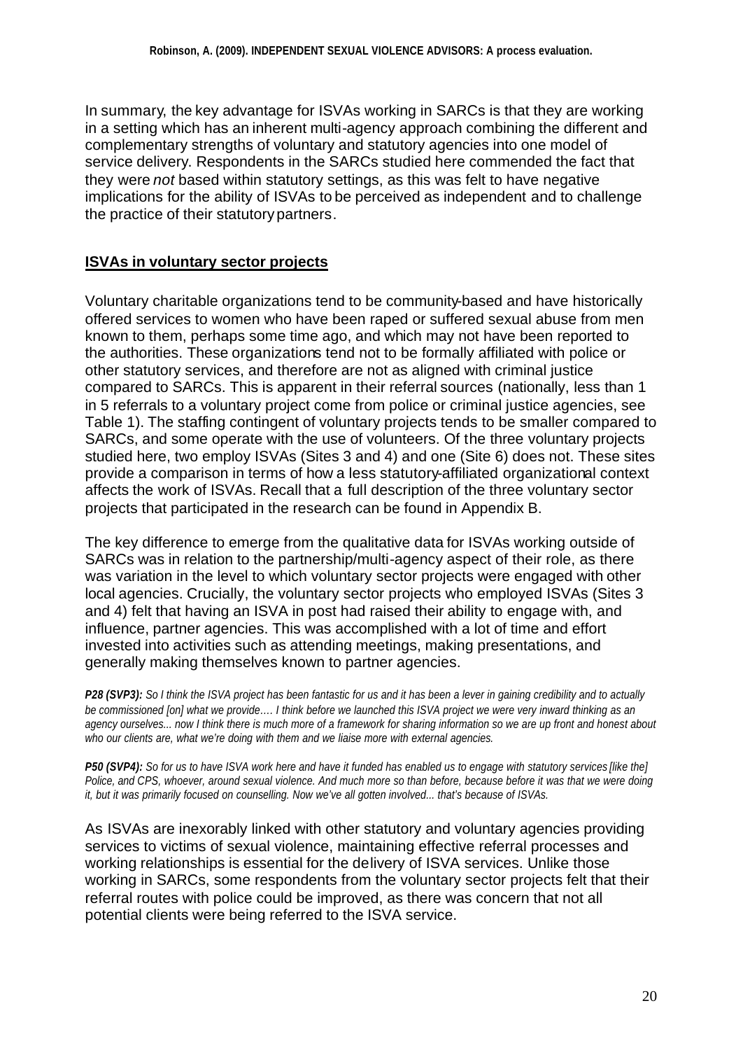In summary, the key advantage for ISVAs working in SARCs is that they are working in a setting which has an inherent multi-agency approach combining the different and complementary strengths of voluntary and statutory agencies into one model of service delivery. Respondents in the SARCs studied here commended the fact that they were *not* based within statutory settings, as this was felt to have negative implications for the ability of ISVAs to be perceived as independent and to challenge the practice of their statutory partners.

## **ISVAs in voluntary sector projects**

Voluntary charitable organizations tend to be community-based and have historically offered services to women who have been raped or suffered sexual abuse from men known to them, perhaps some time ago, and which may not have been reported to the authorities. These organizations tend not to be formally affiliated with police or other statutory services, and therefore are not as aligned with criminal justice compared to SARCs. This is apparent in their referral sources (nationally, less than 1 in 5 referrals to a voluntary project come from police or criminal justice agencies, see Table 1). The staffing contingent of voluntary projects tends to be smaller compared to SARCs, and some operate with the use of volunteers. Of the three voluntary projects studied here, two employ ISVAs (Sites 3 and 4) and one (Site 6) does not. These sites provide a comparison in terms of how a less statutory-affiliated organizational context affects the work of ISVAs. Recall that a full description of the three voluntary sector projects that participated in the research can be found in Appendix B.

The key difference to emerge from the qualitative data for ISVAs working outside of SARCs was in relation to the partnership/multi-agency aspect of their role, as there was variation in the level to which voluntary sector projects were engaged with other local agencies. Crucially, the voluntary sector projects who employed ISVAs (Sites 3 and 4) felt that having an ISVA in post had raised their ability to engage with, and influence, partner agencies. This was accomplished with a lot of time and effort invested into activities such as attending meetings, making presentations, and generally making themselves known to partner agencies.

***P28 (SVP3):*** *So I think the ISVA project has been fantastic for us and it has been a lever in gaining credibility and to actually be commissioned [on] what we provide…. I think before we launched this ISVA project we were very inward thinking as an agency ourselves... now I think there is much more of a framework for sharing information so we are up front and honest about who our clients are, what we're doing with them and we liaise more with external agencies.*

***P50 (SVP4):*** *So for us to have ISVA work here and have it funded has enabled us to engage with statutory services [like the] Police, and CPS, whoever, around sexual violence. And much more so than before, because before it was that we were doing it, but it was primarily focused on counselling. Now we've all gotten involved... that's because of ISVAs.*

As ISVAs are inexorably linked with other statutory and voluntary agencies providing services to victims of sexual violence, maintaining effective referral processes and working relationships is essential for the delivery of ISVA services. Unlike those working in SARCs, some respondents from the voluntary sector projects felt that their referral routes with police could be improved, as there was concern that not all potential clients were being referred to the ISVA service.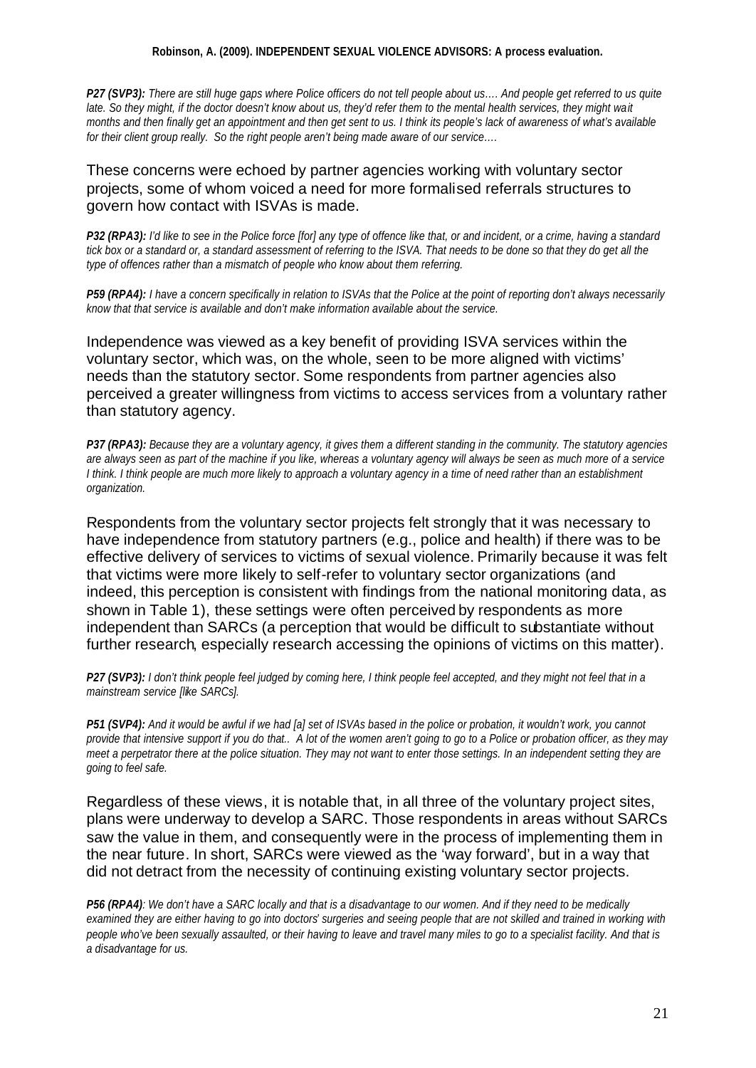***P27 (SVP3):** There are still huge gaps where Police officers do not tell people about us…. And people get referred to us quite late. So they might, if the doctor doesn't know about us, they'd refer them to the mental health services, they might wait months and then finally get an appointment and then get sent to us. I think its people's lack of awareness of what's available for their client group really. So the right people aren't being made aware of our service….*

These concerns were echoed by partner agencies working with voluntary sector projects, some of whom voiced a need for more formalised referrals structures to govern how contact with ISVAs is made.

***P32 (RPA3):** I'd like to see in the Police force [for] any type of offence like that, or and incident, or a crime, having a standard tick box or a standard or, a standard assessment of referring to the ISVA. That needs to be done so that they do get all the type of offences rather than a mismatch of people who know about them referring.*

***P59 (RPA4):** I have a concern specifically in relation to ISVAs that the Police at the point of reporting don't always necessarily know that that service is available and don't make information available about the service.*

Independence was viewed as a key benefit of providing ISVA services within the voluntary sector, which was, on the whole, seen to be more aligned with victims' needs than the statutory sector. Some respondents from partner agencies also perceived a greater willingness from victims to access services from a voluntary rather than statutory agency.

***P37 (RPA3):** Because they are a voluntary agency, it gives them a different standing in the community. The statutory agencies are always seen as part of the machine if you like, whereas a voluntary agency will always be seen as much more of a service I think. I think people are much more likely to approach a voluntary agency in a time of need rather than an establishment organization.*

Respondents from the voluntary sector projects felt strongly that it was necessary to have independence from statutory partners (e.g., police and health) if there was to be effective delivery of services to victims of sexual violence. Primarily because it was felt that victims were more likely to self-refer to voluntary sector organizations (and indeed, this perception is consistent with findings from the national monitoring data, as shown in Table 1), these settings were often perceived by respondents as more independent than SARCs (a perception that would be difficult to substantiate without further research, especially research accessing the opinions of victims on this matter).

***P27 (SVP3):** I don't think people feel judged by coming here, I think people feel accepted, and they might not feel that in a mainstream service [like SARCs].*

***P51 (SVP4):** And it would be awful if we had [a] set of ISVAs based in the police or probation, it wouldn't work, you cannot provide that intensive support if you do that.. A lot of the women aren't going to go to a Police or probation officer, as they may meet a perpetrator there at the police situation. They may not want to enter those settings. In an independent setting they are going to feel safe.*

Regardless of these views, it is notable that, in all three of the voluntary project sites, plans were underway to develop a SARC. Those respondents in areas without SARCs saw the value in them, and consequently were in the process of implementing them in the near future. In short, SARCs were viewed as the 'way forward', but in a way that did not detract from the necessity of continuing existing voluntary sector projects.

***P56 (RPA4)**: We don't have a SARC locally and that is a disadvantage to our women. And if they need to be medically examined they are either having to go into doctors' surgeries and seeing people that are not skilled and trained in working with people who've been sexually assaulted, or their having to leave and travel many miles to go to a specialist facility. And that is a disadvantage for us.*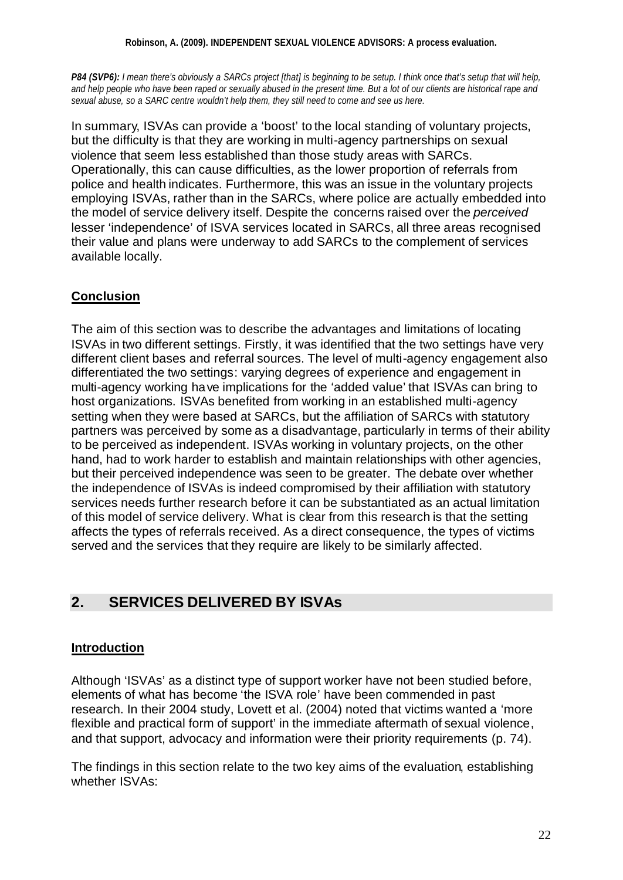***P84 (SVP6):*** *I mean there's obviously a SARCs project [that] is beginning to be setup. I think once that's setup that will help, and help people who have been raped or sexually abused in the present time. But a lot of our clients are historical rape and sexual abuse, so a SARC centre wouldn't help them, they still need to come and see us here.*

In summary, ISVAs can provide a 'boost' to the local standing of voluntary projects, but the difficulty is that they are working in multi-agency partnerships on sexual violence that seem less established than those study areas with SARCs. Operationally, this can cause difficulties, as the lower proportion of referrals from police and health indicates. Furthermore, this was an issue in the voluntary projects employing ISVAs, rather than in the SARCs, where police are actually embedded into the model of service delivery itself. Despite the concerns raised over the *perceived* lesser 'independence' of ISVA services located in SARCs, all three areas recognised their value and plans were underway to add SARCs to the complement of services available locally.

### Conclusion

The aim of this section was to describe the advantages and limitations of locating ISVAs in two different settings. Firstly, it was identified that the two settings have very different client bases and referral sources. The level of multi-agency engagement also differentiated the two settings: varying degrees of experience and engagement in multi-agency working have implications for the 'added value' that ISVAs can bring to host organizations. ISVAs benefited from working in an established multi-agency setting when they were based at SARCs, but the affiliation of SARCs with statutory partners was perceived by some as a disadvantage, particularly in terms of their ability to be perceived as independent. ISVAs working in voluntary projects, on the other hand, had to work harder to establish and maintain relationships with other agencies, but their perceived independence was seen to be greater. The debate over whether the independence of ISVAs is indeed compromised by their affiliation with statutory services needs further research before it can be substantiated as an actual limitation of this model of service delivery. What is clear from this research is that the setting affects the types of referrals received. As a direct consequence, the types of victims served and the services that they require are likely to be similarly affected.

## 2. SERVICES DELIVERED BY ISVAs

### Introduction

Although 'ISVAs' as a distinct type of support worker have not been studied before, elements of what has become 'the ISVA role' have been commended in past research. In their 2004 study, Lovett et al. (2004) noted that victims wanted a 'more flexible and practical form of support' in the immediate aftermath of sexual violence, and that support, advocacy and information were their priority requirements (p. 74).

The findings in this section relate to the two key aims of the evaluation, establishing whether ISVAs: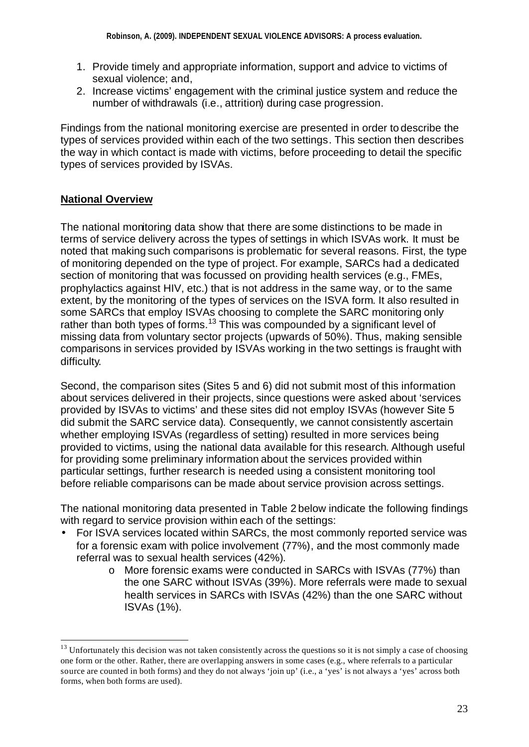1. Provide timely and appropriate information, support and advice to victims of sexual violence; and,
2. Increase victims' engagement with the criminal justice system and reduce the number of withdrawals (i.e., attrition) during case progression.

Findings from the national monitoring exercise are presented in order to describe the types of services provided within each of the two settings. This section then describes the way in which contact is made with victims, before proceeding to detail the specific types of services provided by ISVAs.

**National Overview**

The national monitoring data show that there are some distinctions to be made in terms of service delivery across the types of settings in which ISVAs work. It must be noted that making such comparisons is problematic for several reasons. First, the type of monitoring depended on the type of project. For example, SARCs had a dedicated section of monitoring that was focussed on providing health services (e.g., FMEs, prophylactics against HIV, etc.) that is not address in the same way, or to the same extent, by the monitoring of the types of services on the ISVA form. It also resulted in some SARCs that employ ISVAs choosing to complete the SARC monitoring only rather than both types of forms.[13] This was compounded by a significant level of missing data from voluntary sector projects (upwards of 50%). Thus, making sensible comparisons in services provided by ISVAs working in the two settings is fraught with difficulty.

Second, the comparison sites (Sites 5 and 6) did not submit most of this information about services delivered in their projects, since questions were asked about 'services provided by ISVAs to victims' and these sites did not employ ISVAs (however Site 5 did submit the SARC service data). Consequently, we cannot consistently ascertain whether employing ISVAs (regardless of setting) resulted in more services being provided to victims, using the national data available for this research. Although useful for providing some preliminary information about the services provided within particular settings, further research is needed using a consistent monitoring tool before reliable comparisons can be made about service provision across settings.

The national monitoring data presented in Table 2 below indicate the following findings with regard to service provision within each of the settings:

- For ISVA services located within SARCs, the most commonly reported service was for a forensic exam with police involvement (77%), and the most commonly made referral was to sexual health services (42%).
    - More forensic exams were conducted in SARCs with ISVAs (77%) than the one SARC without ISVAs (39%). More referrals were made to sexual health services in SARCs with ISVAs (42%) than the one SARC without ISVAs (1%).

[13] Unfortunately this decision was not taken consistently across the questions so it is not simply a case of choosing one form or the other. Rather, there are overlapping answers in some cases (e.g., where referrals to a particular source are counted in both forms) and they do not always 'join up' (i.e., a 'yes' is not always a 'yes' across both forms, when both forms are used).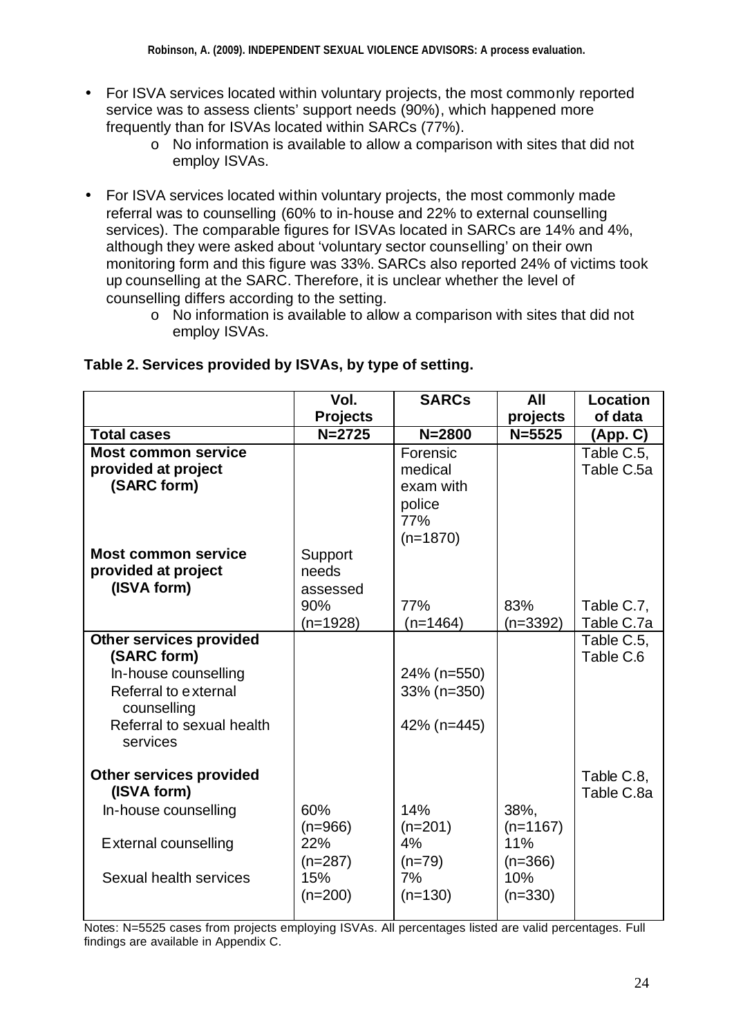- For ISVA services located within voluntary projects, the most commonly reported service was to assess clients' support needs (90%), which happened more frequently than for ISVAs located within SARCs (77%).
  - No information is available to allow a comparison with sites that did not employ ISVAs.

- For ISVA services located within voluntary projects, the most commonly made referral was to counselling (60% to in-house and 22% to external counselling services). The comparable figures for ISVAs located in SARCs are 14% and 4%, although they were asked about 'voluntary sector counselling' on their own monitoring form and this figure was 33%. SARCs also reported 24% of victims took up counselling at the SARC. Therefore, it is unclear whether the level of counselling differs according to the setting.
  - No information is available to allow a comparison with sites that did not employ ISVAs.

**Table 2. Services provided by ISVAs, by type of setting.**

| | Vol. Projects | SARCs | All projects | Location of data |
|---|---|---|---|---|
| **Total cases** | **N=2725** | **N=2800** | **N=5525** | **(App. C)** |
| **Most common service provided at project (SARC form)** | | Forensic medical exam with police 77% (n=1870) | | Table C.5, Table C.5a |
| **Most common service provided at project (ISVA form)** | Support needs assessed 90% (n=1928) | 77% (n=1464) | 83% (n=3392) | Table C.7, Table C.7a |
| **Other services provided (SARC form)** | | | | Table C.5, Table C.6 |
| In-house counselling | | 24% (n=550) | | |
| Referral to external counselling | | 33% (n=350) | | |
| Referral to sexual health services | | 42% (n=445) | | |
| **Other services provided (ISVA form)** | | | | Table C.8, Table C.8a |
| In-house counselling | 60% (n=966) | 14% (n=201) | 38%, (n=1167) | |
| External counselling | 22% (n=287) | 4% (n=79) | 11% (n=366) | |
| Sexual health services | 15% (n=200) | 7% (n=130) | 10% (n=330) | |

Notes: N=5525 cases from projects employing ISVAs. All percentages listed are valid percentages. Full findings are available in Appendix C.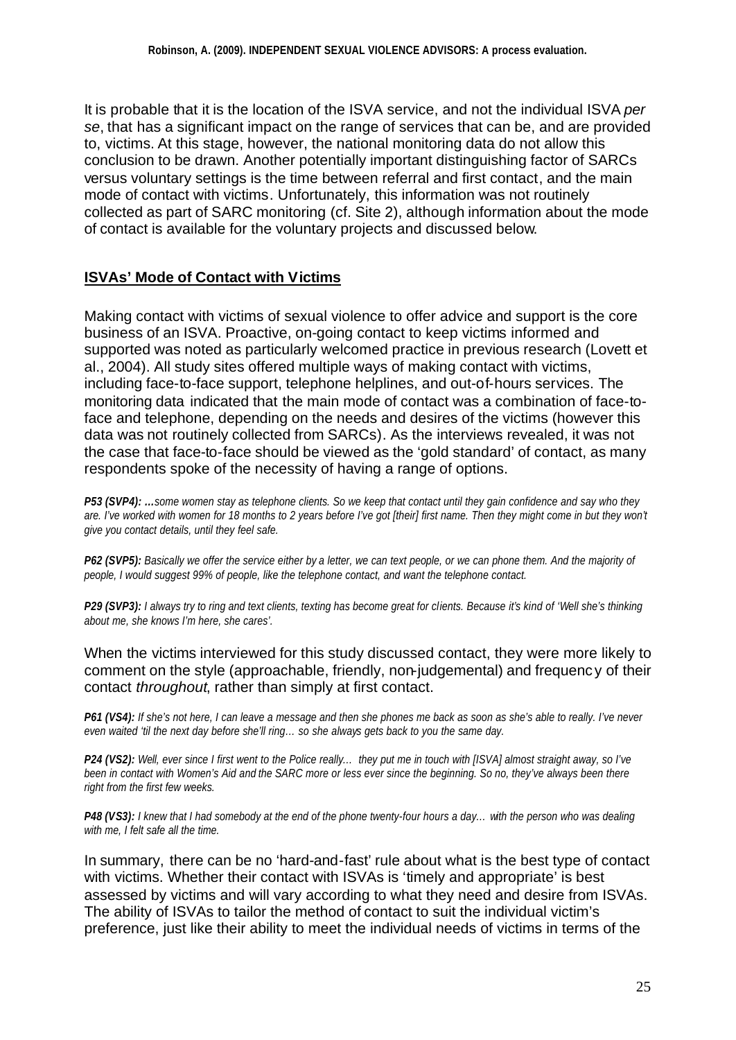It is probable that it is the location of the ISVA service, and not the individual ISVA *per se*, that has a significant impact on the range of services that can be, and are provided to, victims. At this stage, however, the national monitoring data do not allow this conclusion to be drawn. Another potentially important distinguishing factor of SARCs versus voluntary settings is the time between referral and first contact, and the main mode of contact with victims. Unfortunately, this information was not routinely collected as part of SARC monitoring (cf. Site 2), although information about the mode of contact is available for the voluntary projects and discussed below.

## ISVAs' Mode of Contact with Victims

Making contact with victims of sexual violence to offer advice and support is the core business of an ISVA. Proactive, on-going contact to keep victims informed and supported was noted as particularly welcomed practice in previous research (Lovett et al., 2004). All study sites offered multiple ways of making contact with victims, including face-to-face support, telephone helplines, and out-of-hours services. The monitoring data indicated that the main mode of contact was a combination of face-to-face and telephone, depending on the needs and desires of the victims (however this data was not routinely collected from SARCs). As the interviews revealed, it was not the case that face-to-face should be viewed as the 'gold standard' of contact, as many respondents spoke of the necessity of having a range of options.

***P53 (SVP4):*** *…some women stay as telephone clients. So we keep that contact until they gain confidence and say who they are. I've worked with women for 18 months to 2 years before I've got [their] first name. Then they might come in but they won't give you contact details, until they feel safe.*

***P62 (SVP5):*** *Basically we offer the service either by a letter, we can text people, or we can phone them. And the majority of people, I would suggest 99% of people, like the telephone contact, and want the telephone contact.*

***P29 (SVP3):*** *I always try to ring and text clients, texting has become great for clients. Because it's kind of 'Well she's thinking about me, she knows I'm here, she cares'.*

When the victims interviewed for this study discussed contact, they were more likely to comment on the style (approachable, friendly, non-judgemental) and frequency of their contact *throughout*, rather than simply at first contact.

***P61 (VS4):*** *If she's not here, I can leave a message and then she phones me back as soon as she's able to really. I've never even waited 'til the next day before she'll ring… so she always gets back to you the same day.*

***P24 (VS2):*** *Well, ever since I first went to the Police really… they put me in touch with [ISVA] almost straight away, so I've been in contact with Women's Aid and the SARC more or less ever since the beginning. So no, they've always been there right from the first few weeks.*

***P48 (VS3):*** *I knew that I had somebody at the end of the phone twenty-four hours a day… with the person who was dealing with me, I felt safe all the time.*

In summary, there can be no 'hard-and-fast' rule about what is the best type of contact with victims. Whether their contact with ISVAs is 'timely and appropriate' is best assessed by victims and will vary according to what they need and desire from ISVAs. The ability of ISVAs to tailor the method of contact to suit the individual victim's preference, just like their ability to meet the individual needs of victims in terms of the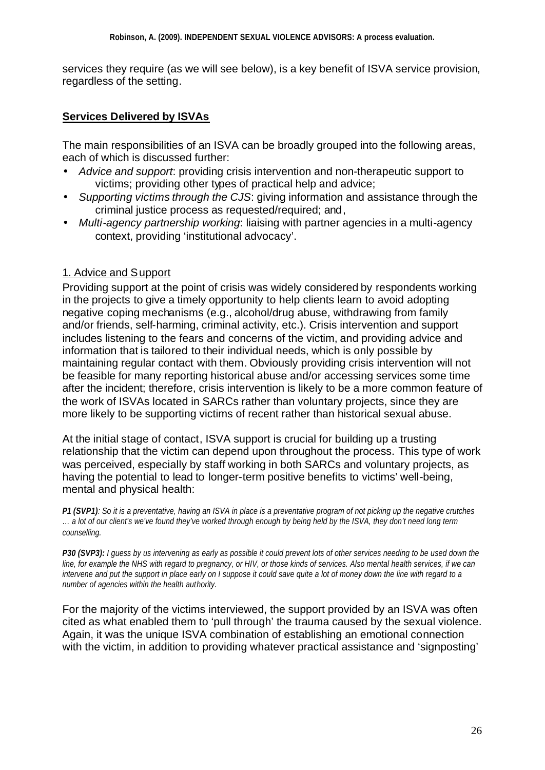services they require (as we will see below), is a key benefit of ISVA service provision, regardless of the setting.

## **Services Delivered by ISVAs**

The main responsibilities of an ISVA can be broadly grouped into the following areas, each of which is discussed further:

- *Advice and support*: providing crisis intervention and non-therapeutic support to victims; providing other types of practical help and advice;
- *Supporting victims through the CJS*: giving information and assistance through the criminal justice process as requested/required; and,
- *Multi-agency partnership working*: liaising with partner agencies in a multi-agency context, providing 'institutional advocacy'.

### 1. Advice and Support

Providing support at the point of crisis was widely considered by respondents working in the projects to give a timely opportunity to help clients learn to avoid adopting negative coping mechanisms (e.g., alcohol/drug abuse, withdrawing from family and/or friends, self-harming, criminal activity, etc.). Crisis intervention and support includes listening to the fears and concerns of the victim, and providing advice and information that is tailored to their individual needs, which is only possible by maintaining regular contact with them. Obviously providing crisis intervention will not be feasible for many reporting historical abuse and/or accessing services some time after the incident; therefore, crisis intervention is likely to be a more common feature of the work of ISVAs located in SARCs rather than voluntary projects, since they are more likely to be supporting victims of recent rather than historical sexual abuse.

At the initial stage of contact, ISVA support is crucial for building up a trusting relationship that the victim can depend upon throughout the process. This type of work was perceived, especially by staff working in both SARCs and voluntary projects, as having the potential to lead to longer-term positive benefits to victims' well-being, mental and physical health:

***P1 (SVP1)****: So it is a preventative, having an ISVA in place is a preventative program of not picking up the negative crutches … a lot of our client's we've found they've worked through enough by being held by the ISVA, they don't need long term counselling.*

***P30 (SVP3):*** *I guess by us intervening as early as possible it could prevent lots of other services needing to be used down the line, for example the NHS with regard to pregnancy, or HIV, or those kinds of services. Also mental health services, if we can intervene and put the support in place early on I suppose it could save quite a lot of money down the line with regard to a number of agencies within the health authority.*

For the majority of the victims interviewed, the support provided by an ISVA was often cited as what enabled them to 'pull through' the trauma caused by the sexual violence. Again, it was the unique ISVA combination of establishing an emotional connection with the victim, in addition to providing whatever practical assistance and 'signposting'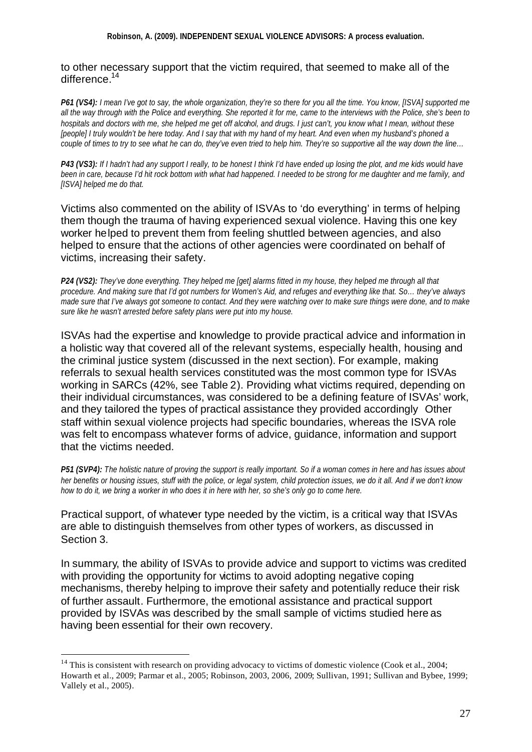to other necessary support that the victim required, that seemed to make all of the difference.[14]

***P61 (VS4):*** *I mean I've got to say, the whole organization, they're so there for you all the time. You know, [ISVA] supported me all the way through with the Police and everything. She reported it for me, came to the interviews with the Police, she's been to hospitals and doctors with me, she helped me get off alcohol, and drugs. I just can't, you know what I mean, without these [people] I truly wouldn't be here today. And I say that with my hand of my heart. And even when my husband's phoned a couple of times to try to see what he can do, they've even tried to help him. They're so supportive all the way down the line…*

***P43 (VS3):*** *If I hadn't had any support I really, to be honest I think I'd have ended up losing the plot, and me kids would have been in care, because I'd hit rock bottom with what had happened. I needed to be strong for me daughter and me family, and [ISVA] helped me do that.*

Victims also commented on the ability of ISVAs to 'do everything' in terms of helping them though the trauma of having experienced sexual violence. Having this one key worker helped to prevent them from feeling shuttled between agencies, and also helped to ensure that the actions of other agencies were coordinated on behalf of victims, increasing their safety.

***P24 (VS2):*** *They've done everything. They helped me [get] alarms fitted in my house, they helped me through all that procedure. And making sure that I'd got numbers for Women's Aid, and refuges and everything like that. So… they've always made sure that I've always got someone to contact. And they were watching over to make sure things were done, and to make sure like he wasn't arrested before safety plans were put into my house.*

ISVAs had the expertise and knowledge to provide practical advice and information in a holistic way that covered all of the relevant systems, especially health, housing and the criminal justice system (discussed in the next section). For example, making referrals to sexual health services constituted was the most common type for ISVAs working in SARCs (42%, see Table 2). Providing what victims required, depending on their individual circumstances, was considered to be a defining feature of ISVAs' work, and they tailored the types of practical assistance they provided accordingly Other staff within sexual violence projects had specific boundaries, whereas the ISVA role was felt to encompass whatever forms of advice, guidance, information and support that the victims needed.

***P51 (SVP4):*** *The holistic nature of proving the support is really important. So if a woman comes in here and has issues about her benefits or housing issues, stuff with the police, or legal system, child protection issues, we do it all. And if we don't know how to do it, we bring a worker in who does it in here with her, so she's only go to come here.*

Practical support, of whatever type needed by the victim, is a critical way that ISVAs are able to distinguish themselves from other types of workers, as discussed in Section 3.

In summary, the ability of ISVAs to provide advice and support to victims was credited with providing the opportunity for victims to avoid adopting negative coping mechanisms, thereby helping to improve their safety and potentially reduce their risk of further assault. Furthermore, the emotional assistance and practical support provided by ISVAs was described by the small sample of victims studied here as having been essential for their own recovery.

[14] This is consistent with research on providing advocacy to victims of domestic violence (Cook et al., 2004; Howarth et al., 2009; Parmar et al., 2005; Robinson, 2003, 2006, 2009; Sullivan, 1991; Sullivan and Bybee, 1999; Vallely et al., 2005).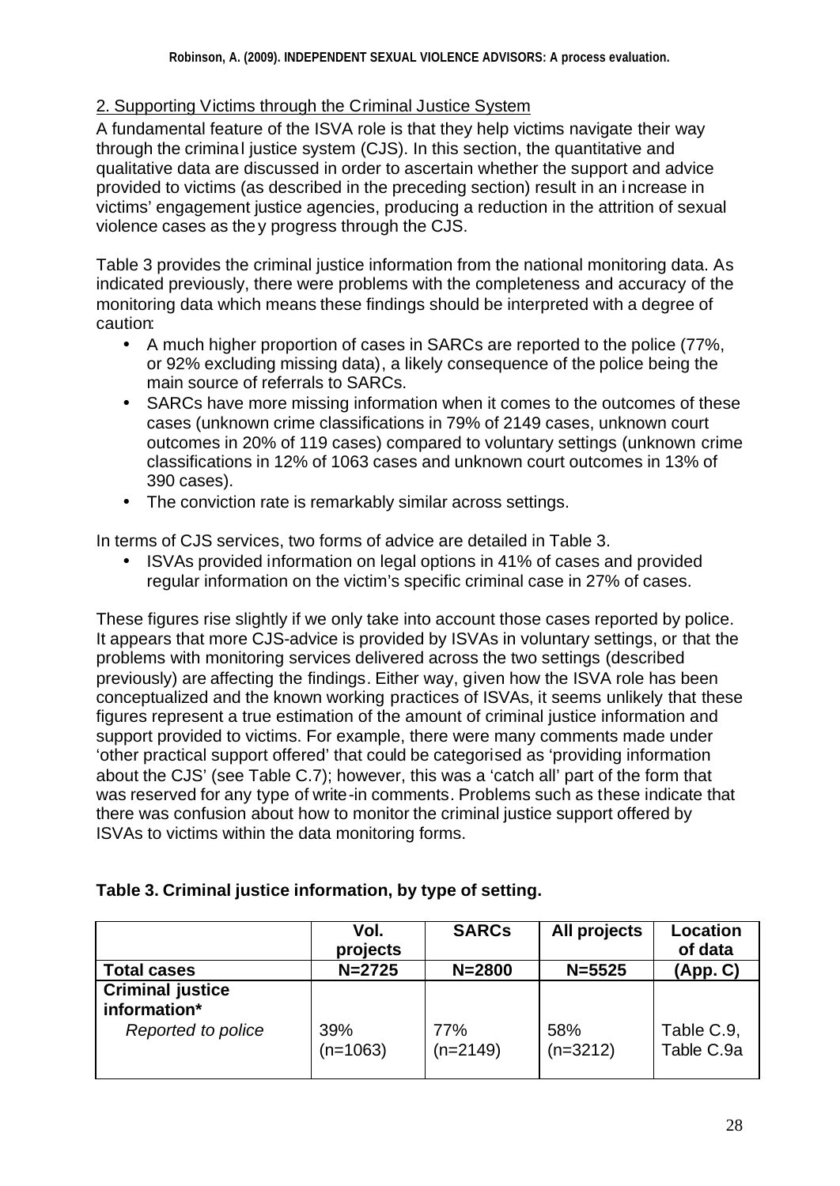## 2. Supporting Victims through the Criminal Justice System

A fundamental feature of the ISVA role is that they help victims navigate their way through the criminal justice system (CJS). In this section, the quantitative and qualitative data are discussed in order to ascertain whether the support and advice provided to victims (as described in the preceding section) result in an increase in victims' engagement justice agencies, producing a reduction in the attrition of sexual violence cases as they progress through the CJS.

Table 3 provides the criminal justice information from the national monitoring data. As indicated previously, there were problems with the completeness and accuracy of the monitoring data which means these findings should be interpreted with a degree of caution:

- A much higher proportion of cases in SARCs are reported to the police (77%, or 92% excluding missing data), a likely consequence of the police being the main source of referrals to SARCs.
- SARCs have more missing information when it comes to the outcomes of these cases (unknown crime classifications in 79% of 2149 cases, unknown court outcomes in 20% of 119 cases) compared to voluntary settings (unknown crime classifications in 12% of 1063 cases and unknown court outcomes in 13% of 390 cases).
- The conviction rate is remarkably similar across settings.

In terms of CJS services, two forms of advice are detailed in Table 3.

- ISVAs provided information on legal options in 41% of cases and provided regular information on the victim's specific criminal case in 27% of cases.

These figures rise slightly if we only take into account those cases reported by police. It appears that more CJS-advice is provided by ISVAs in voluntary settings, or that the problems with monitoring services delivered across the two settings (described previously) are affecting the findings. Either way, given how the ISVA role has been conceptualized and the known working practices of ISVAs, it seems unlikely that these figures represent a true estimation of the amount of criminal justice information and support provided to victims. For example, there were many comments made under 'other practical support offered' that could be categorised as 'providing information about the CJS' (see Table C.7); however, this was a 'catch all' part of the form that was reserved for any type of write-in comments. Problems such as these indicate that there was confusion about how to monitor the criminal justice support offered by ISVAs to victims within the data monitoring forms.

**Table 3. Criminal justice information, by type of setting.**

| | Vol. projects | SARCs | All projects | Location of data |
|---|---|---|---|---|
| **Total cases** | **N=2725** | **N=2800** | **N=5525** | **(App. C)** |
| **Criminal justice information*** | | | | |
| *Reported to police* | 39% (n=1063) | 77% (n=2149) | 58% (n=3212) | Table C.9, Table C.9a |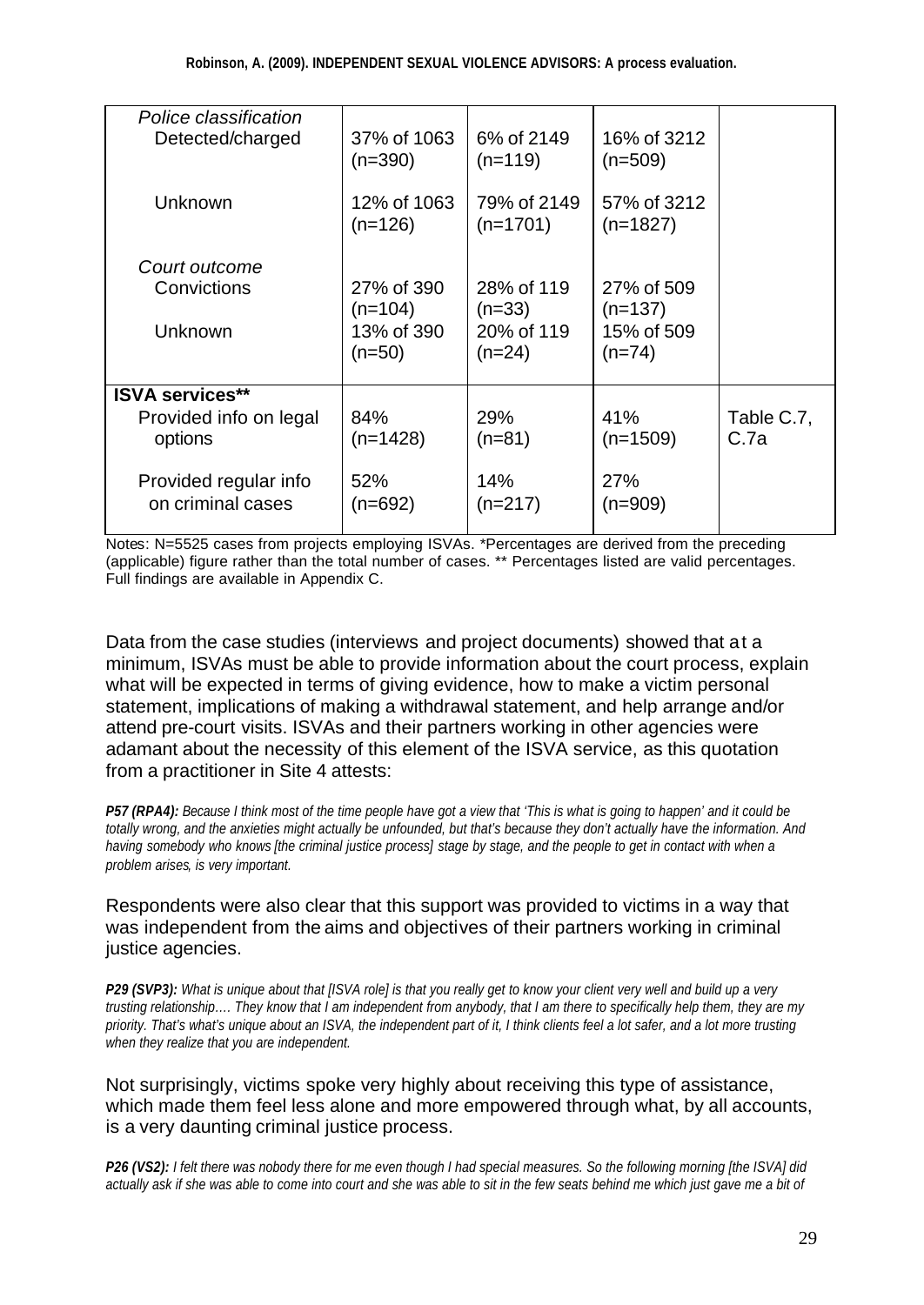| | | | | |
|---|---|---|---|---|
| *Police classification* | | | | |
| Detected/charged | 37% of 1063 (n=390) | 6% of 2149 (n=119) | 16% of 3212 (n=509) | |
| Unknown | 12% of 1063 (n=126) | 79% of 2149 (n=1701) | 57% of 3212 (n=1827) | |
| *Court outcome* | | | | |
| Convictions | 27% of 390 (n=104) | 28% of 119 (n=33) | 27% of 509 (n=137) | |
| Unknown | 13% of 390 (n=50) | 20% of 119 (n=24) | 15% of 509 (n=74) | |
| **ISVA services**** | | | | |
| Provided info on legal options | 84% (n=1428) | 29% (n=81) | 41% (n=1509) | Table C.7, C.7a |
| Provided regular info on criminal cases | 52% (n=692) | 14% (n=217) | 27% (n=909) | |

Notes: N=5525 cases from projects employing ISVAs. *Percentages are derived from the preceding (applicable) figure rather than the total number of cases. ** Percentages listed are valid percentages. Full findings are available in Appendix C.

Data from the case studies (interviews and project documents) showed that at a minimum, ISVAs must be able to provide information about the court process, explain what will be expected in terms of giving evidence, how to make a victim personal statement, implications of making a withdrawal statement, and help arrange and/or attend pre-court visits. ISVAs and their partners working in other agencies were adamant about the necessity of this element of the ISVA service, as this quotation from a practitioner in Site 4 attests:

***P57 (RPA4):*** *Because I think most of the time people have got a view that 'This is what is going to happen' and it could be totally wrong, and the anxieties might actually be unfounded, but that's because they don't actually have the information. And having somebody who knows [the criminal justice process] stage by stage, and the people to get in contact with when a problem arises, is very important.*

Respondents were also clear that this support was provided to victims in a way that was independent from the aims and objectives of their partners working in criminal justice agencies.

***P29 (SVP3):*** *What is unique about that [ISVA role] is that you really get to know your client very well and build up a very trusting relationship…. They know that I am independent from anybody, that I am there to specifically help them, they are my priority. That's what's unique about an ISVA, the independent part of it, I think clients feel a lot safer, and a lot more trusting when they realize that you are independent.*

Not surprisingly, victims spoke very highly about receiving this type of assistance, which made them feel less alone and more empowered through what, by all accounts, is a very daunting criminal justice process.

***P26 (VS2):*** *I felt there was nobody there for me even though I had special measures. So the following morning [the ISVA] did actually ask if she was able to come into court and she was able to sit in the few seats behind me which just gave me a bit of*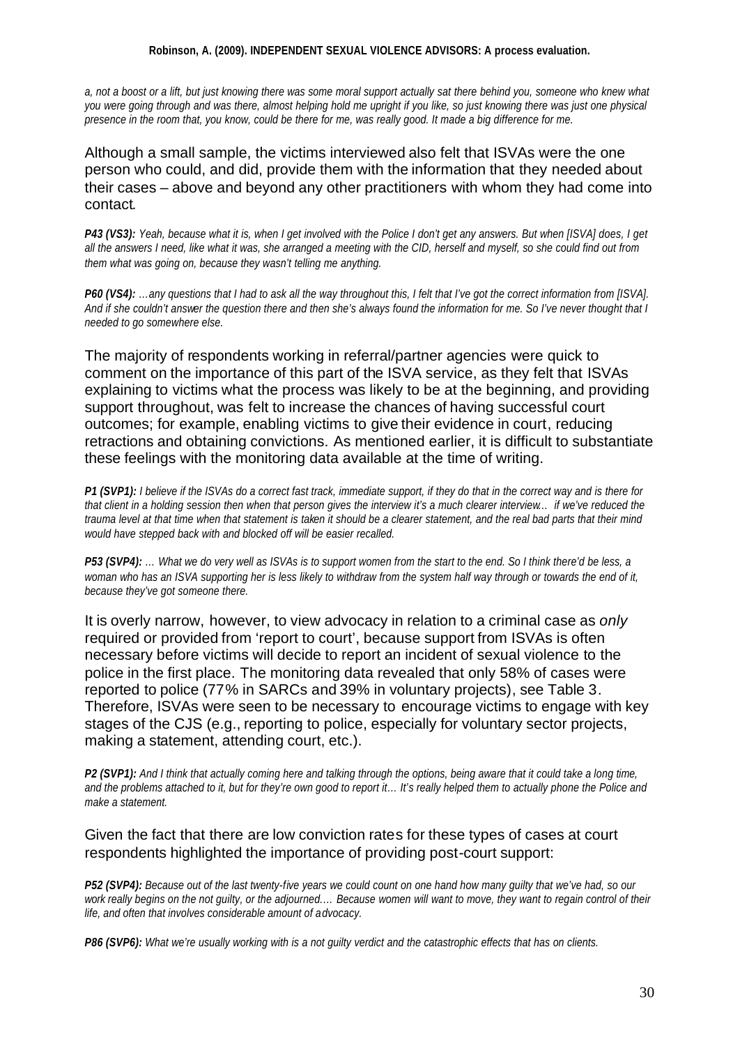*a, not a boost or a lift, but just knowing there was some moral support actually sat there behind you, someone who knew what you were going through and was there, almost helping hold me upright if you like, so just knowing there was just one physical presence in the room that, you know, could be there for me, was really good. It made a big difference for me.*

Although a small sample, the victims interviewed also felt that ISVAs were the one person who could, and did, provide them with the information that they needed about their cases – above and beyond any other practitioners with whom they had come into contact.

***P43 (VS3):*** *Yeah, because what it is, when I get involved with the Police I don't get any answers. But when [ISVA] does, I get all the answers I need, like what it was, she arranged a meeting with the CID, herself and myself, so she could find out from them what was going on, because they wasn't telling me anything.*

***P60 (VS4):*** *…any questions that I had to ask all the way throughout this, I felt that I've got the correct information from [ISVA]. And if she couldn't answer the question there and then she's always found the information for me. So I've never thought that I needed to go somewhere else.*

The majority of respondents working in referral/partner agencies were quick to comment on the importance of this part of the ISVA service, as they felt that ISVAs explaining to victims what the process was likely to be at the beginning, and providing support throughout, was felt to increase the chances of having successful court outcomes; for example, enabling victims to give their evidence in court, reducing retractions and obtaining convictions. As mentioned earlier, it is difficult to substantiate these feelings with the monitoring data available at the time of writing.

***P1 (SVP1):*** *I believe if the ISVAs do a correct fast track, immediate support, if they do that in the correct way and is there for that client in a holding session then when that person gives the interview it's a much clearer interview… if we've reduced the trauma level at that time when that statement is taken it should be a clearer statement, and the real bad parts that their mind would have stepped back with and blocked off will be easier recalled.*

***P53 (SVP4):*** *… What we do very well as ISVAs is to support women from the start to the end. So I think there'd be less, a woman who has an ISVA supporting her is less likely to withdraw from the system half way through or towards the end of it, because they've got someone there.*

It is overly narrow, however, to view advocacy in relation to a criminal case as *only* required or provided from 'report to court', because support from ISVAs is often necessary before victims will decide to report an incident of sexual violence to the police in the first place. The monitoring data revealed that only 58% of cases were reported to police (77% in SARCs and 39% in voluntary projects), see Table 3. Therefore, ISVAs were seen to be necessary to encourage victims to engage with key stages of the CJS (e.g., reporting to police, especially for voluntary sector projects, making a statement, attending court, etc.).

***P2 (SVP1):*** *And I think that actually coming here and talking through the options, being aware that it could take a long time, and the problems attached to it, but for they're own good to report it… It's really helped them to actually phone the Police and make a statement.*

Given the fact that there are low conviction rates for these types of cases at court respondents highlighted the importance of providing post-court support:

***P52 (SVP4):*** *Because out of the last twenty-five years we could count on one hand how many guilty that we've had, so our work really begins on the not guilty, or the adjourned…. Because women will want to move, they want to regain control of their life, and often that involves considerable amount of advocacy.*

***P86 (SVP6):*** *What we're usually working with is a not guilty verdict and the catastrophic effects that has on clients.*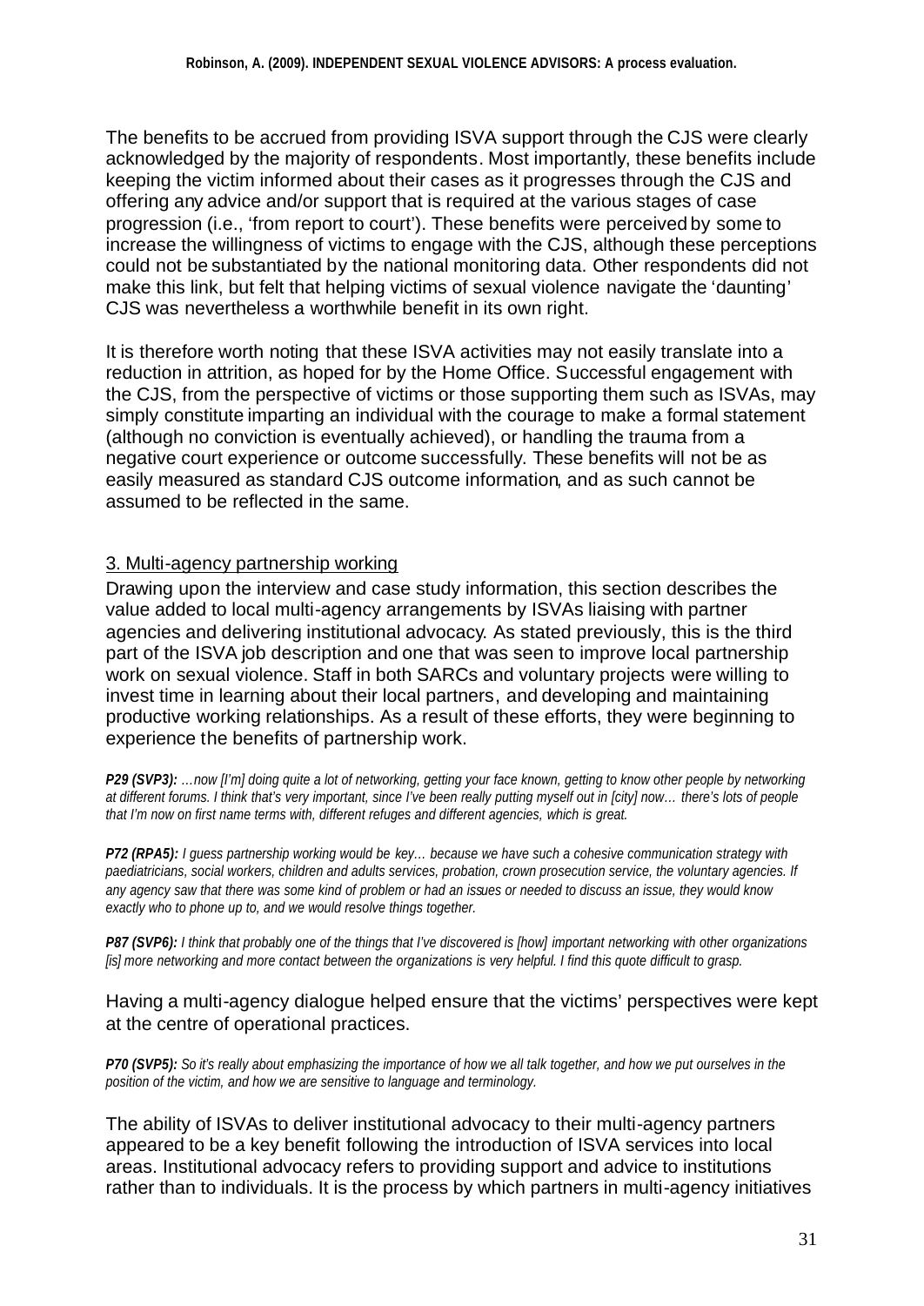The benefits to be accrued from providing ISVA support through the CJS were clearly acknowledged by the majority of respondents. Most importantly, these benefits include keeping the victim informed about their cases as it progresses through the CJS and offering any advice and/or support that is required at the various stages of case progression (i.e., 'from report to court'). These benefits were perceived by some to increase the willingness of victims to engage with the CJS, although these perceptions could not be substantiated by the national monitoring data. Other respondents did not make this link, but felt that helping victims of sexual violence navigate the 'daunting' CJS was nevertheless a worthwhile benefit in its own right.

It is therefore worth noting that these ISVA activities may not easily translate into a reduction in attrition, as hoped for by the Home Office. Successful engagement with the CJS, from the perspective of victims or those supporting them such as ISVAs, may simply constitute imparting an individual with the courage to make a formal statement (although no conviction is eventually achieved), or handling the trauma from a negative court experience or outcome successfully. These benefits will not be as easily measured as standard CJS outcome information, and as such cannot be assumed to be reflected in the same.

### 3. Multi-agency partnership working

Drawing upon the interview and case study information, this section describes the value added to local multi-agency arrangements by ISVAs liaising with partner agencies and delivering institutional advocacy. As stated previously, this is the third part of the ISVA job description and one that was seen to improve local partnership work on sexual violence. Staff in both SARCs and voluntary projects were willing to invest time in learning about their local partners, and developing and maintaining productive working relationships. As a result of these efforts, they were beginning to experience the benefits of partnership work.

***P29 (SVP3):*** *…now [I'm] doing quite a lot of networking, getting your face known, getting to know other people by networking at different forums. I think that's very important, since I've been really putting myself out in [city] now… there's lots of people that I'm now on first name terms with, different refuges and different agencies, which is great.*

***P72 (RPA5):*** *I guess partnership working would be key… because we have such a cohesive communication strategy with paediatricians, social workers, children and adults services, probation, crown prosecution service, the voluntary agencies. If any agency saw that there was some kind of problem or had an issues or needed to discuss an issue, they would know exactly who to phone up to, and we would resolve things together.*

***P87 (SVP6):*** *I think that probably one of the things that I've discovered is [how] important networking with other organizations [is] more networking and more contact between the organizations is very helpful. I find this quote difficult to grasp.*

Having a multi-agency dialogue helped ensure that the victims' perspectives were kept at the centre of operational practices.

***P70 (SVP5):*** *So it's really about emphasizing the importance of how we all talk together, and how we put ourselves in the position of the victim, and how we are sensitive to language and terminology.*

The ability of ISVAs to deliver institutional advocacy to their multi-agency partners appeared to be a key benefit following the introduction of ISVA services into local areas. Institutional advocacy refers to providing support and advice to institutions rather than to individuals. It is the process by which partners in multi-agency initiatives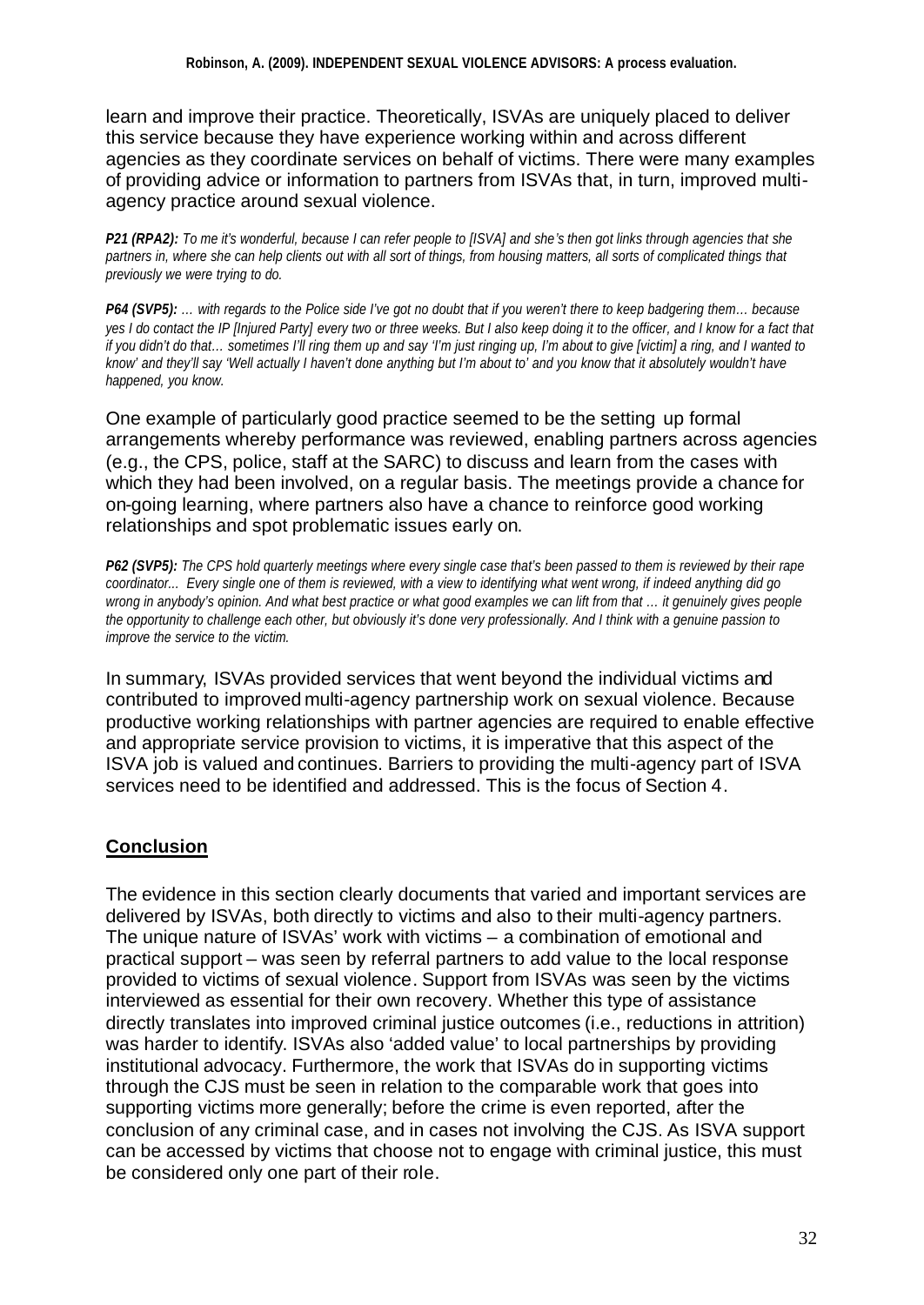learn and improve their practice. Theoretically, ISVAs are uniquely placed to deliver this service because they have experience working within and across different agencies as they coordinate services on behalf of victims. There were many examples of providing advice or information to partners from ISVAs that, in turn, improved multi-agency practice around sexual violence.

***P21 (RPA2):*** *To me it's wonderful, because I can refer people to [ISVA] and she's then got links through agencies that she partners in, where she can help clients out with all sort of things, from housing matters, all sorts of complicated things that previously we were trying to do.*

***P64 (SVP5):*** *… with regards to the Police side I've got no doubt that if you weren't there to keep badgering them… because yes I do contact the IP [Injured Party] every two or three weeks. But I also keep doing it to the officer, and I know for a fact that if you didn't do that… sometimes I'll ring them up and say 'I'm just ringing up, I'm about to give [victim] a ring, and I wanted to know' and they'll say 'Well actually I haven't done anything but I'm about to' and you know that it absolutely wouldn't have happened, you know.*

One example of particularly good practice seemed to be the setting up formal arrangements whereby performance was reviewed, enabling partners across agencies (e.g., the CPS, police, staff at the SARC) to discuss and learn from the cases with which they had been involved, on a regular basis. The meetings provide a chance for on-going learning, where partners also have a chance to reinforce good working relationships and spot problematic issues early on.

***P62 (SVP5):*** *The CPS hold quarterly meetings where every single case that's been passed to them is reviewed by their rape coordinator... Every single one of them is reviewed, with a view to identifying what went wrong, if indeed anything did go wrong in anybody's opinion. And what best practice or what good examples we can lift from that … it genuinely gives people the opportunity to challenge each other, but obviously it's done very professionally. And I think with a genuine passion to improve the service to the victim.*

In summary, ISVAs provided services that went beyond the individual victims and contributed to improved multi-agency partnership work on sexual violence. Because productive working relationships with partner agencies are required to enable effective and appropriate service provision to victims, it is imperative that this aspect of the ISVA job is valued and continues. Barriers to providing the multi-agency part of ISVA services need to be identified and addressed. This is the focus of Section 4.

## Conclusion

The evidence in this section clearly documents that varied and important services are delivered by ISVAs, both directly to victims and also to their multi-agency partners. The unique nature of ISVAs' work with victims – a combination of emotional and practical support – was seen by referral partners to add value to the local response provided to victims of sexual violence. Support from ISVAs was seen by the victims interviewed as essential for their own recovery. Whether this type of assistance directly translates into improved criminal justice outcomes (i.e., reductions in attrition) was harder to identify. ISVAs also 'added value' to local partnerships by providing institutional advocacy. Furthermore, the work that ISVAs do in supporting victims through the CJS must be seen in relation to the comparable work that goes into supporting victims more generally; before the crime is even reported, after the conclusion of any criminal case, and in cases not involving the CJS. As ISVA support can be accessed by victims that choose not to engage with criminal justice, this must be considered only one part of their role.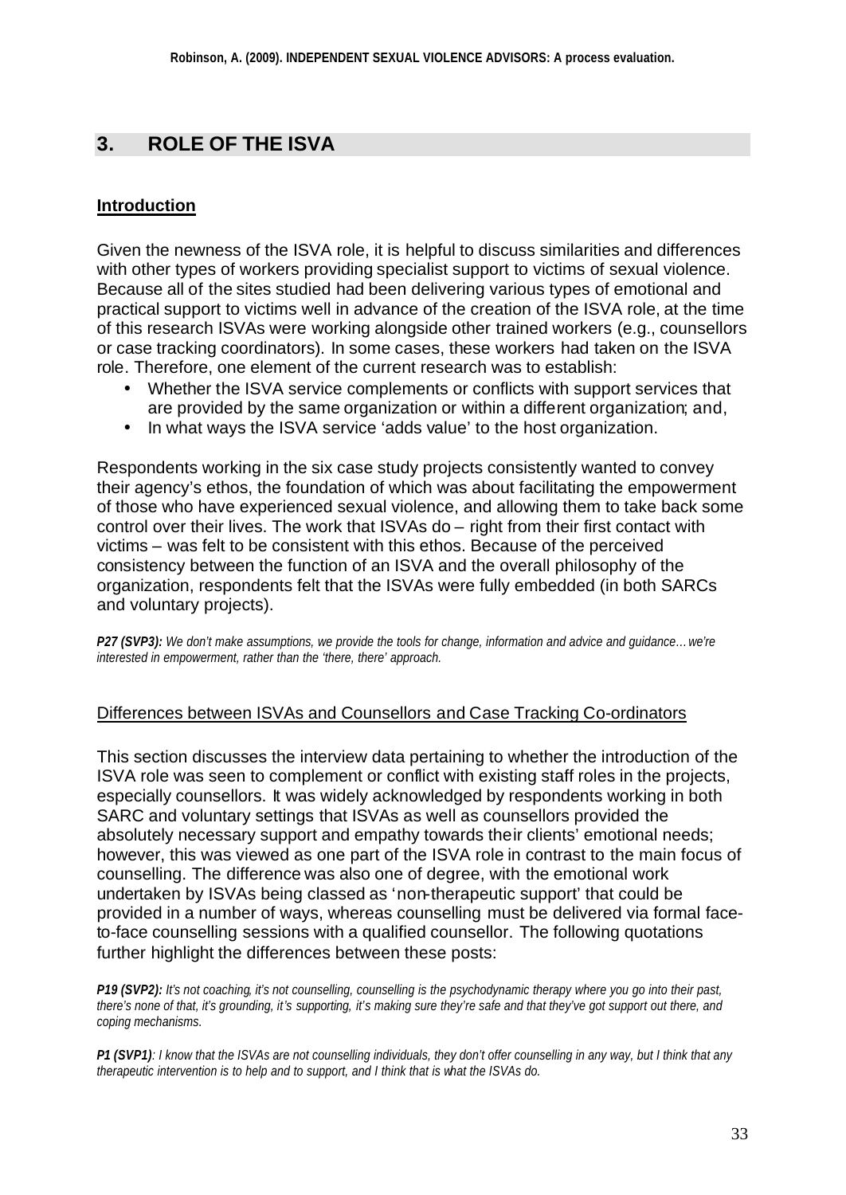## 3. ROLE OF THE ISVA

### Introduction

Given the newness of the ISVA role, it is helpful to discuss similarities and differences with other types of workers providing specialist support to victims of sexual violence. Because all of the sites studied had been delivering various types of emotional and practical support to victims well in advance of the creation of the ISVA role, at the time of this research ISVAs were working alongside other trained workers (e.g., counsellors or case tracking coordinators). In some cases, these workers had taken on the ISVA role. Therefore, one element of the current research was to establish:

- Whether the ISVA service complements or conflicts with support services that are provided by the same organization or within a different organization; and,
- In what ways the ISVA service 'adds value' to the host organization.

Respondents working in the six case study projects consistently wanted to convey their agency's ethos, the foundation of which was about facilitating the empowerment of those who have experienced sexual violence, and allowing them to take back some control over their lives. The work that ISVAs do – right from their first contact with victims – was felt to be consistent with this ethos. Because of the perceived consistency between the function of an ISVA and the overall philosophy of the organization, respondents felt that the ISVAs were fully embedded (in both SARCs and voluntary projects).

***P27 (SVP3):*** *We don't make assumptions, we provide the tools for change, information and advice and guidance… we're interested in empowerment, rather than the 'there, there' approach.*

Differences between ISVAs and Counsellors and Case Tracking Co-ordinators

This section discusses the interview data pertaining to whether the introduction of the ISVA role was seen to complement or conflict with existing staff roles in the projects, especially counsellors. It was widely acknowledged by respondents working in both SARC and voluntary settings that ISVAs as well as counsellors provided the absolutely necessary support and empathy towards their clients' emotional needs; however, this was viewed as one part of the ISVA role in contrast to the main focus of counselling. The difference was also one of degree, with the emotional work undertaken by ISVAs being classed as 'non-therapeutic support' that could be provided in a number of ways, whereas counselling must be delivered via formal face-to-face counselling sessions with a qualified counsellor. The following quotations further highlight the differences between these posts:

***P19 (SVP2):*** *It's not coaching, it's not counselling, counselling is the psychodynamic therapy where you go into their past, there's none of that, it's grounding, it's supporting, it's making sure they're safe and that they've got support out there, and coping mechanisms.*

***P1 (SVP1)****: I know that the ISVAs are not counselling individuals, they don't offer counselling in any way, but I think that any therapeutic intervention is to help and to support, and I think that is what the ISVAs do.*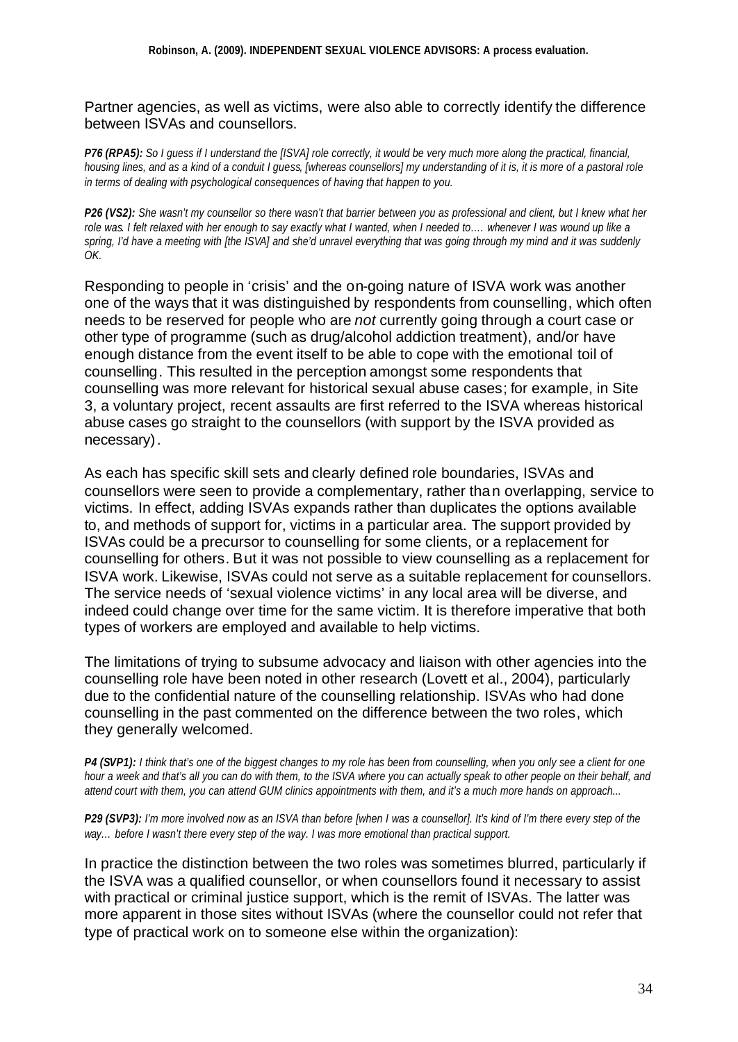Partner agencies, as well as victims, were also able to correctly identify the difference between ISVAs and counsellors.

***P76 (RPA5):*** *So I guess if I understand the [ISVA] role correctly, it would be very much more along the practical, financial, housing lines, and as a kind of a conduit I guess, [whereas counsellors] my understanding of it is, it is more of a pastoral role in terms of dealing with psychological consequences of having that happen to you.*

***P26 (VS2):*** *She wasn't my counsellor so there wasn't that barrier between you as professional and client, but I knew what her role was. I felt relaxed with her enough to say exactly what I wanted, when I needed to…. whenever I was wound up like a spring, I'd have a meeting with [the ISVA] and she'd unravel everything that was going through my mind and it was suddenly OK.*

Responding to people in 'crisis' and the on-going nature of ISVA work was another one of the ways that it was distinguished by respondents from counselling, which often needs to be reserved for people who are *not* currently going through a court case or other type of programme (such as drug/alcohol addiction treatment), and/or have enough distance from the event itself to be able to cope with the emotional toil of counselling. This resulted in the perception amongst some respondents that counselling was more relevant for historical sexual abuse cases; for example, in Site 3, a voluntary project, recent assaults are first referred to the ISVA whereas historical abuse cases go straight to the counsellors (with support by the ISVA provided as necessary).

As each has specific skill sets and clearly defined role boundaries, ISVAs and counsellors were seen to provide a complementary, rather than overlapping, service to victims. In effect, adding ISVAs expands rather than duplicates the options available to, and methods of support for, victims in a particular area. The support provided by ISVAs could be a precursor to counselling for some clients, or a replacement for counselling for others. But it was not possible to view counselling as a replacement for ISVA work. Likewise, ISVAs could not serve as a suitable replacement for counsellors. The service needs of 'sexual violence victims' in any local area will be diverse, and indeed could change over time for the same victim. It is therefore imperative that both types of workers are employed and available to help victims.

The limitations of trying to subsume advocacy and liaison with other agencies into the counselling role have been noted in other research (Lovett et al., 2004), particularly due to the confidential nature of the counselling relationship. ISVAs who had done counselling in the past commented on the difference between the two roles, which they generally welcomed.

***P4 (SVP1):*** *I think that's one of the biggest changes to my role has been from counselling, when you only see a client for one hour a week and that's all you can do with them, to the ISVA where you can actually speak to other people on their behalf, and attend court with them, you can attend GUM clinics appointments with them, and it's a much more hands on approach...*

***P29 (SVP3):*** *I'm more involved now as an ISVA than before [when I was a counsellor]. It's kind of I'm there every step of the way… before I wasn't there every step of the way. I was more emotional than practical support.*

In practice the distinction between the two roles was sometimes blurred, particularly if the ISVA was a qualified counsellor, or when counsellors found it necessary to assist with practical or criminal justice support, which is the remit of ISVAs. The latter was more apparent in those sites without ISVAs (where the counsellor could not refer that type of practical work on to someone else within the organization):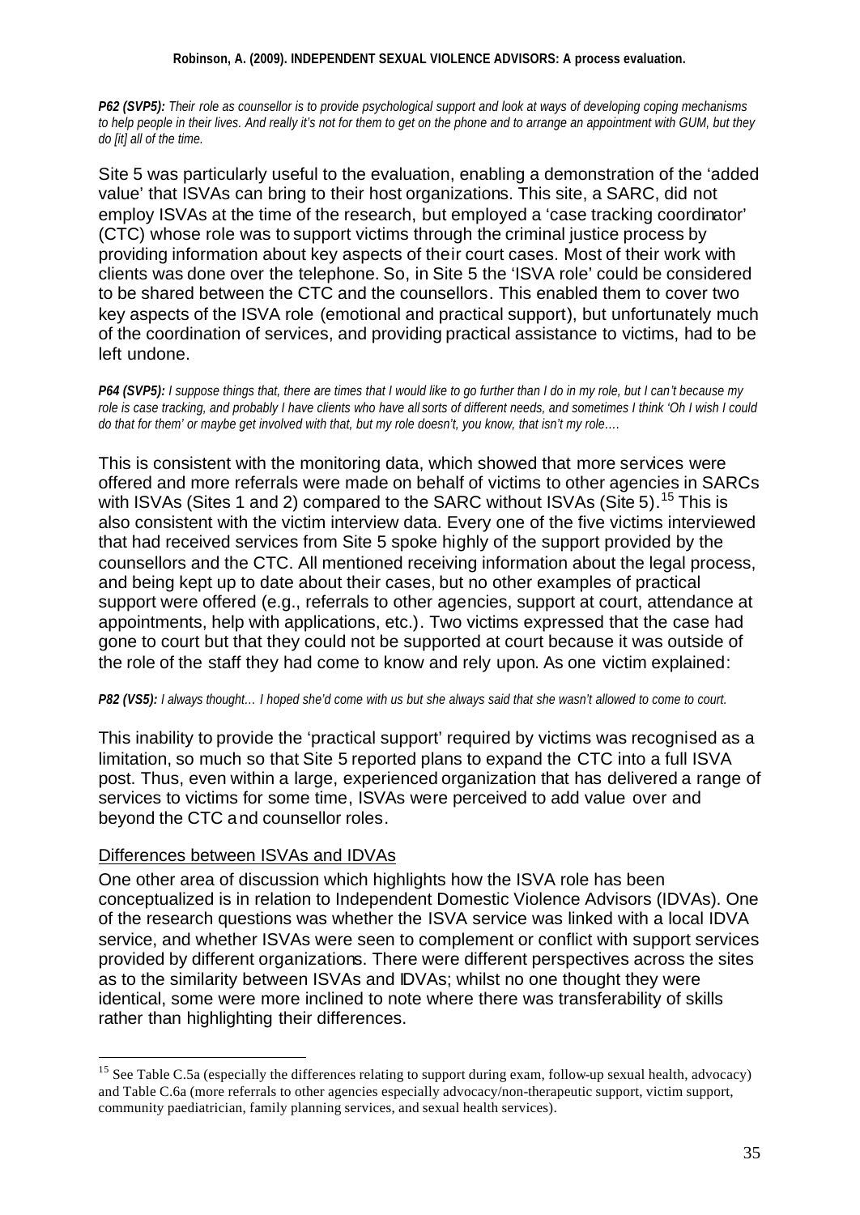***P62 (SVP5):** Their role as counsellor is to provide psychological support and look at ways of developing coping mechanisms to help people in their lives. And really it's not for them to get on the phone and to arrange an appointment with GUM, but they do [it] all of the time.*

Site 5 was particularly useful to the evaluation, enabling a demonstration of the 'added value' that ISVAs can bring to their host organizations. This site, a SARC, did not employ ISVAs at the time of the research, but employed a 'case tracking coordinator' (CTC) whose role was to support victims through the criminal justice process by providing information about key aspects of their court cases. Most of their work with clients was done over the telephone. So, in Site 5 the 'ISVA role' could be considered to be shared between the CTC and the counsellors. This enabled them to cover two key aspects of the ISVA role (emotional and practical support), but unfortunately much of the coordination of services, and providing practical assistance to victims, had to be left undone.

***P64 (SVP5):** I suppose things that, there are times that I would like to go further than I do in my role, but I can't because my role is case tracking, and probably I have clients who have all sorts of different needs, and sometimes I think 'Oh I wish I could do that for them' or maybe get involved with that, but my role doesn't, you know, that isn't my role….*

This is consistent with the monitoring data, which showed that more services were offered and more referrals were made on behalf of victims to other agencies in SARCs with ISVAs (Sites 1 and 2) compared to the SARC without ISVAs (Site 5).[15] This is also consistent with the victim interview data. Every one of the five victims interviewed that had received services from Site 5 spoke highly of the support provided by the counsellors and the CTC. All mentioned receiving information about the legal process, and being kept up to date about their cases, but no other examples of practical support were offered (e.g., referrals to other agencies, support at court, attendance at appointments, help with applications, etc.). Two victims expressed that the case had gone to court but that they could not be supported at court because it was outside of the role of the staff they had come to know and rely upon. As one victim explained:

***P82 (VS5):** I always thought… I hoped she'd come with us but she always said that she wasn't allowed to come to court.*

This inability to provide the 'practical support' required by victims was recognised as a limitation, so much so that Site 5 reported plans to expand the CTC into a full ISVA post. Thus, even within a large, experienced organization that has delivered a range of services to victims for some time, ISVAs were perceived to add value over and beyond the CTC and counsellor roles.

## Differences between ISVAs and IDVAs

One other area of discussion which highlights how the ISVA role has been conceptualized is in relation to Independent Domestic Violence Advisors (IDVAs). One of the research questions was whether the ISVA service was linked with a local IDVA service, and whether ISVAs were seen to complement or conflict with support services provided by different organizations. There were different perspectives across the sites as to the similarity between ISVAs and IDVAs; whilst no one thought they were identical, some were more inclined to note where there was transferability of skills rather than highlighting their differences.

---

[15] See Table C.5a (especially the differences relating to support during exam, follow-up sexual health, advocacy) and Table C.6a (more referrals to other agencies especially advocacy/non-therapeutic support, victim support, community paediatrician, family planning services, and sexual health services).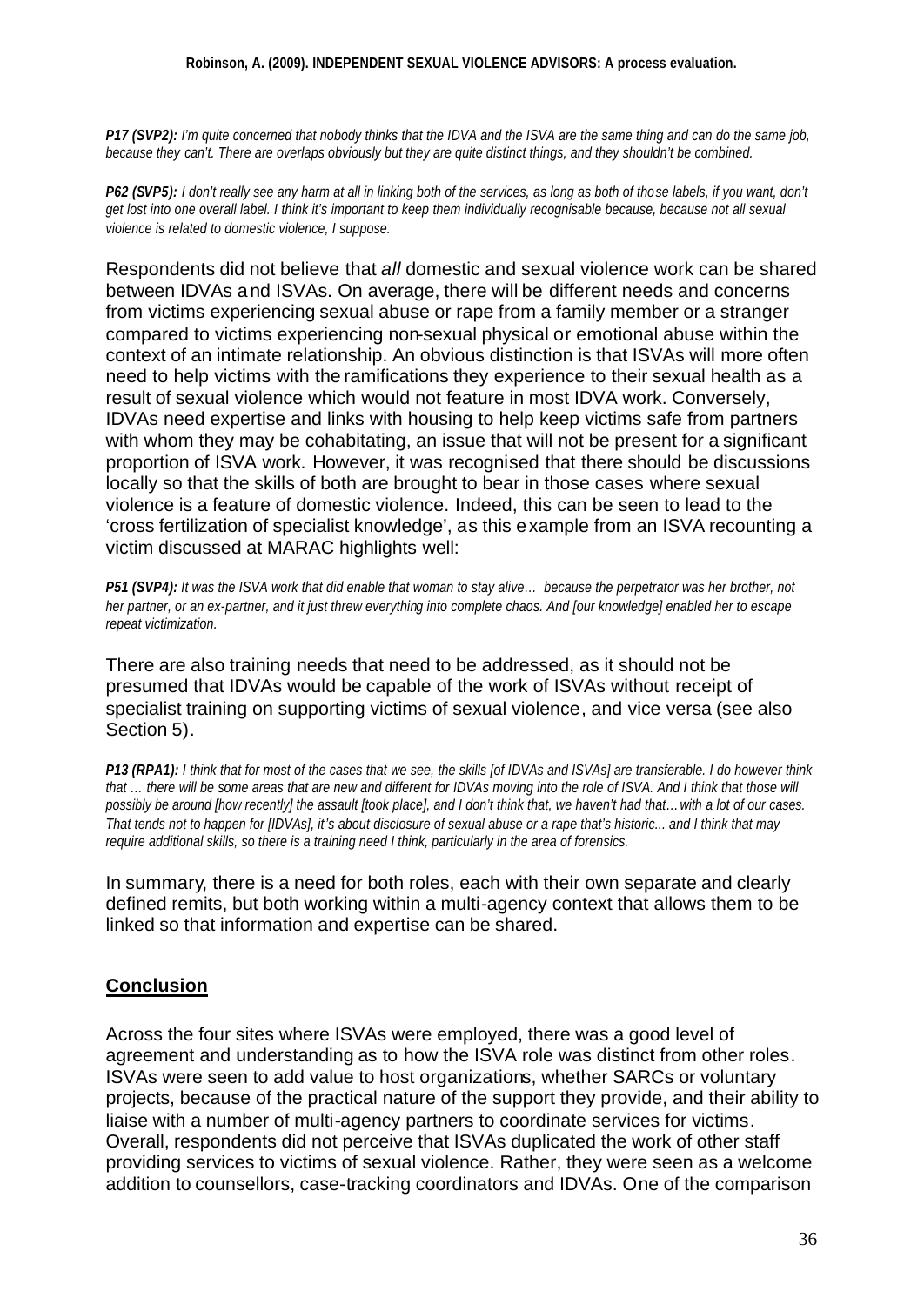***P17 (SVP2):*** *I'm quite concerned that nobody thinks that the IDVA and the ISVA are the same thing and can do the same job, because they can't. There are overlaps obviously but they are quite distinct things, and they shouldn't be combined.*

***P62 (SVP5):*** *I don't really see any harm at all in linking both of the services, as long as both of those labels, if you want, don't get lost into one overall label. I think it's important to keep them individually recognisable because, because not all sexual violence is related to domestic violence, I suppose.*

Respondents did not believe that *all* domestic and sexual violence work can be shared between IDVAs and ISVAs. On average, there will be different needs and concerns from victims experiencing sexual abuse or rape from a family member or a stranger compared to victims experiencing non-sexual physical or emotional abuse within the context of an intimate relationship. An obvious distinction is that ISVAs will more often need to help victims with the ramifications they experience to their sexual health as a result of sexual violence which would not feature in most IDVA work. Conversely, IDVAs need expertise and links with housing to help keep victims safe from partners with whom they may be cohabitating, an issue that will not be present for a significant proportion of ISVA work. However, it was recognised that there should be discussions locally so that the skills of both are brought to bear in those cases where sexual violence is a feature of domestic violence. Indeed, this can be seen to lead to the 'cross fertilization of specialist knowledge', as this example from an ISVA recounting a victim discussed at MARAC highlights well:

***P51 (SVP4):*** *It was the ISVA work that did enable that woman to stay alive… because the perpetrator was her brother, not her partner, or an ex-partner, and it just threw everything into complete chaos. And [our knowledge] enabled her to escape repeat victimization.*

There are also training needs that need to be addressed, as it should not be presumed that IDVAs would be capable of the work of ISVAs without receipt of specialist training on supporting victims of sexual violence, and vice versa (see also Section 5).

***P13 (RPA1):*** *I think that for most of the cases that we see, the skills [of IDVAs and ISVAs] are transferable. I do however think that … there will be some areas that are new and different for IDVAs moving into the role of ISVA. And I think that those will possibly be around [how recently] the assault [took place], and I don't think that, we haven't had that…with a lot of our cases. That tends not to happen for [IDVAs], it's about disclosure of sexual abuse or a rape that's historic... and I think that may require additional skills, so there is a training need I think, particularly in the area of forensics.*

In summary, there is a need for both roles, each with their own separate and clearly defined remits, but both working within a multi-agency context that allows them to be linked so that information and expertise can be shared.

## Conclusion

Across the four sites where ISVAs were employed, there was a good level of agreement and understanding as to how the ISVA role was distinct from other roles. ISVAs were seen to add value to host organizations, whether SARCs or voluntary projects, because of the practical nature of the support they provide, and their ability to liaise with a number of multi-agency partners to coordinate services for victims. Overall, respondents did not perceive that ISVAs duplicated the work of other staff providing services to victims of sexual violence. Rather, they were seen as a welcome addition to counsellors, case-tracking coordinators and IDVAs. One of the comparison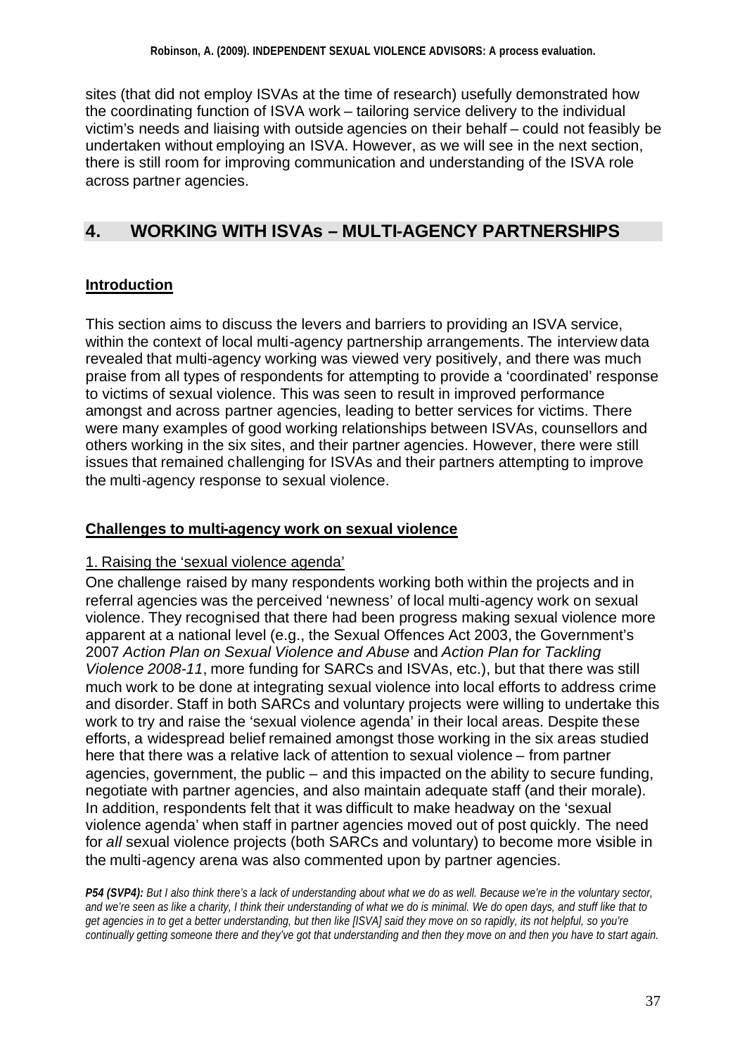sites (that did not employ ISVAs at the time of research) usefully demonstrated how the coordinating function of ISVA work – tailoring service delivery to the individual victim's needs and liaising with outside agencies on their behalf – could not feasibly be undertaken without employing an ISVA. However, as we will see in the next section, there is still room for improving communication and understanding of the ISVA role across partner agencies.

## 4. WORKING WITH ISVAs – MULTI-AGENCY PARTNERSHIPS

### Introduction

This section aims to discuss the levers and barriers to providing an ISVA service, within the context of local multi-agency partnership arrangements. The interview data revealed that multi-agency working was viewed very positively, and there was much praise from all types of respondents for attempting to provide a 'coordinated' response to victims of sexual violence. This was seen to result in improved performance amongst and across partner agencies, leading to better services for victims. There were many examples of good working relationships between ISVAs, counsellors and others working in the six sites, and their partner agencies. However, there were still issues that remained challenging for ISVAs and their partners attempting to improve the multi-agency response to sexual violence.

### Challenges to multi-agency work on sexual violence

1. Raising the 'sexual violence agenda'

One challenge raised by many respondents working both within the projects and in referral agencies was the perceived 'newness' of local multi-agency work on sexual violence. They recognised that there had been progress making sexual violence more apparent at a national level (e.g., the Sexual Offences Act 2003, the Government's 2007 *Action Plan on Sexual Violence and Abuse* and *Action Plan for Tackling Violence 2008-11*, more funding for SARCs and ISVAs, etc.), but that there was still much work to be done at integrating sexual violence into local efforts to address crime and disorder. Staff in both SARCs and voluntary projects were willing to undertake this work to try and raise the 'sexual violence agenda' in their local areas. Despite these efforts, a widespread belief remained amongst those working in the six areas studied here that there was a relative lack of attention to sexual violence – from partner agencies, government, the public – and this impacted on the ability to secure funding, negotiate with partner agencies, and also maintain adequate staff (and their morale). In addition, respondents felt that it was difficult to make headway on the 'sexual violence agenda' when staff in partner agencies moved out of post quickly. The need for *all* sexual violence projects (both SARCs and voluntary) to become more visible in the multi-agency arena was also commented upon by partner agencies.

***P54 (SVP4):*** *But I also think there's a lack of understanding about what we do as well. Because we're in the voluntary sector, and we're seen as like a charity, I think their understanding of what we do is minimal. We do open days, and stuff like that to get agencies in to get a better understanding, but then like [ISVA] said they move on so rapidly, its not helpful, so you're continually getting someone there and they've got that understanding and then they move on and then you have to start again.*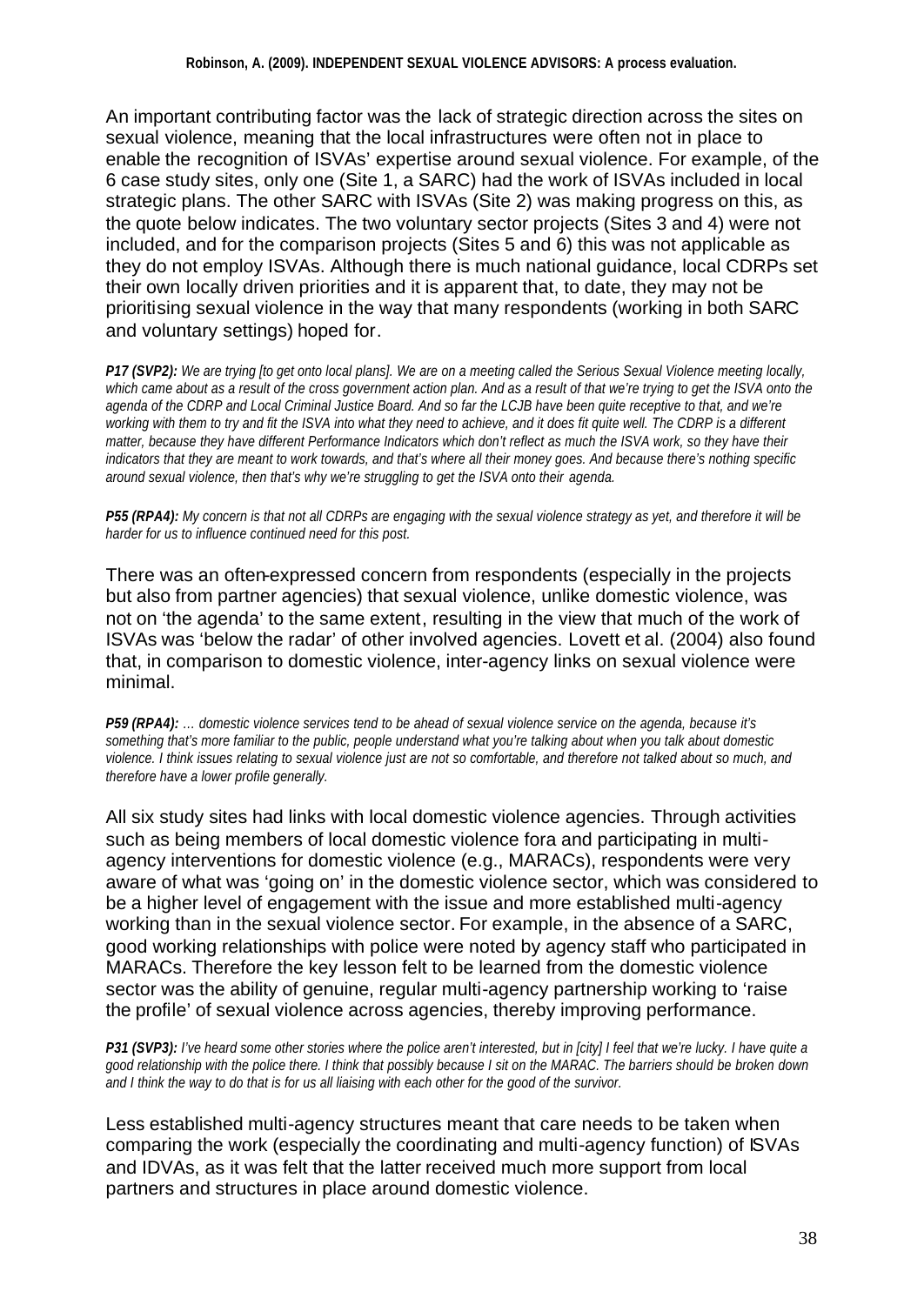An important contributing factor was the lack of strategic direction across the sites on sexual violence, meaning that the local infrastructures were often not in place to enable the recognition of ISVAs' expertise around sexual violence. For example, of the 6 case study sites, only one (Site 1, a SARC) had the work of ISVAs included in local strategic plans. The other SARC with ISVAs (Site 2) was making progress on this, as the quote below indicates. The two voluntary sector projects (Sites 3 and 4) were not included, and for the comparison projects (Sites 5 and 6) this was not applicable as they do not employ ISVAs. Although there is much national guidance, local CDRPs set their own locally driven priorities and it is apparent that, to date, they may not be prioritising sexual violence in the way that many respondents (working in both SARC and voluntary settings) hoped for.

***P17 (SVP2):*** *We are trying [to get onto local plans]. We are on a meeting called the Serious Sexual Violence meeting locally, which came about as a result of the cross government action plan. And as a result of that we're trying to get the ISVA onto the agenda of the CDRP and Local Criminal Justice Board. And so far the LCJB have been quite receptive to that, and we're working with them to try and fit the ISVA into what they need to achieve, and it does fit quite well. The CDRP is a different matter, because they have different Performance Indicators which don't reflect as much the ISVA work, so they have their indicators that they are meant to work towards, and that's where all their money goes. And because there's nothing specific around sexual violence, then that's why we're struggling to get the ISVA onto their agenda.*

***P55 (RPA4):*** *My concern is that not all CDRPs are engaging with the sexual violence strategy as yet, and therefore it will be harder for us to influence continued need for this post.*

There was an often-expressed concern from respondents (especially in the projects but also from partner agencies) that sexual violence, unlike domestic violence, was not on 'the agenda' to the same extent, resulting in the view that much of the work of ISVAs was 'below the radar' of other involved agencies. Lovett et al. (2004) also found that, in comparison to domestic violence, inter-agency links on sexual violence were minimal.

***P59 (RPA4):*** *… domestic violence services tend to be ahead of sexual violence service on the agenda, because it's something that's more familiar to the public, people understand what you're talking about when you talk about domestic violence. I think issues relating to sexual violence just are not so comfortable, and therefore not talked about so much, and therefore have a lower profile generally.*

All six study sites had links with local domestic violence agencies. Through activities such as being members of local domestic violence fora and participating in multi-agency interventions for domestic violence (e.g., MARACs), respondents were very aware of what was 'going on' in the domestic violence sector, which was considered to be a higher level of engagement with the issue and more established multi-agency working than in the sexual violence sector. For example, in the absence of a SARC, good working relationships with police were noted by agency staff who participated in MARACs. Therefore the key lesson felt to be learned from the domestic violence sector was the ability of genuine, regular multi-agency partnership working to 'raise the profile' of sexual violence across agencies, thereby improving performance.

***P31 (SVP3):*** *I've heard some other stories where the police aren't interested, but in [city] I feel that we're lucky. I have quite a good relationship with the police there. I think that possibly because I sit on the MARAC. The barriers should be broken down and I think the way to do that is for us all liaising with each other for the good of the survivor.*

Less established multi-agency structures meant that care needs to be taken when comparing the work (especially the coordinating and multi-agency function) of ISVAs and IDVAs, as it was felt that the latter received much more support from local partners and structures in place around domestic violence.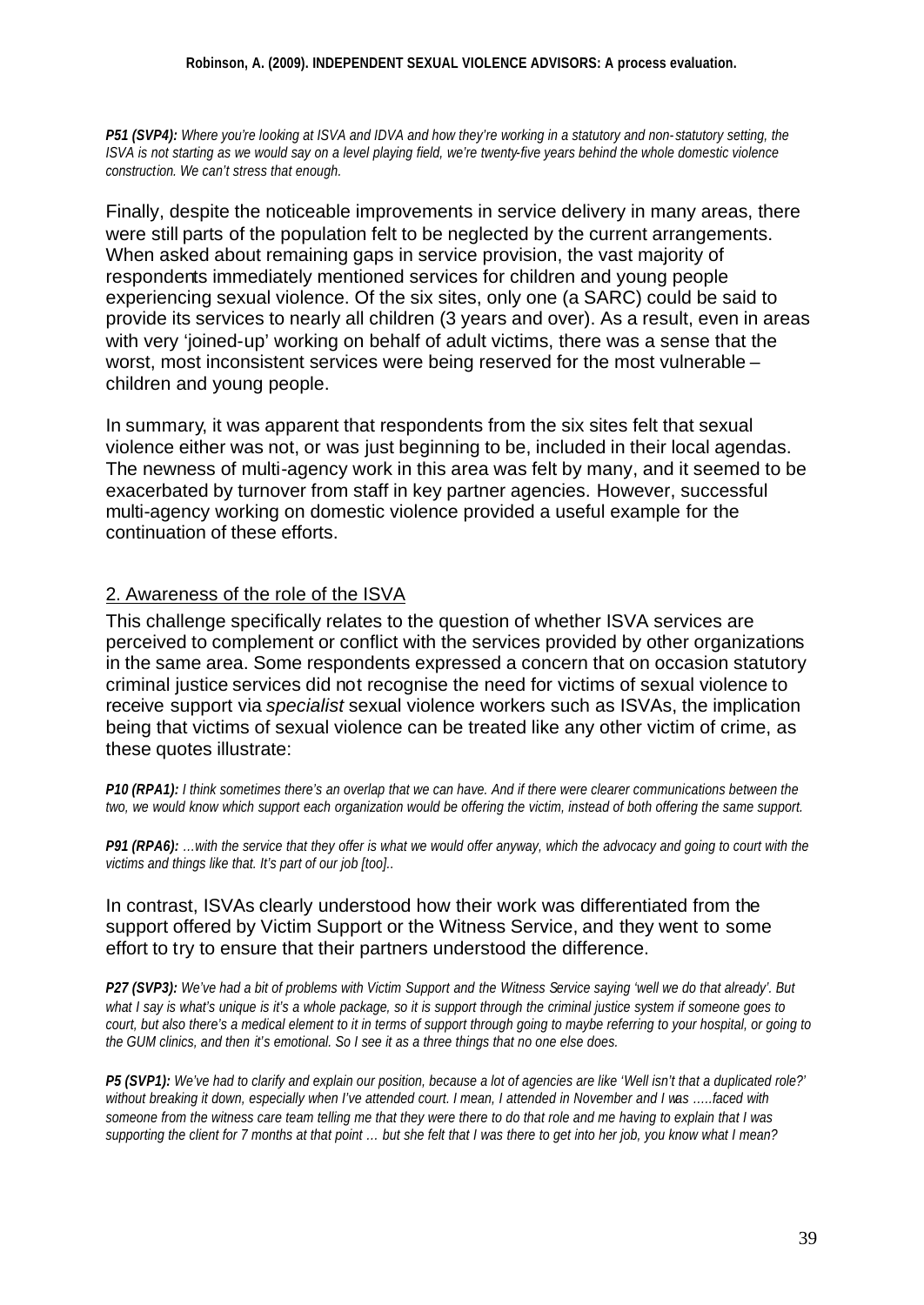***P51 (SVP4):*** *Where you're looking at ISVA and IDVA and how they're working in a statutory and non-statutory setting, the ISVA is not starting as we would say on a level playing field, we're twenty-five years behind the whole domestic violence construction. We can't stress that enough.*

Finally, despite the noticeable improvements in service delivery in many areas, there were still parts of the population felt to be neglected by the current arrangements. When asked about remaining gaps in service provision, the vast majority of respondents immediately mentioned services for children and young people experiencing sexual violence. Of the six sites, only one (a SARC) could be said to provide its services to nearly all children (3 years and over). As a result, even in areas with very 'joined-up' working on behalf of adult victims, there was a sense that the worst, most inconsistent services were being reserved for the most vulnerable – children and young people.

In summary, it was apparent that respondents from the six sites felt that sexual violence either was not, or was just beginning to be, included in their local agendas. The newness of multi-agency work in this area was felt by many, and it seemed to be exacerbated by turnover from staff in key partner agencies. However, successful multi-agency working on domestic violence provided a useful example for the continuation of these efforts.

## 2. Awareness of the role of the ISVA

This challenge specifically relates to the question of whether ISVA services are perceived to complement or conflict with the services provided by other organizations in the same area. Some respondents expressed a concern that on occasion statutory criminal justice services did not recognise the need for victims of sexual violence to receive support via *specialist* sexual violence workers such as ISVAs, the implication being that victims of sexual violence can be treated like any other victim of crime, as these quotes illustrate:

***P10 (RPA1):*** *I think sometimes there's an overlap that we can have. And if there were clearer communications between the two, we would know which support each organization would be offering the victim, instead of both offering the same support.*

***P91 (RPA6):*** *…with the service that they offer is what we would offer anyway, which the advocacy and going to court with the victims and things like that. It's part of our job [too]..*

In contrast, ISVAs clearly understood how their work was differentiated from the support offered by Victim Support or the Witness Service, and they went to some effort to try to ensure that their partners understood the difference.

***P27 (SVP3):*** *We've had a bit of problems with Victim Support and the Witness Service saying 'well we do that already'. But what I say is what's unique is it's a whole package, so it is support through the criminal justice system if someone goes to court, but also there's a medical element to it in terms of support through going to maybe referring to your hospital, or going to the GUM clinics, and then it's emotional. So I see it as a three things that no one else does.*

***P5 (SVP1):*** *We've had to clarify and explain our position, because a lot of agencies are like 'Well isn't that a duplicated role?' without breaking it down, especially when I've attended court. I mean, I attended in November and I was …..faced with someone from the witness care team telling me that they were there to do that role and me having to explain that I was supporting the client for 7 months at that point … but she felt that I was there to get into her job, you know what I mean?*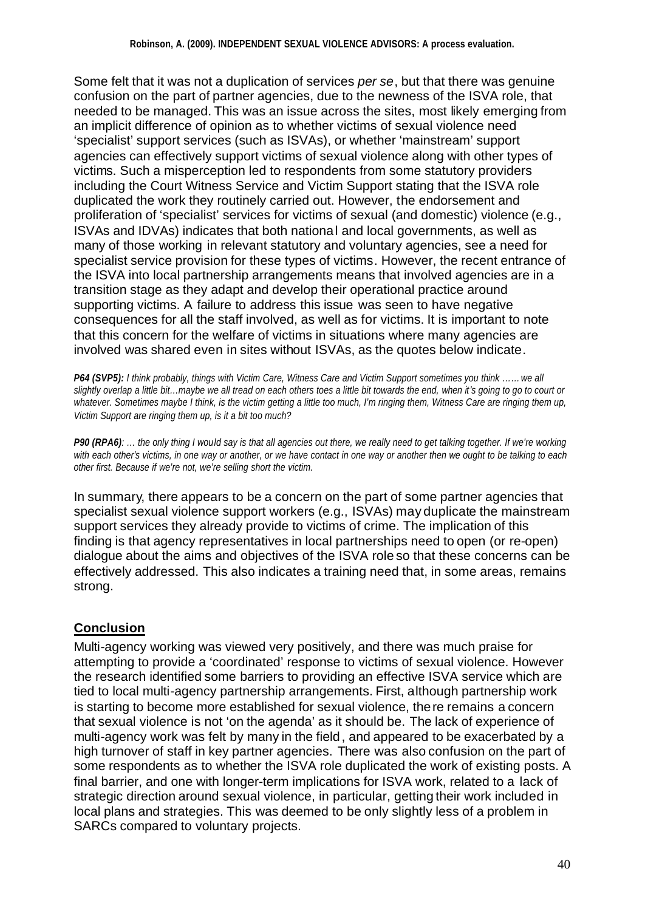Some felt that it was not a duplication of services *per se*, but that there was genuine confusion on the part of partner agencies, due to the newness of the ISVA role, that needed to be managed. This was an issue across the sites, most likely emerging from an implicit difference of opinion as to whether victims of sexual violence need 'specialist' support services (such as ISVAs), or whether 'mainstream' support agencies can effectively support victims of sexual violence along with other types of victims. Such a misperception led to respondents from some statutory providers including the Court Witness Service and Victim Support stating that the ISVA role duplicated the work they routinely carried out. However, the endorsement and proliferation of 'specialist' services for victims of sexual (and domestic) violence (e.g., ISVAs and IDVAs) indicates that both national and local governments, as well as many of those working in relevant statutory and voluntary agencies, see a need for specialist service provision for these types of victims. However, the recent entrance of the ISVA into local partnership arrangements means that involved agencies are in a transition stage as they adapt and develop their operational practice around supporting victims. A failure to address this issue was seen to have negative consequences for all the staff involved, as well as for victims. It is important to note that this concern for the welfare of victims in situations where many agencies are involved was shared even in sites without ISVAs, as the quotes below indicate.

***P64 (SVP5):*** *I think probably, things with Victim Care, Witness Care and Victim Support sometimes you think …… we all slightly overlap a little bit…maybe we all tread on each others toes a little bit towards the end, when it's going to go to court or whatever. Sometimes maybe I think, is the victim getting a little too much, I'm ringing them, Witness Care are ringing them up, Victim Support are ringing them up, is it a bit too much?*

***P90 (RPA6)****: … the only thing I would say is that all agencies out there, we really need to get talking together. If we're working with each other's victims, in one way or another, or we have contact in one way or another then we ought to be talking to each other first. Because if we're not, we're selling short the victim.*

In summary, there appears to be a concern on the part of some partner agencies that specialist sexual violence support workers (e.g., ISVAs) may duplicate the mainstream support services they already provide to victims of crime. The implication of this finding is that agency representatives in local partnerships need to open (or re-open) dialogue about the aims and objectives of the ISVA role so that these concerns can be effectively addressed. This also indicates a training need that, in some areas, remains strong.

## Conclusion

Multi-agency working was viewed very positively, and there was much praise for attempting to provide a 'coordinated' response to victims of sexual violence. However the research identified some barriers to providing an effective ISVA service which are tied to local multi-agency partnership arrangements. First, although partnership work is starting to become more established for sexual violence, there remains a concern that sexual violence is not 'on the agenda' as it should be. The lack of experience of multi-agency work was felt by many in the field, and appeared to be exacerbated by a high turnover of staff in key partner agencies. There was also confusion on the part of some respondents as to whether the ISVA role duplicated the work of existing posts. A final barrier, and one with longer-term implications for ISVA work, related to a lack of strategic direction around sexual violence, in particular, getting their work included in local plans and strategies. This was deemed to be only slightly less of a problem in SARCs compared to voluntary projects.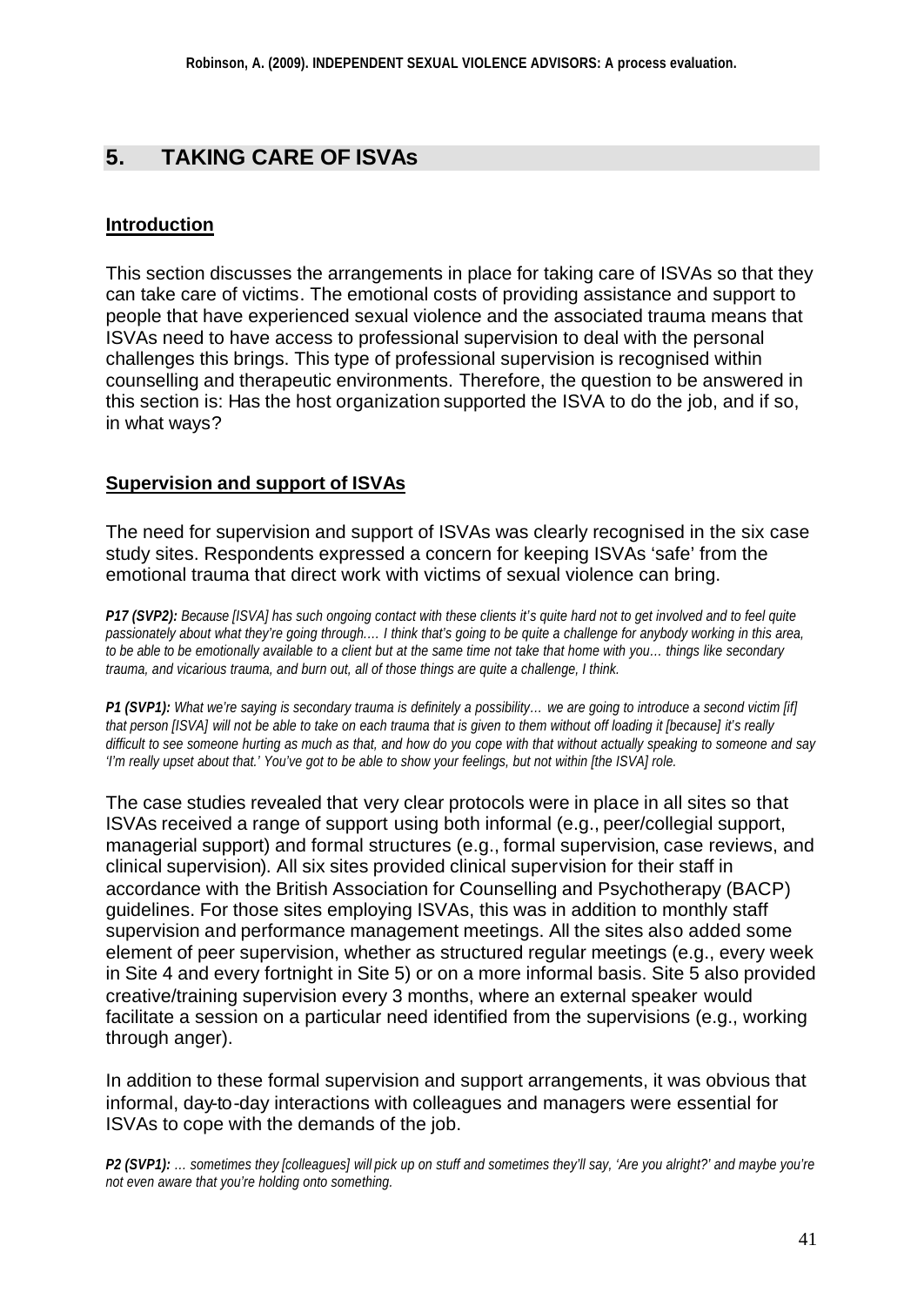## 5. TAKING CARE OF ISVAs

### Introduction

This section discusses the arrangements in place for taking care of ISVAs so that they can take care of victims. The emotional costs of providing assistance and support to people that have experienced sexual violence and the associated trauma means that ISVAs need to have access to professional supervision to deal with the personal challenges this brings. This type of professional supervision is recognised within counselling and therapeutic environments. Therefore, the question to be answered in this section is: Has the host organization supported the ISVA to do the job, and if so, in what ways?

### Supervision and support of ISVAs

The need for supervision and support of ISVAs was clearly recognised in the six case study sites. Respondents expressed a concern for keeping ISVAs 'safe' from the emotional trauma that direct work with victims of sexual violence can bring.

***P17 (SVP2):*** *Because [ISVA] has such ongoing contact with these clients it's quite hard not to get involved and to feel quite passionately about what they're going through.… I think that's going to be quite a challenge for anybody working in this area, to be able to be emotionally available to a client but at the same time not take that home with you… things like secondary trauma, and vicarious trauma, and burn out, all of those things are quite a challenge, I think.*

***P1 (SVP1):*** *What we're saying is secondary trauma is definitely a possibility… we are going to introduce a second victim [if] that person [ISVA] will not be able to take on each trauma that is given to them without off loading it [because] it's really difficult to see someone hurting as much as that, and how do you cope with that without actually speaking to someone and say 'I'm really upset about that.' You've got to be able to show your feelings, but not within [the ISVA] role.*

The case studies revealed that very clear protocols were in place in all sites so that ISVAs received a range of support using both informal (e.g., peer/collegial support, managerial support) and formal structures (e.g., formal supervision, case reviews, and clinical supervision). All six sites provided clinical supervision for their staff in accordance with the British Association for Counselling and Psychotherapy (BACP) guidelines. For those sites employing ISVAs, this was in addition to monthly staff supervision and performance management meetings. All the sites also added some element of peer supervision, whether as structured regular meetings (e.g., every week in Site 4 and every fortnight in Site 5) or on a more informal basis. Site 5 also provided creative/training supervision every 3 months, where an external speaker would facilitate a session on a particular need identified from the supervisions (e.g., working through anger).

In addition to these formal supervision and support arrangements, it was obvious that informal, day-to-day interactions with colleagues and managers were essential for ISVAs to cope with the demands of the job.

***P2 (SVP1):*** *… sometimes they [colleagues] will pick up on stuff and sometimes they'll say, 'Are you alright?' and maybe you're not even aware that you're holding onto something.*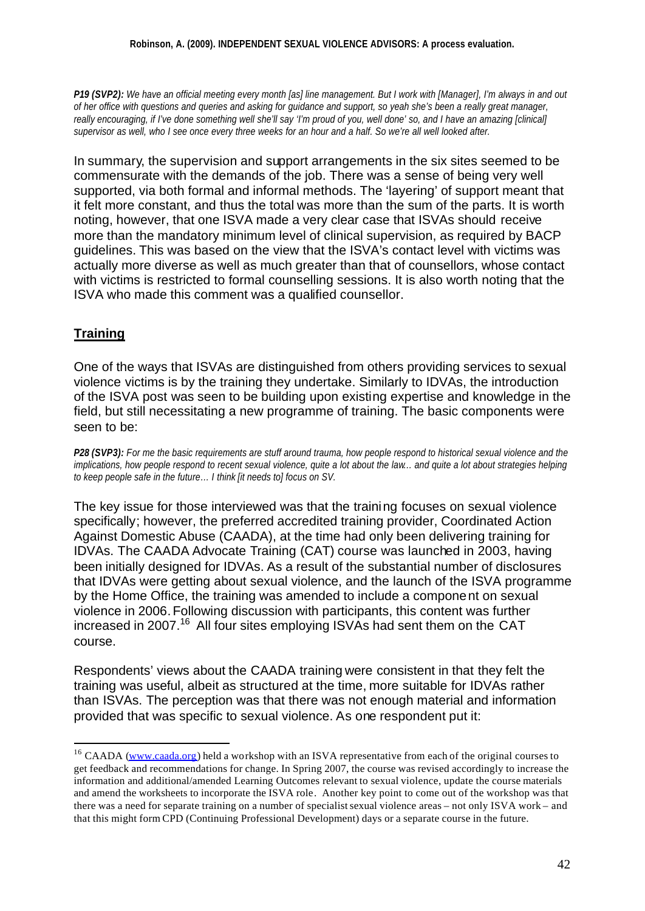***P19 (SVP2):*** *We have an official meeting every month [as] line management. But I work with [Manager], I'm always in and out of her office with questions and queries and asking for guidance and support, so yeah she's been a really great manager, really encouraging, if I've done something well she'll say 'I'm proud of you, well done' so, and I have an amazing [clinical] supervisor as well, who I see once every three weeks for an hour and a half. So we're all well looked after.*

In summary, the supervision and support arrangements in the six sites seemed to be commensurate with the demands of the job. There was a sense of being very well supported, via both formal and informal methods. The 'layering' of support meant that it felt more constant, and thus the total was more than the sum of the parts. It is worth noting, however, that one ISVA made a very clear case that ISVAs should receive more than the mandatory minimum level of clinical supervision, as required by BACP guidelines. This was based on the view that the ISVA's contact level with victims was actually more diverse as well as much greater than that of counsellors, whose contact with victims is restricted to formal counselling sessions. It is also worth noting that the ISVA who made this comment was a qualified counsellor.

## Training

One of the ways that ISVAs are distinguished from others providing services to sexual violence victims is by the training they undertake. Similarly to IDVAs, the introduction of the ISVA post was seen to be building upon existing expertise and knowledge in the field, but still necessitating a new programme of training. The basic components were seen to be:

***P28 (SVP3):*** *For me the basic requirements are stuff around trauma, how people respond to historical sexual violence and the implications, how people respond to recent sexual violence, quite a lot about the law... and quite a lot about strategies helping to keep people safe in the future… I think [it needs to] focus on SV.*

The key issue for those interviewed was that the training focuses on sexual violence specifically; however, the preferred accredited training provider, Coordinated Action Against Domestic Abuse (CAADA), at the time had only been delivering training for IDVAs. The CAADA Advocate Training (CAT) course was launched in 2003, having been initially designed for IDVAs. As a result of the substantial number of disclosures that IDVAs were getting about sexual violence, and the launch of the ISVA programme by the Home Office, the training was amended to include a component on sexual violence in 2006. Following discussion with participants, this content was further increased in 2007.[16] All four sites employing ISVAs had sent them on the CAT course.

Respondents' views about the CAADA training were consistent in that they felt the training was useful, albeit as structured at the time, more suitable for IDVAs rather than ISVAs. The perception was that there was not enough material and information provided that was specific to sexual violence. As one respondent put it:

[16] CAADA (www.caada.org) held a workshop with an ISVA representative from each of the original courses to get feedback and recommendations for change. In Spring 2007, the course was revised accordingly to increase the information and additional/amended Learning Outcomes relevant to sexual violence, update the course materials and amend the worksheets to incorporate the ISVA role. Another key point to come out of the workshop was that there was a need for separate training on a number of specialist sexual violence areas – not only ISVA work – and that this might form CPD (Continuing Professional Development) days or a separate course in the future.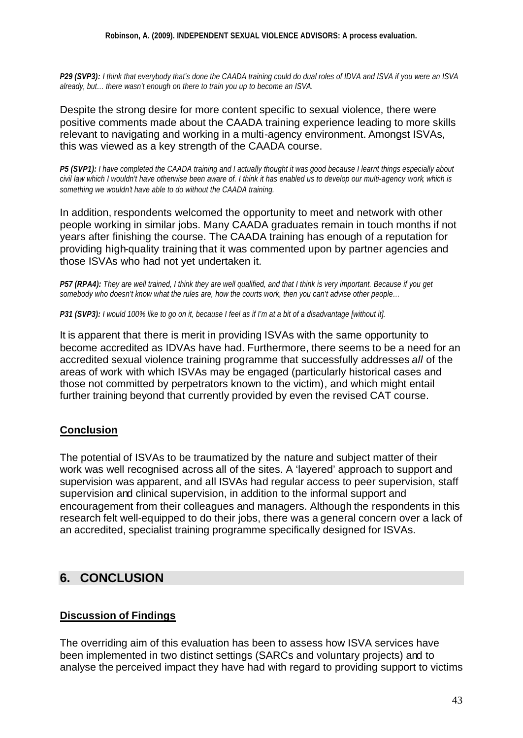***P29 (SVP3):*** *I think that everybody that's done the CAADA training could do dual roles of IDVA and ISVA if you were an ISVA already, but… there wasn't enough on there to train you up to become an ISVA.*

Despite the strong desire for more content specific to sexual violence, there were positive comments made about the CAADA training experience leading to more skills relevant to navigating and working in a multi-agency environment. Amongst ISVAs, this was viewed as a key strength of the CAADA course.

***P5 (SVP1):*** *I have completed the CAADA training and I actually thought it was good because I learnt things especially about civil law which I wouldn't have otherwise been aware of. I think it has enabled us to develop our multi-agency work, which is something we wouldn't have able to do without the CAADA training.*

In addition, respondents welcomed the opportunity to meet and network with other people working in similar jobs. Many CAADA graduates remain in touch months if not years after finishing the course. The CAADA training has enough of a reputation for providing high-quality training that it was commented upon by partner agencies and those ISVAs who had not yet undertaken it.

***P57 (RPA4):*** *They are well trained, I think they are well qualified, and that I think is very important. Because if you get somebody who doesn't know what the rules are, how the courts work, then you can't advise other people…*

***P31 (SVP3):*** *I would 100% like to go on it, because I feel as if I'm at a bit of a disadvantage [without it].*

It is apparent that there is merit in providing ISVAs with the same opportunity to become accredited as IDVAs have had. Furthermore, there seems to be a need for an accredited sexual violence training programme that successfully addresses *all* of the areas of work with which ISVAs may be engaged (particularly historical cases and those not committed by perpetrators known to the victim), and which might entail further training beyond that currently provided by even the revised CAT course.

### **Conclusion**

The potential of ISVAs to be traumatized by the nature and subject matter of their work was well recognised across all of the sites. A 'layered' approach to support and supervision was apparent, and all ISVAs had regular access to peer supervision, staff supervision and clinical supervision, in addition to the informal support and encouragement from their colleagues and managers. Although the respondents in this research felt well-equipped to do their jobs, there was a general concern over a lack of an accredited, specialist training programme specifically designed for ISVAs.

## 6. CONCLUSION

### **Discussion of Findings**

The overriding aim of this evaluation has been to assess how ISVA services have been implemented in two distinct settings (SARCs and voluntary projects) and to analyse the perceived impact they have had with regard to providing support to victims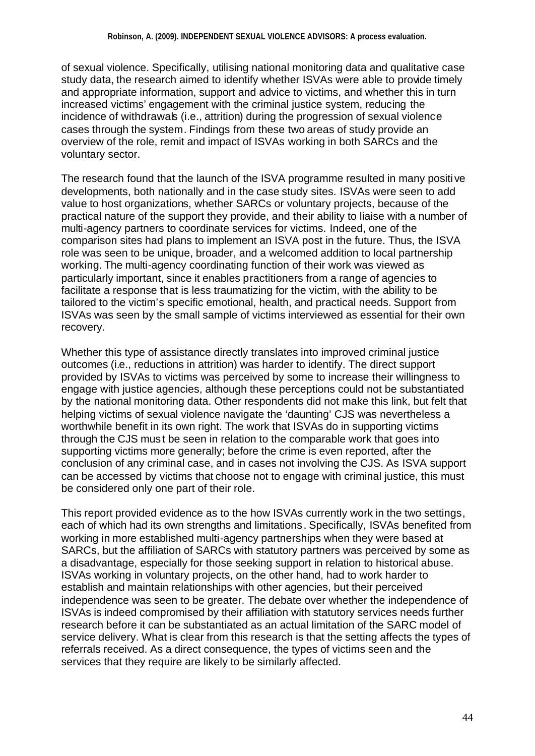of sexual violence. Specifically, utilising national monitoring data and qualitative case study data, the research aimed to identify whether ISVAs were able to provide timely and appropriate information, support and advice to victims, and whether this in turn increased victims' engagement with the criminal justice system, reducing the incidence of withdrawals (i.e., attrition) during the progression of sexual violence cases through the system. Findings from these two areas of study provide an overview of the role, remit and impact of ISVAs working in both SARCs and the voluntary sector.

The research found that the launch of the ISVA programme resulted in many positive developments, both nationally and in the case study sites. ISVAs were seen to add value to host organizations, whether SARCs or voluntary projects, because of the practical nature of the support they provide, and their ability to liaise with a number of multi-agency partners to coordinate services for victims. Indeed, one of the comparison sites had plans to implement an ISVA post in the future. Thus, the ISVA role was seen to be unique, broader, and a welcomed addition to local partnership working. The multi-agency coordinating function of their work was viewed as particularly important, since it enables practitioners from a range of agencies to facilitate a response that is less traumatizing for the victim, with the ability to be tailored to the victim's specific emotional, health, and practical needs. Support from ISVAs was seen by the small sample of victims interviewed as essential for their own recovery.

Whether this type of assistance directly translates into improved criminal justice outcomes (i.e., reductions in attrition) was harder to identify. The direct support provided by ISVAs to victims was perceived by some to increase their willingness to engage with justice agencies, although these perceptions could not be substantiated by the national monitoring data. Other respondents did not make this link, but felt that helping victims of sexual violence navigate the 'daunting' CJS was nevertheless a worthwhile benefit in its own right. The work that ISVAs do in supporting victims through the CJS must be seen in relation to the comparable work that goes into supporting victims more generally; before the crime is even reported, after the conclusion of any criminal case, and in cases not involving the CJS. As ISVA support can be accessed by victims that choose not to engage with criminal justice, this must be considered only one part of their role.

This report provided evidence as to the how ISVAs currently work in the two settings, each of which had its own strengths and limitations. Specifically, ISVAs benefited from working in more established multi-agency partnerships when they were based at SARCs, but the affiliation of SARCs with statutory partners was perceived by some as a disadvantage, especially for those seeking support in relation to historical abuse. ISVAs working in voluntary projects, on the other hand, had to work harder to establish and maintain relationships with other agencies, but their perceived independence was seen to be greater. The debate over whether the independence of ISVAs is indeed compromised by their affiliation with statutory services needs further research before it can be substantiated as an actual limitation of the SARC model of service delivery. What is clear from this research is that the setting affects the types of referrals received. As a direct consequence, the types of victims seen and the services that they require are likely to be similarly affected.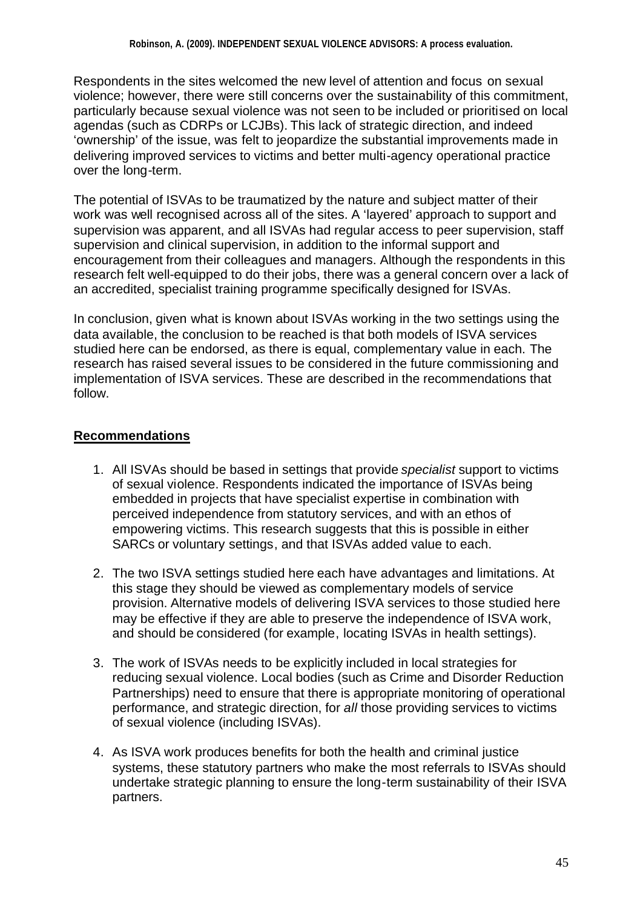Respondents in the sites welcomed the new level of attention and focus on sexual violence; however, there were still concerns over the sustainability of this commitment, particularly because sexual violence was not seen to be included or prioritised on local agendas (such as CDRPs or LCJBs). This lack of strategic direction, and indeed 'ownership' of the issue, was felt to jeopardize the substantial improvements made in delivering improved services to victims and better multi-agency operational practice over the long-term.

The potential of ISVAs to be traumatized by the nature and subject matter of their work was well recognised across all of the sites. A 'layered' approach to support and supervision was apparent, and all ISVAs had regular access to peer supervision, staff supervision and clinical supervision, in addition to the informal support and encouragement from their colleagues and managers. Although the respondents in this research felt well-equipped to do their jobs, there was a general concern over a lack of an accredited, specialist training programme specifically designed for ISVAs.

In conclusion, given what is known about ISVAs working in the two settings using the data available, the conclusion to be reached is that both models of ISVA services studied here can be endorsed, as there is equal, complementary value in each. The research has raised several issues to be considered in the future commissioning and implementation of ISVA services. These are described in the recommendations that follow.

## **Recommendations**

1. All ISVAs should be based in settings that provide *specialist* support to victims of sexual violence. Respondents indicated the importance of ISVAs being embedded in projects that have specialist expertise in combination with perceived independence from statutory services, and with an ethos of empowering victims. This research suggests that this is possible in either SARCs or voluntary settings, and that ISVAs added value to each.

2. The two ISVA settings studied here each have advantages and limitations. At this stage they should be viewed as complementary models of service provision. Alternative models of delivering ISVA services to those studied here may be effective if they are able to preserve the independence of ISVA work, and should be considered (for example, locating ISVAs in health settings).

3. The work of ISVAs needs to be explicitly included in local strategies for reducing sexual violence. Local bodies (such as Crime and Disorder Reduction Partnerships) need to ensure that there is appropriate monitoring of operational performance, and strategic direction, for *all* those providing services to victims of sexual violence (including ISVAs).

4. As ISVA work produces benefits for both the health and criminal justice systems, these statutory partners who make the most referrals to ISVAs should undertake strategic planning to ensure the long-term sustainability of their ISVA partners.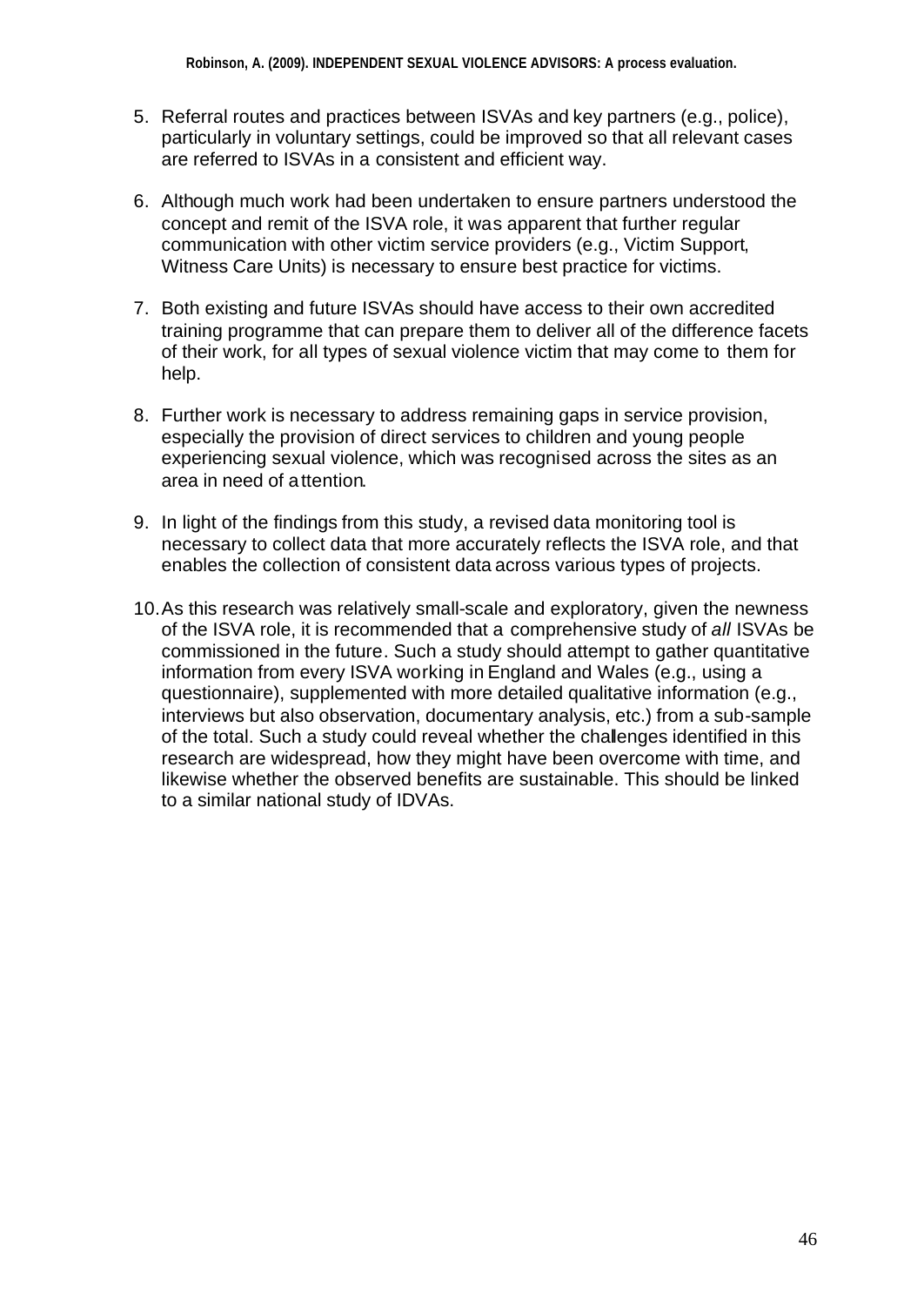5. Referral routes and practices between ISVAs and key partners (e.g., police), particularly in voluntary settings, could be improved so that all relevant cases are referred to ISVAs in a consistent and efficient way.

6. Although much work had been undertaken to ensure partners understood the concept and remit of the ISVA role, it was apparent that further regular communication with other victim service providers (e.g., Victim Support, Witness Care Units) is necessary to ensure best practice for victims.

7. Both existing and future ISVAs should have access to their own accredited training programme that can prepare them to deliver all of the difference facets of their work, for all types of sexual violence victim that may come to them for help.

8. Further work is necessary to address remaining gaps in service provision, especially the provision of direct services to children and young people experiencing sexual violence, which was recognised across the sites as an area in need of attention.

9. In light of the findings from this study, a revised data monitoring tool is necessary to collect data that more accurately reflects the ISVA role, and that enables the collection of consistent data across various types of projects.

10. As this research was relatively small-scale and exploratory, given the newness of the ISVA role, it is recommended that a comprehensive study of *all* ISVAs be commissioned in the future. Such a study should attempt to gather quantitative information from every ISVA working in England and Wales (e.g., using a questionnaire), supplemented with more detailed qualitative information (e.g., interviews but also observation, documentary analysis, etc.) from a sub-sample of the total. Such a study could reveal whether the challenges identified in this research are widespread, how they might have been overcome with time, and likewise whether the observed benefits are sustainable. This should be linked to a similar national study of IDVAs.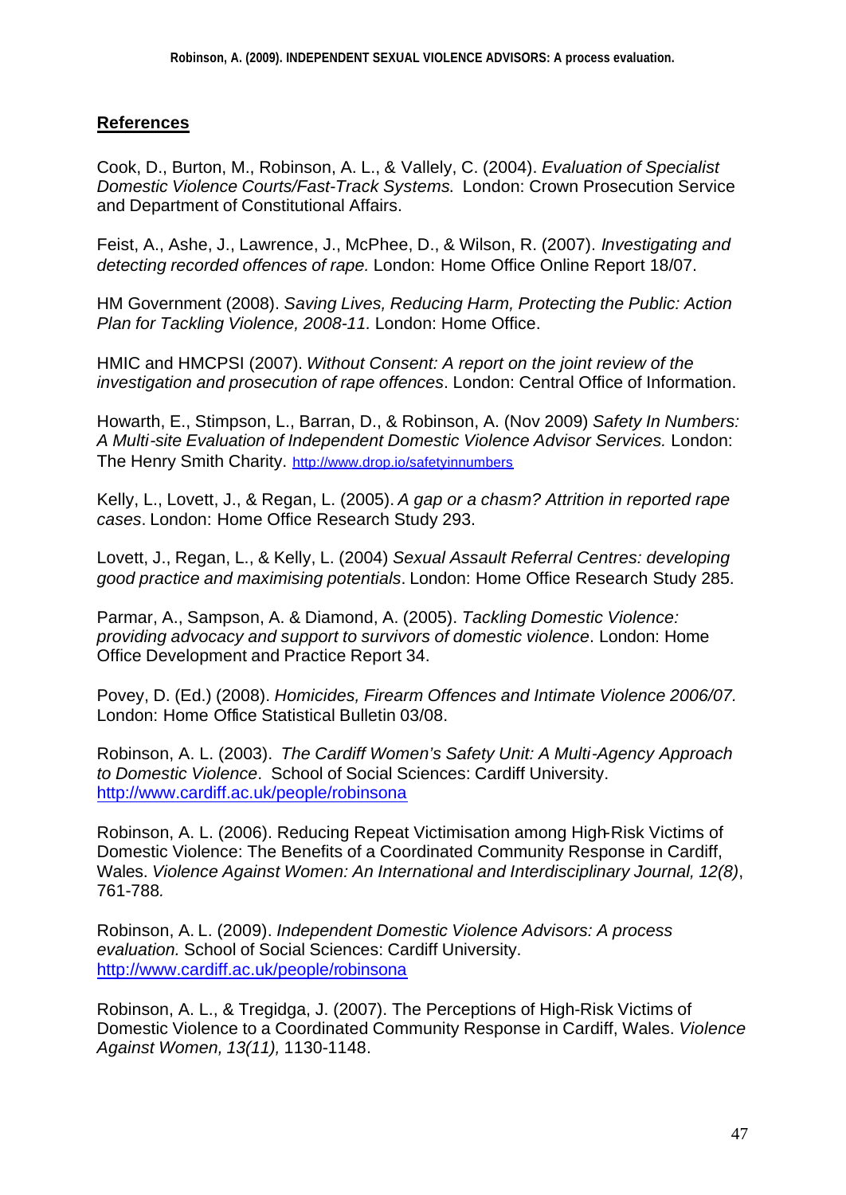## References

Cook, D., Burton, M., Robinson, A. L., & Vallely, C. (2004). *Evaluation of Specialist Domestic Violence Courts/Fast-Track Systems.* London: Crown Prosecution Service and Department of Constitutional Affairs.

Feist, A., Ashe, J., Lawrence, J., McPhee, D., & Wilson, R. (2007). *Investigating and detecting recorded offences of rape.* London: Home Office Online Report 18/07.

HM Government (2008). *Saving Lives, Reducing Harm, Protecting the Public: Action Plan for Tackling Violence, 2008-11.* London: Home Office.

HMIC and HMCPSI (2007). *Without Consent: A report on the joint review of the investigation and prosecution of rape offences*. London: Central Office of Information.

Howarth, E., Stimpson, L., Barran, D., & Robinson, A. (Nov 2009) *Safety In Numbers: A Multi-site Evaluation of Independent Domestic Violence Advisor Services.* London: The Henry Smith Charity. http://www.drop.io/safetyinnumbers

Kelly, L., Lovett, J., & Regan, L. (2005). *A gap or a chasm? Attrition in reported rape cases*. London: Home Office Research Study 293.

Lovett, J., Regan, L., & Kelly, L. (2004) *Sexual Assault Referral Centres: developing good practice and maximising potentials*. London: Home Office Research Study 285.

Parmar, A., Sampson, A. & Diamond, A. (2005). *Tackling Domestic Violence: providing advocacy and support to survivors of domestic violence*. London: Home Office Development and Practice Report 34.

Povey, D. (Ed.) (2008). *Homicides, Firearm Offences and Intimate Violence 2006/07.* London: Home Office Statistical Bulletin 03/08.

Robinson, A. L. (2003). *The Cardiff Women's Safety Unit: A Multi-Agency Approach to Domestic Violence*. School of Social Sciences: Cardiff University. http://www.cardiff.ac.uk/people/robinsona

Robinson, A. L. (2006). Reducing Repeat Victimisation among High-Risk Victims of Domestic Violence: The Benefits of a Coordinated Community Response in Cardiff, Wales. *Violence Against Women: An International and Interdisciplinary Journal, 12(8)*, 761-788.

Robinson, A. L. (2009). *Independent Domestic Violence Advisors: A process evaluation.* School of Social Sciences: Cardiff University. http://www.cardiff.ac.uk/people/robinsona

Robinson, A. L., & Tregidga, J. (2007). The Perceptions of High-Risk Victims of Domestic Violence to a Coordinated Community Response in Cardiff, Wales. *Violence Against Women, 13(11),* 1130-1148.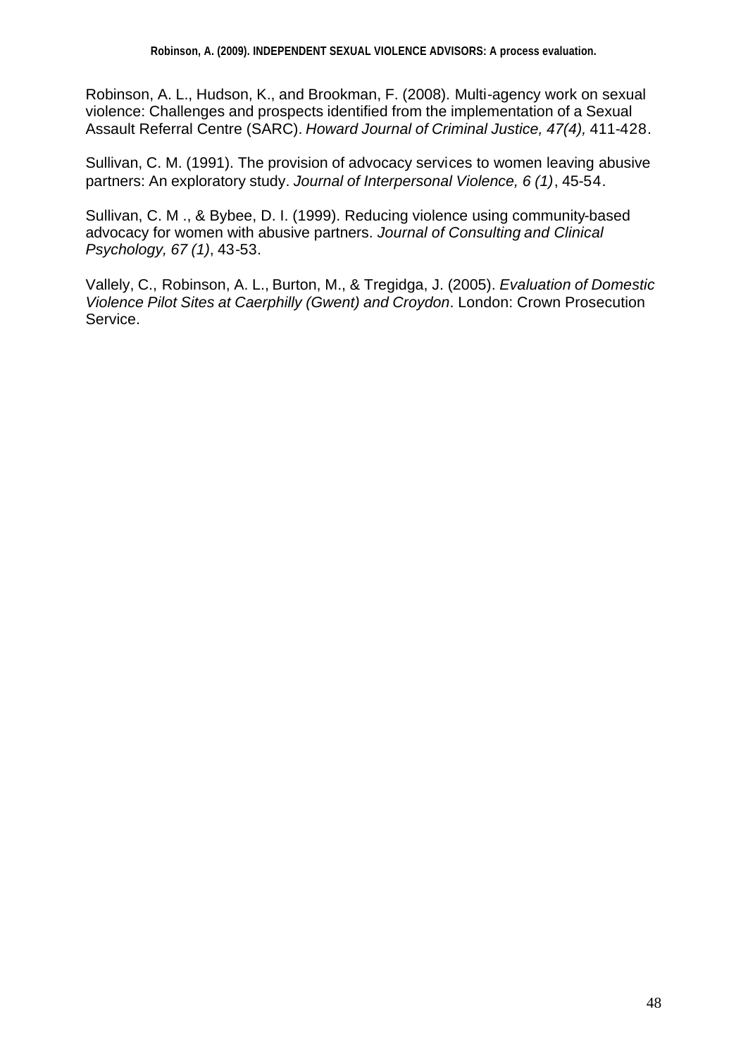Robinson, A. L., Hudson, K., and Brookman, F. (2008). Multi-agency work on sexual violence: Challenges and prospects identified from the implementation of a Sexual Assault Referral Centre (SARC). *Howard Journal of Criminal Justice, 47(4),* 411-428.

Sullivan, C. M. (1991). The provision of advocacy services to women leaving abusive partners: An exploratory study. *Journal of Interpersonal Violence, 6 (1)*, 45-54.

Sullivan, C. M ., & Bybee, D. I. (1999). Reducing violence using community-based advocacy for women with abusive partners. *Journal of Consulting and Clinical Psychology, 67 (1)*, 43-53.

Vallely, C., Robinson, A. L., Burton, M., & Tregidga, J. (2005). *Evaluation of Domestic Violence Pilot Sites at Caerphilly (Gwent) and Croydon*. London: Crown Prosecution Service.